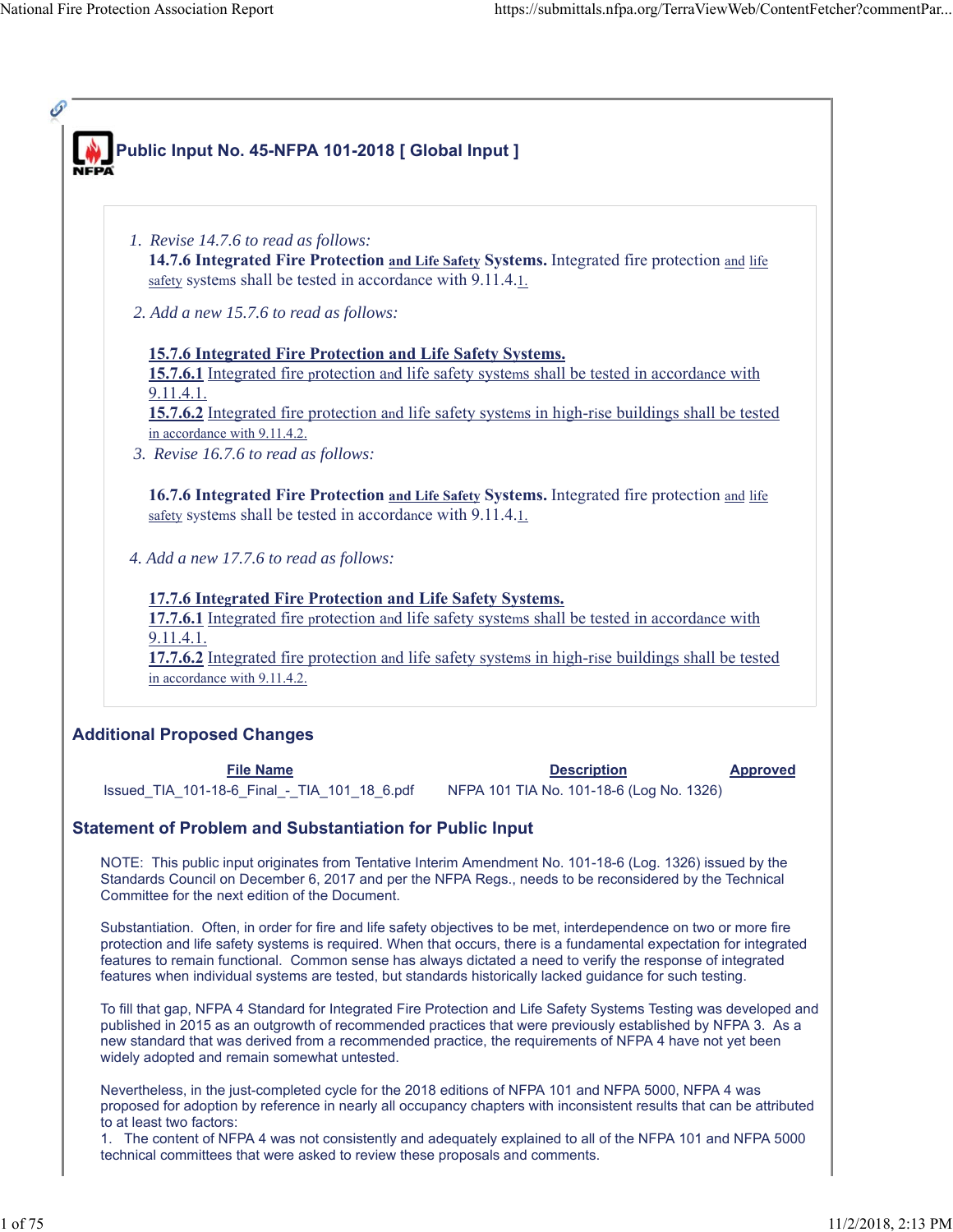# Public Input No. 45-NFPA 101-2018 [ Global Input ]

1. *Revise 14.7.6 to read as follows:*

   **14.7.6 Integrated Fire Protection <u>and Life Safety</u> Systems.** Integrated fire protection <u>and</u> <u>life</u> <u>safety</u> systems shall be tested in accordance with 9.11.4.<u>1.</u>

2. *Add a new 15.7.6 to read as follows:*

   <u>**15.7.6 Integrated Fire Protection and Life Safety Systems.**</u>
   <u>**15.7.6.1** Integrated fire protection and life safety systems shall be tested in accordance with 9.11.4.1.</u>
   <u>**15.7.6.2** Integrated fire protection and life safety systems in high-rise buildings shall be tested in accordance with 9.11.4.2.</u>

3. *Revise 16.7.6 to read as follows:*

   **16.7.6 Integrated Fire Protection <u>and Life Safety</u> Systems.** Integrated fire protection <u>and</u> <u>life</u> <u>safety</u> systems shall be tested in accordance with 9.11.4.<u>1.</u>

4. *Add a new 17.7.6 to read as follows:*

   <u>**17.7.6 Integrated Fire Protection and Life Safety Systems.**</u>
   <u>**17.7.6.1** Integrated fire protection and life safety systems shall be tested in accordance with 9.11.4.1.</u>
   <u>**17.7.6.2** Integrated fire protection and life safety systems in high-rise buildings shall be tested in accordance with 9.11.4.2.</u>

## Additional Proposed Changes

| File Name | Description | Approved |
| --- | --- | --- |
| Issued_TIA_101-18-6_Final_-_TIA_101_18_6.pdf | NFPA 101 TIA No. 101-18-6 (Log No. 1326) | |

## Statement of Problem and Substantiation for Public Input

NOTE: This public input originates from Tentative Interim Amendment No. 101-18-6 (Log. 1326) issued by the Standards Council on December 6, 2017 and per the NFPA Regs., needs to be reconsidered by the Technical Committee for the next edition of the Document.

Substantiation. Often, in order for fire and life safety objectives to be met, interdependence on two or more fire protection and life safety systems is required. When that occurs, there is a fundamental expectation for integrated features to remain functional. Common sense has always dictated a need to verify the response of integrated features when individual systems are tested, but standards historically lacked guidance for such testing.

To fill that gap, NFPA 4 Standard for Integrated Fire Protection and Life Safety Systems Testing was developed and published in 2015 as an outgrowth of recommended practices that were previously established by NFPA 3. As a new standard that was derived from a recommended practice, the requirements of NFPA 4 have not yet been widely adopted and remain somewhat untested.

Nevertheless, in the just-completed cycle for the 2018 editions of NFPA 101 and NFPA 5000, NFPA 4 was proposed for adoption by reference in nearly all occupancy chapters with inconsistent results that can be attributed to at least two factors:

1. The content of NFPA 4 was not consistently and adequately explained to all of the NFPA 101 and NFPA 5000 technical committees that were asked to review these proposals and comments.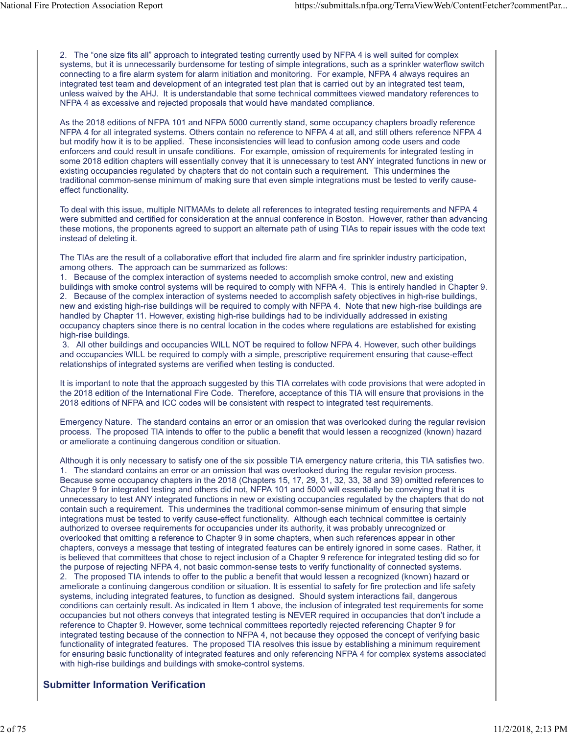2. The "one size fits all" approach to integrated testing currently used by NFPA 4 is well suited for complex systems, but it is unnecessarily burdensome for testing of simple integrations, such as a sprinkler waterflow switch connecting to a fire alarm system for alarm initiation and monitoring. For example, NFPA 4 always requires an integrated test team and development of an integrated test plan that is carried out by an integrated test team, unless waived by the AHJ. It is understandable that some technical committees viewed mandatory references to NFPA 4 as excessive and rejected proposals that would have mandated compliance.

As the 2018 editions of NFPA 101 and NFPA 5000 currently stand, some occupancy chapters broadly reference NFPA 4 for all integrated systems. Others contain no reference to NFPA 4 at all, and still others reference NFPA 4 but modify how it is to be applied. These inconsistencies will lead to confusion among code users and code enforcers and could result in unsafe conditions. For example, omission of requirements for integrated testing in some 2018 edition chapters will essentially convey that it is unnecessary to test ANY integrated functions in new or existing occupancies regulated by chapters that do not contain such a requirement. This undermines the traditional common-sense minimum of making sure that even simple integrations must be tested to verify cause-effect functionality.

To deal with this issue, multiple NITMAMs to delete all references to integrated testing requirements and NFPA 4 were submitted and certified for consideration at the annual conference in Boston. However, rather than advancing these motions, the proponents agreed to support an alternate path of using TIAs to repair issues with the code text instead of deleting it.

The TIAs are the result of a collaborative effort that included fire alarm and fire sprinkler industry participation, among others. The approach can be summarized as follows:

1. Because of the complex interaction of systems needed to accomplish smoke control, new and existing buildings with smoke control systems will be required to comply with NFPA 4. This is entirely handled in Chapter 9.
2. Because of the complex interaction of systems needed to accomplish safety objectives in high-rise buildings, new and existing high-rise buildings will be required to comply with NFPA 4. Note that new high-rise buildings are handled by Chapter 11. However, existing high-rise buildings had to be individually addressed in existing occupancy chapters since there is no central location in the codes where regulations are established for existing high-rise buildings.
3. All other buildings and occupancies WILL NOT be required to follow NFPA 4. However, such other buildings and occupancies WILL be required to comply with a simple, prescriptive requirement ensuring that cause-effect relationships of integrated systems are verified when testing is conducted.

It is important to note that the approach suggested by this TIA correlates with code provisions that were adopted in the 2018 edition of the International Fire Code. Therefore, acceptance of this TIA will ensure that provisions in the 2018 editions of NFPA and ICC codes will be consistent with respect to integrated test requirements.

Emergency Nature. The standard contains an error or an omission that was overlooked during the regular revision process. The proposed TIA intends to offer to the public a benefit that would lessen a recognized (known) hazard or ameliorate a continuing dangerous condition or situation.

Although it is only necessary to satisfy one of the six possible TIA emergency nature criteria, this TIA satisfies two.

1. The standard contains an error or an omission that was overlooked during the regular revision process. Because some occupancy chapters in the 2018 (Chapters 15, 17, 29, 31, 32, 33, 38 and 39) omitted references to Chapter 9 for integrated testing and others did not, NFPA 101 and 5000 will essentially be conveying that it is unnecessary to test ANY integrated functions in new or existing occupancies regulated by the chapters that do not contain such a requirement. This undermines the traditional common-sense minimum of ensuring that simple integrations must be tested to verify cause-effect functionality. Although each technical committee is certainly authorized to oversee requirements for occupancies under its authority, it was probably unrecognized or overlooked that omitting a reference to Chapter 9 in some chapters, when such references appear in other chapters, conveys a message that testing of integrated features can be entirely ignored in some cases. Rather, it is believed that committees that chose to reject inclusion of a Chapter 9 reference for integrated testing did so for the purpose of rejecting NFPA 4, not basic common-sense tests to verify functionality of connected systems.
2. The proposed TIA intends to offer to the public a benefit that would lessen a recognized (known) hazard or ameliorate a continuing dangerous condition or situation. It is essential to safety for fire protection and life safety systems, including integrated features, to function as designed. Should system interactions fail, dangerous conditions can certainly result. As indicated in Item 1 above, the inclusion of integrated test requirements for some occupancies but not others conveys that integrated testing is NEVER required in occupancies that don't include a reference to Chapter 9. However, some technical committees reportedly rejected referencing Chapter 9 for integrated testing because of the connection to NFPA 4, not because they opposed the concept of verifying basic functionality of integrated features. The proposed TIA resolves this issue by establishing a minimum requirement for ensuring basic functionality of integrated features and only referencing NFPA 4 for complex systems associated with high-rise buildings and buildings with smoke-control systems.

## Submitter Information Verification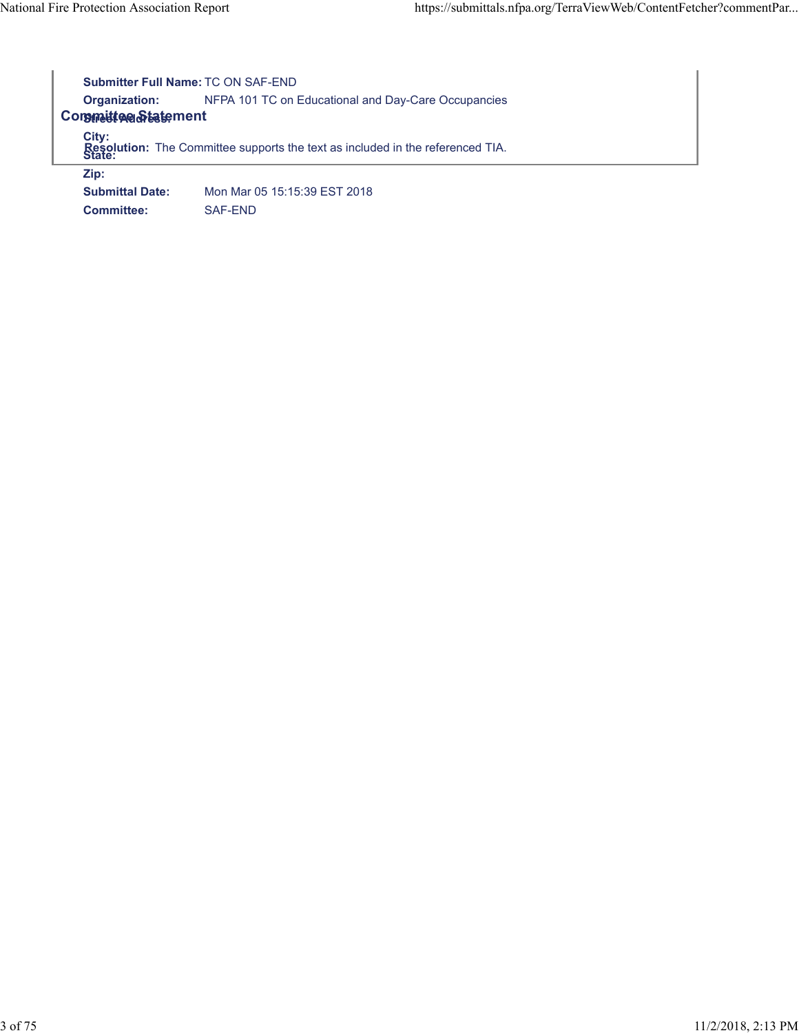**Submitter Full Name:** TC ON SAF-END

**Organization:** NFPA 101 TC on Educational and Day-Care Occupancies

## Committee Statement

**Street Address:**

**City:**

**Resolution:** The Committee supports the text as included in the referenced TIA.

**State:**

**Zip:**

**Submittal Date:** Mon Mar 05 15:15:39 EST 2018

**Committee:** SAF-END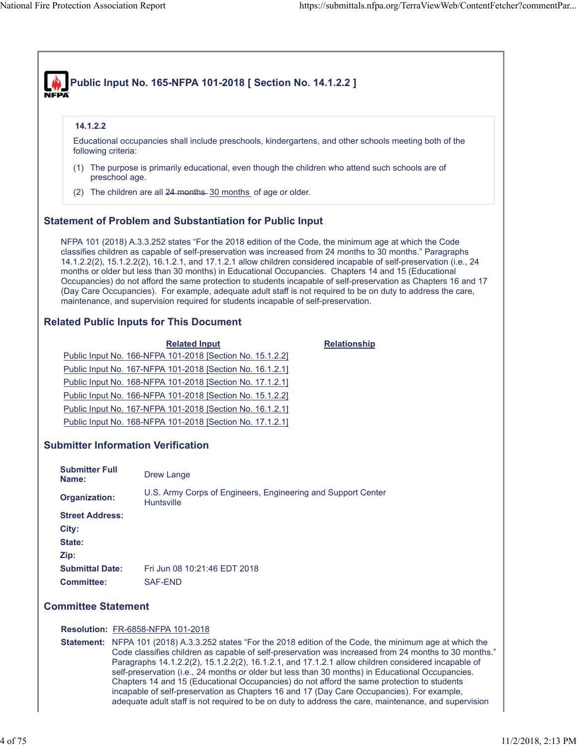## Public Input No. 165-NFPA 101-2018 [ Section No. 14.1.2.2 ]

**14.1.2.2**

Educational occupancies shall include preschools, kindergartens, and other schools meeting both of the following criteria:

(1) The purpose is primarily educational, even though the children who attend such schools are of preschool age.

(2) The children are all ~~24 months~~ 30 months of age or older.

### Statement of Problem and Substantiation for Public Input

NFPA 101 (2018) A.3.3.252 states "For the 2018 edition of the Code, the minimum age at which the Code classifies children as capable of self-preservation was increased from 24 months to 30 months." Paragraphs 14.1.2.2(2), 15.1.2.2(2), 16.1.2.1, and 17.1.2.1 allow children considered incapable of self-preservation (i.e., 24 months or older but less than 30 months) in Educational Occupancies. Chapters 14 and 15 (Educational Occupancies) do not afford the same protection to students incapable of self-preservation as Chapters 16 and 17 (Day Care Occupancies). For example, adequate adult staff is not required to be on duty to address the care, maintenance, and supervision required for students incapable of self-preservation.

### Related Public Inputs for This Document

| Related Input | Relationship |
| --- | --- |
| Public Input No. 166-NFPA 101-2018 [Section No. 15.1.2.2] | |
| Public Input No. 167-NFPA 101-2018 [Section No. 16.1.2.1] | |
| Public Input No. 168-NFPA 101-2018 [Section No. 17.1.2.1] | |
| Public Input No. 166-NFPA 101-2018 [Section No. 15.1.2.2] | |
| Public Input No. 167-NFPA 101-2018 [Section No. 16.1.2.1] | |
| Public Input No. 168-NFPA 101-2018 [Section No. 17.1.2.1] | |

### Submitter Information Verification

| | |
| --- | --- |
| **Submitter Full Name:** | Drew Lange |
| **Organization:** | U.S. Army Corps of Engineers, Engineering and Support Center Huntsville |
| **Street Address:** | |
| **City:** | |
| **State:** | |
| **Zip:** | |
| **Submittal Date:** | Fri Jun 08 10:21:46 EDT 2018 |
| **Committee:** | SAF-END |

### Committee Statement

**Resolution:** FR-6858-NFPA 101-2018

**Statement:** NFPA 101 (2018) A.3.3.252 states "For the 2018 edition of the Code, the minimum age at which the Code classifies children as capable of self-preservation was increased from 24 months to 30 months." Paragraphs 14.1.2.2(2), 15.1.2.2(2), 16.1.2.1, and 17.1.2.1 allow children considered incapable of self-preservation (i.e., 24 months or older but less than 30 months) in Educational Occupancies. Chapters 14 and 15 (Educational Occupancies) do not afford the same protection to students incapable of self-preservation as Chapters 16 and 17 (Day Care Occupancies). For example, adequate adult staff is not required to be on duty to address the care, maintenance, and supervision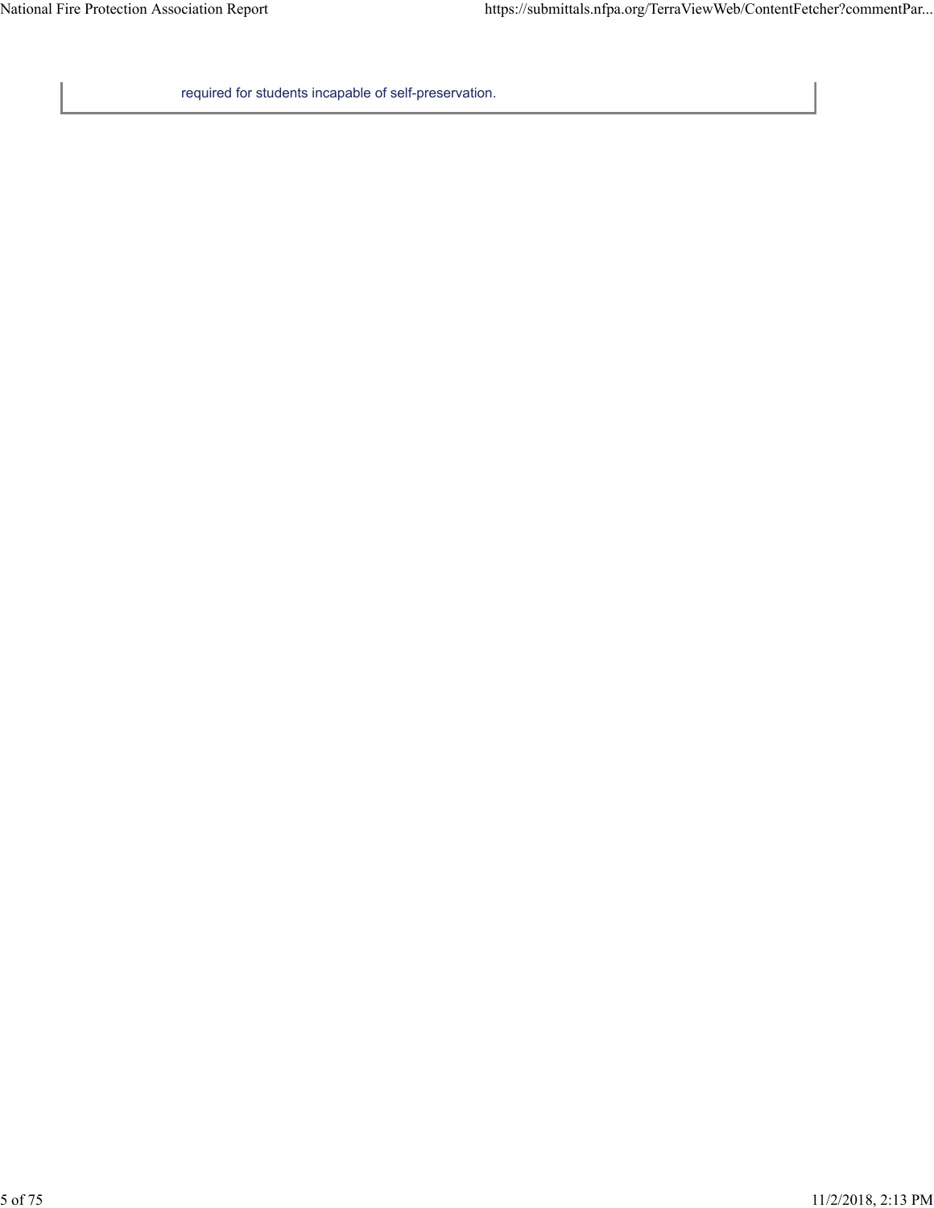required for students incapable of self-preservation.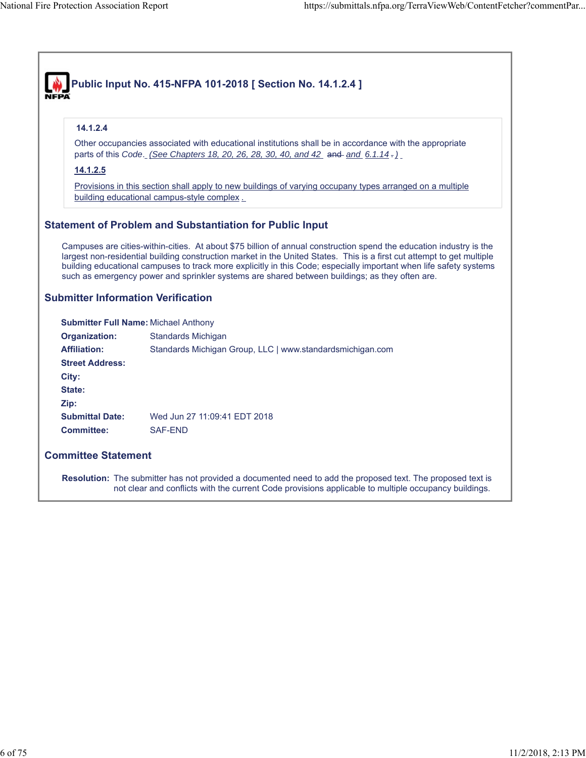## Public Input No. 415-NFPA 101-2018 [ Section No. 14.1.2.4 ]

**14.1.2.4**

Other occupancies associated with educational institutions shall be in accordance with the appropriate parts of this *Code*. *(See Chapters 18, 20, 26, 28, 30, 40, and 42* ~~and~~ *and 6.1.14*~~.~~*)*

**14.1.2.5**

Provisions in this section shall apply to new buildings of varying occupancy types arranged on a multiple building educational campus-style complex .

### Statement of Problem and Substantiation for Public Input

Campuses are cities-within-cities. At about $75 billion of annual construction spend the education industry is the largest non-residential building construction market in the United States. This is a first cut attempt to get multiple building educational campuses to track more explicitly in this Code; especially important when life safety systems such as emergency power and sprinkler systems are shared between buildings; as they often are.

### Submitter Information Verification

| | |
|---|---|
| **Submitter Full Name:** | Michael Anthony |
| **Organization:** | Standards Michigan |
| **Affiliation:** | Standards Michigan Group, LLC \| www.standardsmichigan.com |
| **Street Address:** | |
| **City:** | |
| **State:** | |
| **Zip:** | |
| **Submittal Date:** | Wed Jun 27 11:09:41 EDT 2018 |
| **Committee:** | SAF-END |

### Committee Statement

**Resolution:** The submitter has not provided a documented need to add the proposed text. The proposed text is not clear and conflicts with the current Code provisions applicable to multiple occupancy buildings.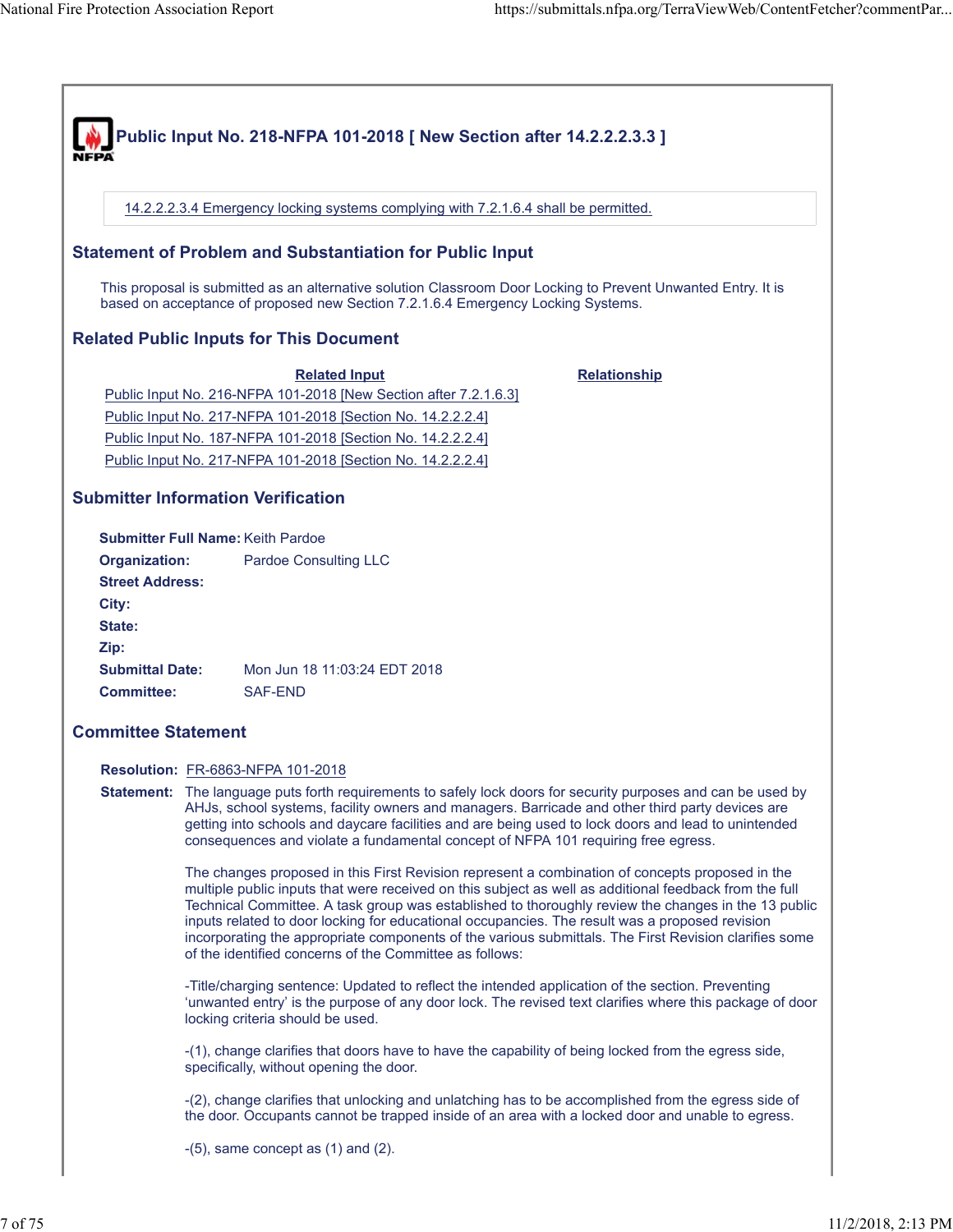# Public Input No. 218-NFPA 101-2018 [ New Section after 14.2.2.2.3.3 ]

14.2.2.2.3.4 Emergency locking systems complying with 7.2.1.6.4 shall be permitted.

## Statement of Problem and Substantiation for Public Input

This proposal is submitted as an alternative solution Classroom Door Locking to Prevent Unwanted Entry. It is based on acceptance of proposed new Section 7.2.1.6.4 Emergency Locking Systems.

## Related Public Inputs for This Document

| Related Input | Relationship |
| --- | --- |
| Public Input No. 216-NFPA 101-2018 [New Section after 7.2.1.6.3] | |
| Public Input No. 217-NFPA 101-2018 [Section No. 14.2.2.2.4] | |
| Public Input No. 187-NFPA 101-2018 [Section No. 14.2.2.2.4] | |
| Public Input No. 217-NFPA 101-2018 [Section No. 14.2.2.2.4] | |

## Submitter Information Verification

**Submitter Full Name:** Keith Pardoe
**Organization:** Pardoe Consulting LLC
**Street Address:**
**City:**
**State:**
**Zip:**
**Submittal Date:** Mon Jun 18 11:03:24 EDT 2018
**Committee:** SAF-END

## Committee Statement

**Resolution:** FR-6863-NFPA 101-2018

**Statement:** The language puts forth requirements to safely lock doors for security purposes and can be used by AHJs, school systems, facility owners and managers. Barricade and other third party devices are getting into schools and daycare facilities and are being used to lock doors and lead to unintended consequences and violate a fundamental concept of NFPA 101 requiring free egress.

The changes proposed in this First Revision represent a combination of concepts proposed in the multiple public inputs that were received on this subject as well as additional feedback from the full Technical Committee. A task group was established to thoroughly review the changes in the 13 public inputs related to door locking for educational occupancies. The result was a proposed revision incorporating the appropriate components of the various submittals. The First Revision clarifies some of the identified concerns of the Committee as follows:

-Title/charging sentence: Updated to reflect the intended application of the section. Preventing ‘unwanted entry’ is the purpose of any door lock. The revised text clarifies where this package of door locking criteria should be used.

-(1), change clarifies that doors have to have the capability of being locked from the egress side, specifically, without opening the door.

-(2), change clarifies that unlocking and unlatching has to be accomplished from the egress side of the door. Occupants cannot be trapped inside of an area with a locked door and unable to egress.

-(5), same concept as (1) and (2).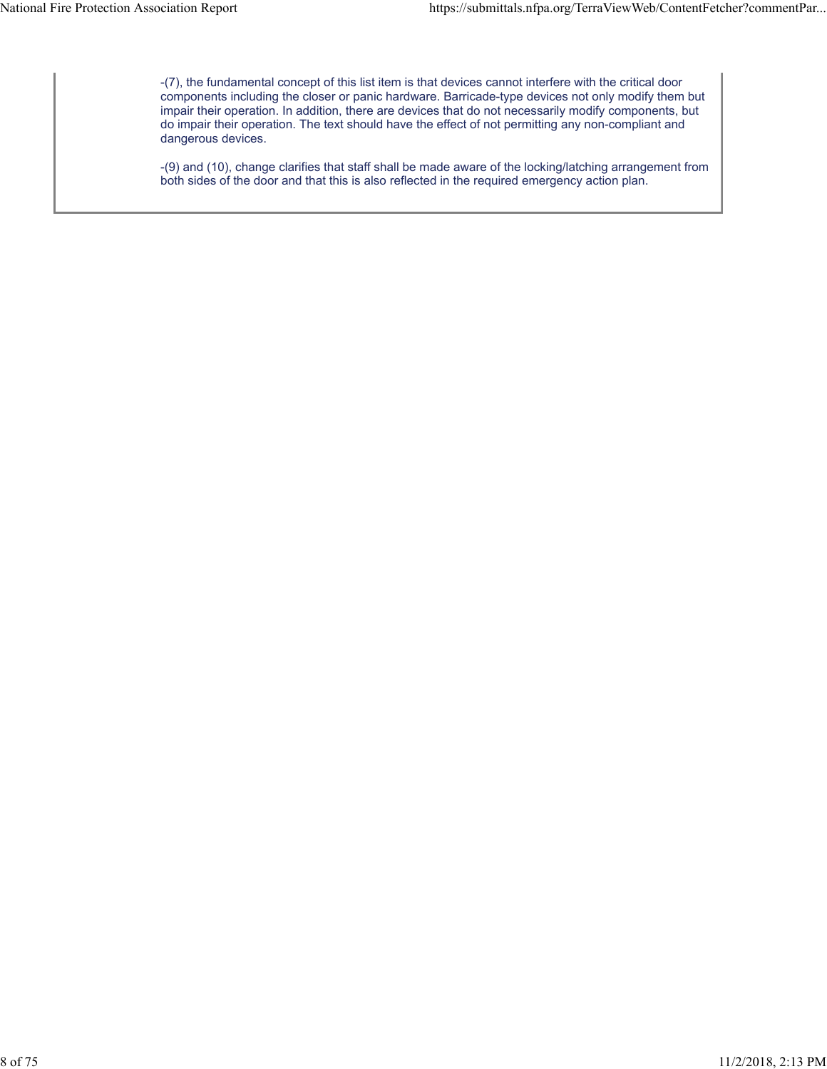-(7), the fundamental concept of this list item is that devices cannot interfere with the critical door components including the closer or panic hardware. Barricade-type devices not only modify them but impair their operation. In addition, there are devices that do not necessarily modify components, but do impair their operation. The text should have the effect of not permitting any non-compliant and dangerous devices.

-(9) and (10), change clarifies that staff shall be made aware of the locking/latching arrangement from both sides of the door and that this is also reflected in the required emergency action plan.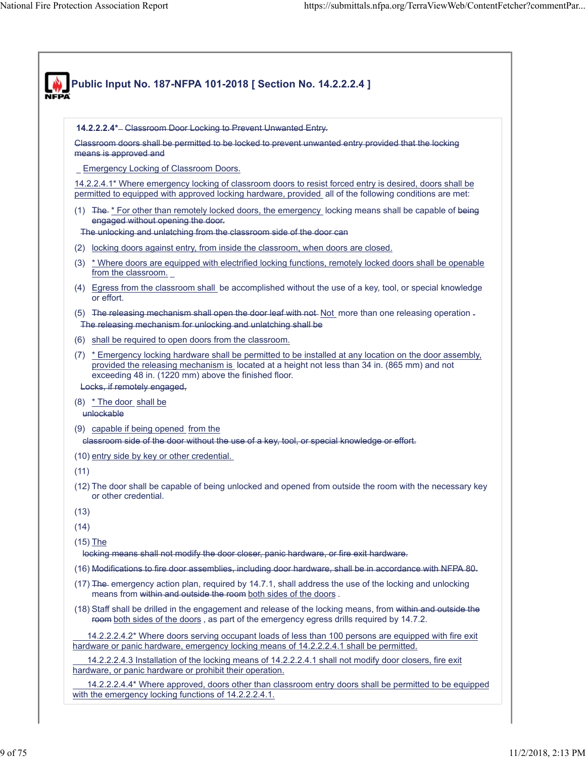## Public Input No. 187-NFPA 101-2018 [ Section No. 14.2.2.2.4 ]

**14.2.2.2.4*** Classroom Door Locking to Prevent Unwanted Entry.

Classroom doors shall be permitted to be locked to prevent unwanted entry provided that the locking means is approved and

Emergency Locking of Classroom Doors.

14.2.2.4.1* Where emergency locking of classroom doors to resist forced entry is desired, doors shall be permitted to equipped with approved locking hardware, provided all of the following conditions are met:

(1) The * For other than remotely locked doors, the emergency locking means shall be capable of being engaged without opening the door.

The unlocking and unlatching from the classroom side of the door can

(2) locking doors against entry, from inside the classroom, when doors are closed.

(3) * Where doors are equipped with electrified locking functions, remotely locked doors shall be openable from the classroom.

(4) Egress from the classroom shall be accomplished without the use of a key, tool, or special knowledge or effort.

(5) The releasing mechanism shall open the door leaf with not Not more than one releasing operation .

The releasing mechanism for unlocking and unlatching shall be

(6) shall be required to open doors from the classroom.

(7) * Emergency locking hardware shall be permitted to be installed at any location on the door assembly, provided the releasing mechanism is located at a height not less than 34 in. (865 mm) and not exceeding 48 in. (1220 mm) above the finished floor.

Locks, if remotely engaged,

(8) * The door shall be

unlockable

(9) capable if being opened from the

classroom side of the door without the use of a key, tool, or special knowledge or effort.

(10) entry side by key or other credential.

(11)

(12) The door shall be capable of being unlocked and opened from outside the room with the necessary key or other credential.

(13)

(14)

(15) The

locking means shall not modify the door closer, panic hardware, or fire exit hardware.

(16) Modifications to fire door assemblies, including door hardware, shall be in accordance with NFPA 80.

(17) The emergency action plan, required by 14.7.1, shall address the use of the locking and unlocking means from within and outside the room both sides of the doors .

(18) Staff shall be drilled in the engagement and release of the locking means, from within and outside the room both sides of the doors , as part of the emergency egress drills required by 14.7.2.

14.2.2.2.4.2* Where doors serving occupant loads of less than 100 persons are equipped with fire exit hardware or panic hardware, emergency locking means of 14.2.2.2.4.1 shall be permitted.

14.2.2.2.4.3 Installation of the locking means of 14.2.2.2.4.1 shall not modify door closers, fire exit hardware, or panic hardware or prohibit their operation.

14.2.2.2.4.4* Where approved, doors other than classroom entry doors shall be permitted to be equipped with the emergency locking functions of 14.2.2.2.4.1.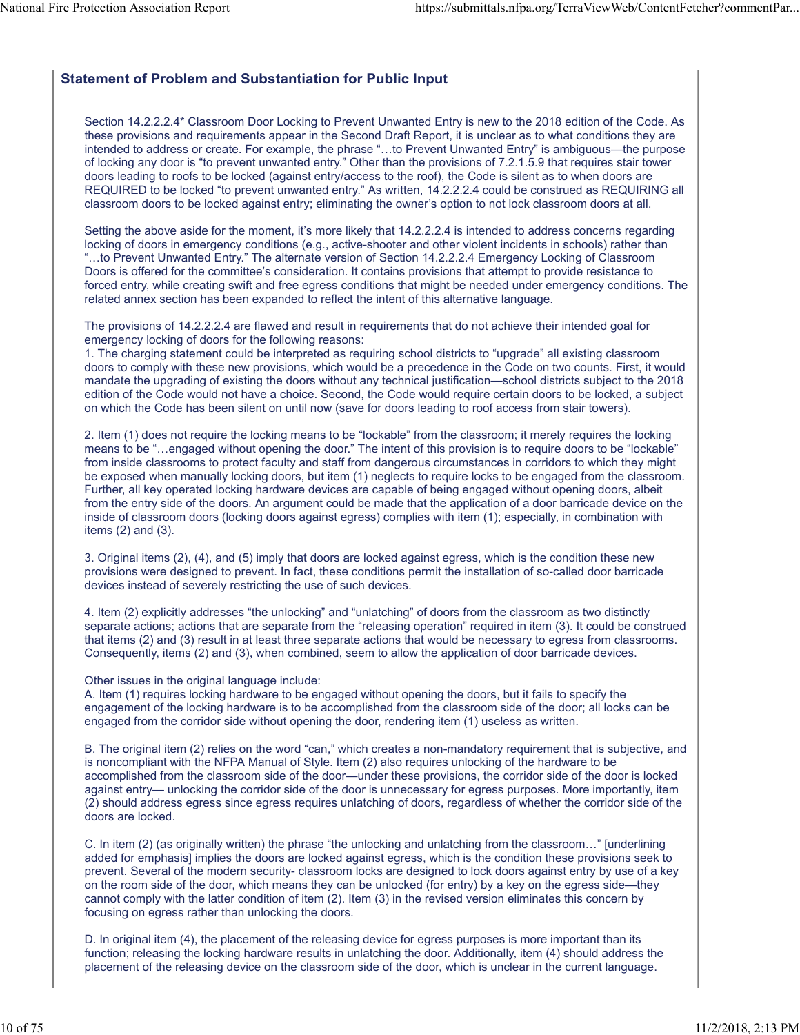## Statement of Problem and Substantiation for Public Input

Section 14.2.2.2.4* Classroom Door Locking to Prevent Unwanted Entry is new to the 2018 edition of the Code. As these provisions and requirements appear in the Second Draft Report, it is unclear as to what conditions they are intended to address or create. For example, the phrase "…to Prevent Unwanted Entry" is ambiguous—the purpose of locking any door is "to prevent unwanted entry." Other than the provisions of 7.2.1.5.9 that requires stair tower doors leading to roofs to be locked (against entry/access to the roof), the Code is silent as to when doors are REQUIRED to be locked "to prevent unwanted entry." As written, 14.2.2.2.4 could be construed as REQUIRING all classroom doors to be locked against entry; eliminating the owner's option to not lock classroom doors at all.

Setting the above aside for the moment, it's more likely that 14.2.2.2.4 is intended to address concerns regarding locking of doors in emergency conditions (e.g., active-shooter and other violent incidents in schools) rather than "…to Prevent Unwanted Entry." The alternate version of Section 14.2.2.2.4 Emergency Locking of Classroom Doors is offered for the committee's consideration. It contains provisions that attempt to provide resistance to forced entry, while creating swift and free egress conditions that might be needed under emergency conditions. The related annex section has been expanded to reflect the intent of this alternative language.

The provisions of 14.2.2.2.4 are flawed and result in requirements that do not achieve their intended goal for emergency locking of doors for the following reasons:

1. The charging statement could be interpreted as requiring school districts to "upgrade" all existing classroom doors to comply with these new provisions, which would be a precedence in the Code on two counts. First, it would mandate the upgrading of existing the doors without any technical justification—school districts subject to the 2018 edition of the Code would not have a choice. Second, the Code would require certain doors to be locked, a subject on which the Code has been silent on until now (save for doors leading to roof access from stair towers).

2. Item (1) does not require the locking means to be "lockable" from the classroom; it merely requires the locking means to be "…engaged without opening the door." The intent of this provision is to require doors to be "lockable" from inside classrooms to protect faculty and staff from dangerous circumstances in corridors to which they might be exposed when manually locking doors, but item (1) neglects to require locks to be engaged from the classroom. Further, all key operated locking hardware devices are capable of being engaged without opening doors, albeit from the entry side of the doors. An argument could be made that the application of a door barricade device on the inside of classroom doors (locking doors against egress) complies with item (1); especially, in combination with items (2) and (3).

3. Original items (2), (4), and (5) imply that doors are locked against egress, which is the condition these new provisions were designed to prevent. In fact, these conditions permit the installation of so-called door barricade devices instead of severely restricting the use of such devices.

4. Item (2) explicitly addresses "the unlocking" and "unlatching" of doors from the classroom as two distinctly separate actions; actions that are separate from the "releasing operation" required in item (3). It could be construed that items (2) and (3) result in at least three separate actions that would be necessary to egress from classrooms. Consequently, items (2) and (3), when combined, seem to allow the application of door barricade devices.

Other issues in the original language include:

A. Item (1) requires locking hardware to be engaged without opening the doors, but it fails to specify the engagement of the locking hardware is to be accomplished from the classroom side of the door; all locks can be engaged from the corridor side without opening the door, rendering item (1) useless as written.

B. The original item (2) relies on the word "can," which creates a non-mandatory requirement that is subjective, and is noncompliant with the NFPA Manual of Style. Item (2) also requires unlocking of the hardware to be accomplished from the classroom side of the door—under these provisions, the corridor side of the door is locked against entry— unlocking the corridor side of the door is unnecessary for egress purposes. More importantly, item (2) should address egress since egress requires unlatching of doors, regardless of whether the corridor side of the doors are locked.

C. In item (2) (as originally written) the phrase "the unlocking and unlatching from the classroom…" [underlining added for emphasis] implies the doors are locked against egress, which is the condition these provisions seek to prevent. Several of the modern security- classroom locks are designed to lock doors against entry by use of a key on the room side of the door, which means they can be unlocked (for entry) by a key on the egress side—they cannot comply with the latter condition of item (2). Item (3) in the revised version eliminates this concern by focusing on egress rather than unlocking the doors.

D. In original item (4), the placement of the releasing device for egress purposes is more important than its function; releasing the locking hardware results in unlatching the door. Additionally, item (4) should address the placement of the releasing device on the classroom side of the door, which is unclear in the current language.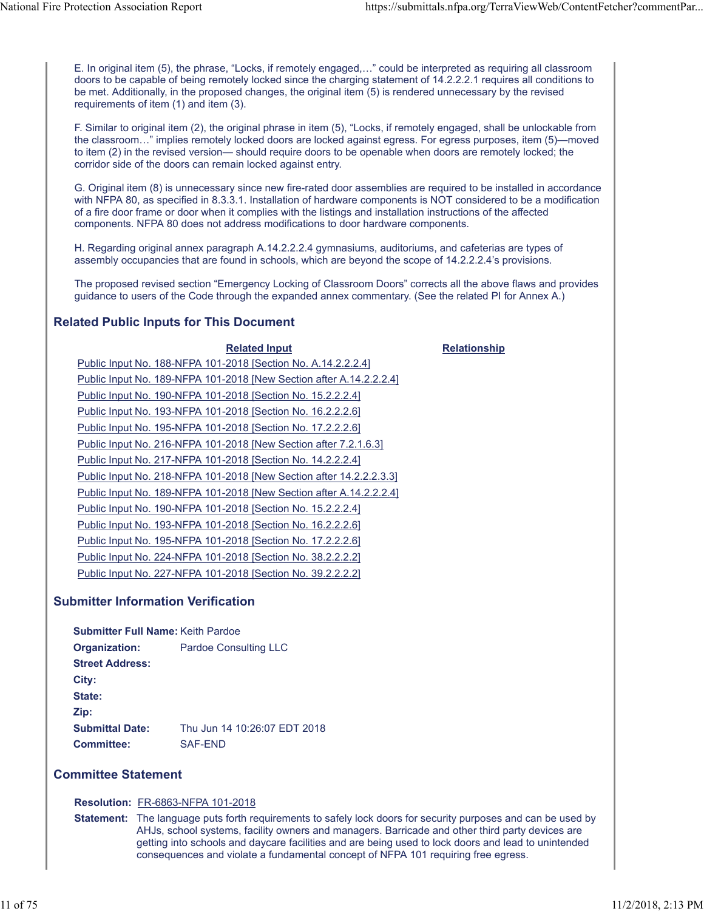E. In original item (5), the phrase, “Locks, if remotely engaged,…” could be interpreted as requiring all classroom doors to be capable of being remotely locked since the charging statement of 14.2.2.2.1 requires all conditions to be met. Additionally, in the proposed changes, the original item (5) is rendered unnecessary by the revised requirements of item (1) and item (3).

F. Similar to original item (2), the original phrase in item (5), “Locks, if remotely engaged, shall be unlockable from the classroom…” implies remotely locked doors are locked against egress. For egress purposes, item (5)—moved to item (2) in the revised version— should require doors to be openable when doors are remotely locked; the corridor side of the doors can remain locked against entry.

G. Original item (8) is unnecessary since new fire-rated door assemblies are required to be installed in accordance with NFPA 80, as specified in 8.3.3.1. Installation of hardware components is NOT considered to be a modification of a fire door frame or door when it complies with the listings and installation instructions of the affected components. NFPA 80 does not address modifications to door hardware components.

H. Regarding original annex paragraph A.14.2.2.2.4 gymnasiums, auditoriums, and cafeterias are types of assembly occupancies that are found in schools, which are beyond the scope of 14.2.2.2.4’s provisions.

The proposed revised section “Emergency Locking of Classroom Doors” corrects all the above flaws and provides guidance to users of the Code through the expanded annex commentary. (See the related PI for Annex A.)

## Related Public Inputs for This Document

| Related Input | Relationship |
|---|---|
| Public Input No. 188-NFPA 101-2018 [Section No. A.14.2.2.2.4] | |
| Public Input No. 189-NFPA 101-2018 [New Section after A.14.2.2.2.4] | |
| Public Input No. 190-NFPA 101-2018 [Section No. 15.2.2.2.4] | |
| Public Input No. 193-NFPA 101-2018 [Section No. 16.2.2.2.6] | |
| Public Input No. 195-NFPA 101-2018 [Section No. 17.2.2.2.6] | |
| Public Input No. 216-NFPA 101-2018 [New Section after 7.2.1.6.3] | |
| Public Input No. 217-NFPA 101-2018 [Section No. 14.2.2.2.4] | |
| Public Input No. 218-NFPA 101-2018 [New Section after 14.2.2.2.3.3] | |
| Public Input No. 189-NFPA 101-2018 [New Section after A.14.2.2.2.4] | |
| Public Input No. 190-NFPA 101-2018 [Section No. 15.2.2.2.4] | |
| Public Input No. 193-NFPA 101-2018 [Section No. 16.2.2.2.6] | |
| Public Input No. 195-NFPA 101-2018 [Section No. 17.2.2.2.6] | |
| Public Input No. 224-NFPA 101-2018 [Section No. 38.2.2.2.2] | |
| Public Input No. 227-NFPA 101-2018 [Section No. 39.2.2.2.2] | |

## Submitter Information Verification

**Submitter Full Name:** Keith Pardoe
**Organization:** Pardoe Consulting LLC
**Street Address:**
**City:**
**State:**
**Zip:**
**Submittal Date:** Thu Jun 14 10:26:07 EDT 2018
**Committee:** SAF-END

## Committee Statement

**Resolution:** FR-6863-NFPA 101-2018

**Statement:** The language puts forth requirements to safely lock doors for security purposes and can be used by AHJs, school systems, facility owners and managers. Barricade and other third party devices are getting into schools and daycare facilities and are being used to lock doors and lead to unintended consequences and violate a fundamental concept of NFPA 101 requiring free egress.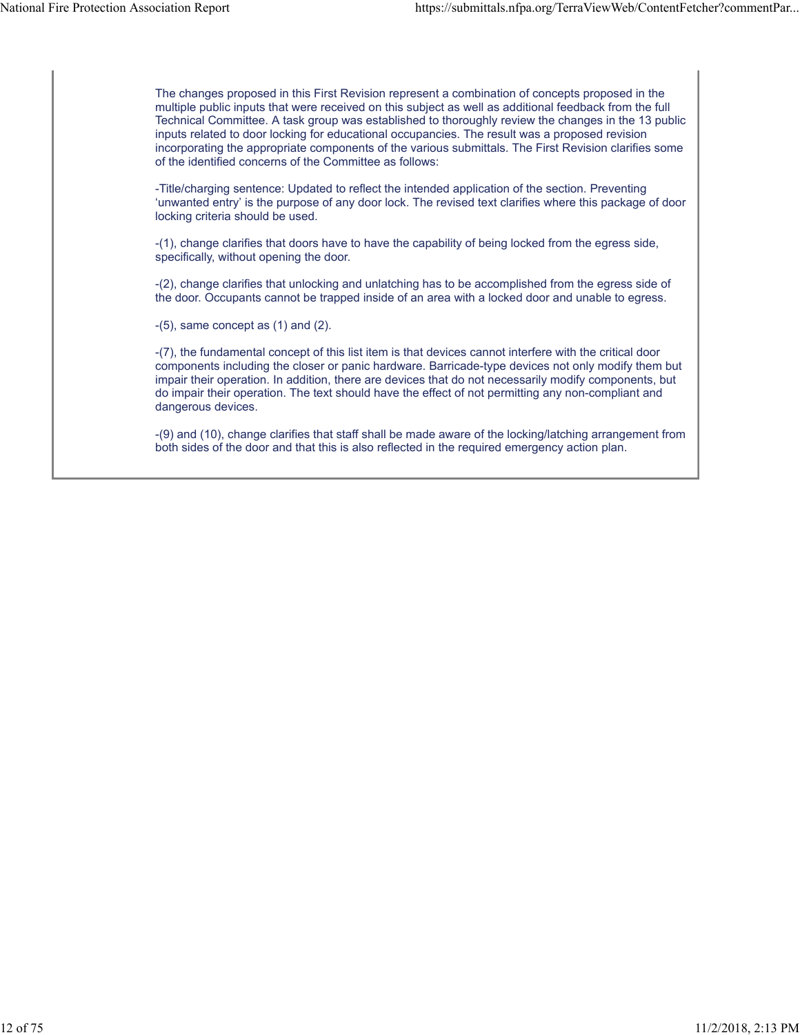The changes proposed in this First Revision represent a combination of concepts proposed in the multiple public inputs that were received on this subject as well as additional feedback from the full Technical Committee. A task group was established to thoroughly review the changes in the 13 public inputs related to door locking for educational occupancies. The result was a proposed revision incorporating the appropriate components of the various submittals. The First Revision clarifies some of the identified concerns of the Committee as follows:

-Title/charging sentence: Updated to reflect the intended application of the section. Preventing 'unwanted entry' is the purpose of any door lock. The revised text clarifies where this package of door locking criteria should be used.

-(1), change clarifies that doors have to have the capability of being locked from the egress side, specifically, without opening the door.

-(2), change clarifies that unlocking and unlatching has to be accomplished from the egress side of the door. Occupants cannot be trapped inside of an area with a locked door and unable to egress.

-(5), same concept as (1) and (2).

-(7), the fundamental concept of this list item is that devices cannot interfere with the critical door components including the closer or panic hardware. Barricade-type devices not only modify them but impair their operation. In addition, there are devices that do not necessarily modify components, but do impair their operation. The text should have the effect of not permitting any non-compliant and dangerous devices.

-(9) and (10), change clarifies that staff shall be made aware of the locking/latching arrangement from both sides of the door and that this is also reflected in the required emergency action plan.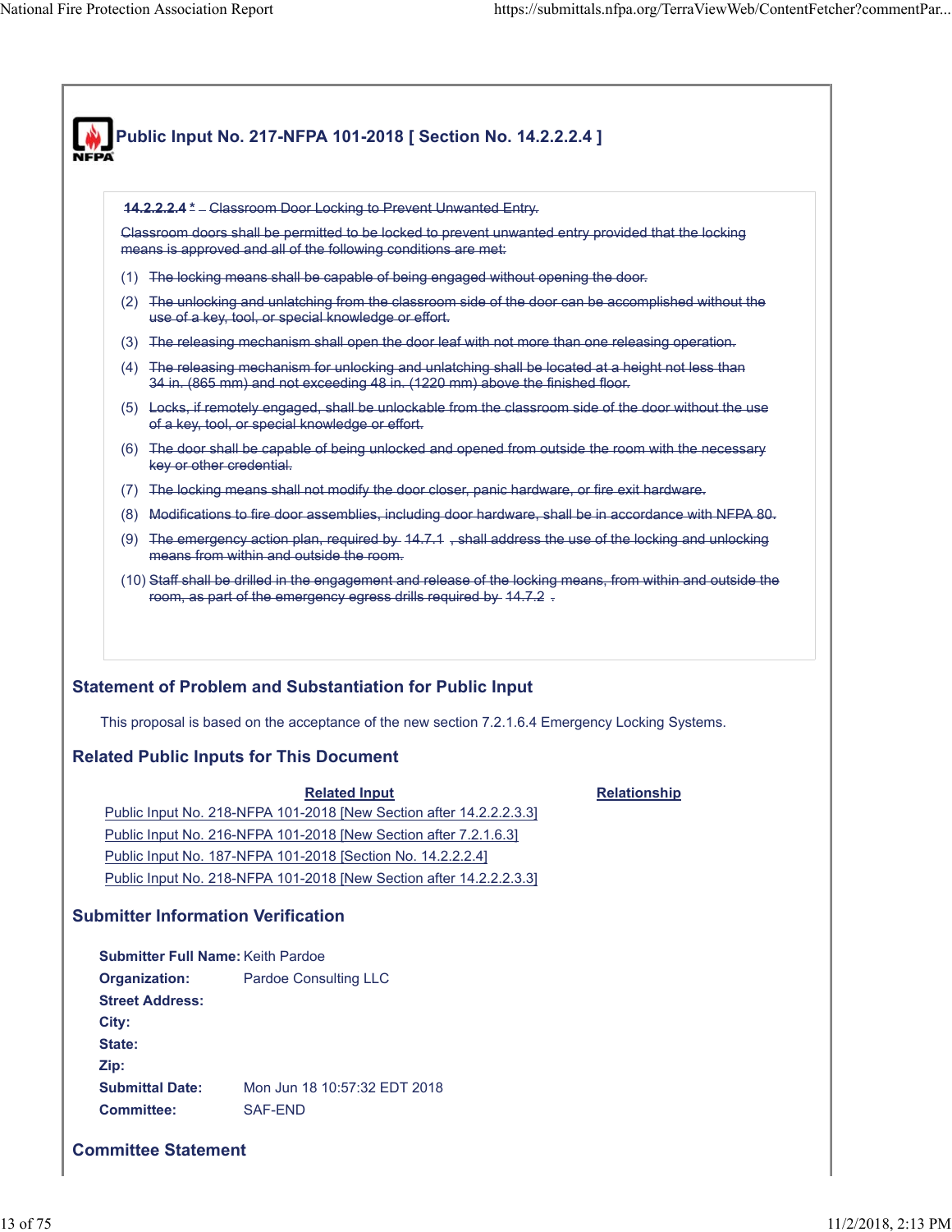# Public Input No. 217-NFPA 101-2018 [ Section No. 14.2.2.2.4 ]

~~**14.2.2.2.4** * Classroom Door Locking to Prevent Unwanted Entry.~~

~~Classroom doors shall be permitted to be locked to prevent unwanted entry provided that the locking means is approved and all of the following conditions are met:~~

1. ~~The locking means shall be capable of being engaged without opening the door.~~
2. ~~The unlocking and unlatching from the classroom side of the door can be accomplished without the use of a key, tool, or special knowledge or effort.~~
3. ~~The releasing mechanism shall open the door leaf with not more than one releasing operation.~~
4. ~~The releasing mechanism for unlocking and unlatching shall be located at a height not less than 34 in. (865 mm) and not exceeding 48 in. (1220 mm) above the finished floor.~~
5. ~~Locks, if remotely engaged, shall be unlockable from the classroom side of the door without the use of a key, tool, or special knowledge or effort.~~
6. ~~The door shall be capable of being unlocked and opened from outside the room with the necessary key or other credential.~~
7. ~~The locking means shall not modify the door closer, panic hardware, or fire exit hardware.~~
8. ~~Modifications to fire door assemblies, including door hardware, shall be in accordance with NFPA 80.~~
9. ~~The emergency action plan, required by 14.7.1 , shall address the use of the locking and unlocking means from within and outside the room.~~
10. ~~Staff shall be drilled in the engagement and release of the locking means, from within and outside the room, as part of the emergency egress drills required by 14.7.2 .~~

## Statement of Problem and Substantiation for Public Input

This proposal is based on the acceptance of the new section 7.2.1.6.4 Emergency Locking Systems.

## Related Public Inputs for This Document

| Related Input | Relationship |
| --- | --- |
| Public Input No. 218-NFPA 101-2018 [New Section after 14.2.2.2.3.3] | |
| Public Input No. 216-NFPA 101-2018 [New Section after 7.2.1.6.3] | |
| Public Input No. 187-NFPA 101-2018 [Section No. 14.2.2.2.4] | |
| Public Input No. 218-NFPA 101-2018 [New Section after 14.2.2.2.3.3] | |

## Submitter Information Verification

**Submitter Full Name:** Keith Pardoe
**Organization:** Pardoe Consulting LLC
**Street Address:**
**City:**
**State:**
**Zip:**
**Submittal Date:** Mon Jun 18 10:57:32 EDT 2018
**Committee:** SAF-END

## Committee Statement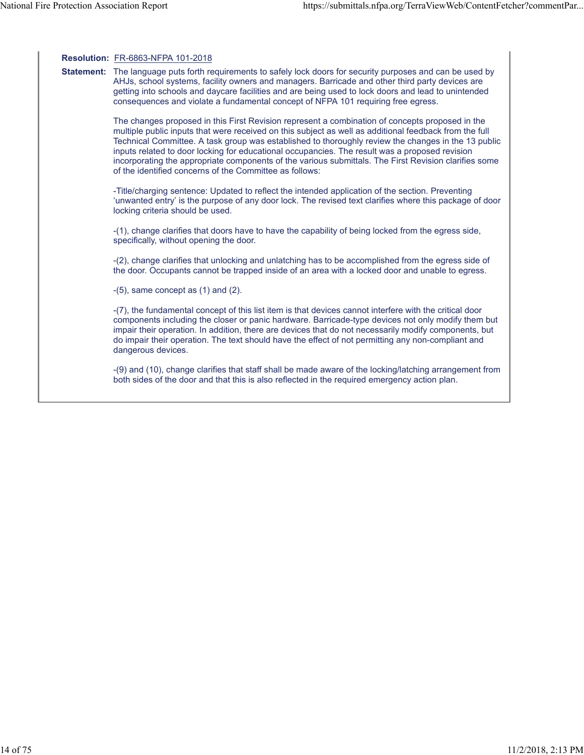**Resolution:** FR-6863-NFPA 101-2018

**Statement:** The language puts forth requirements to safely lock doors for security purposes and can be used by AHJs, school systems, facility owners and managers. Barricade and other third party devices are getting into schools and daycare facilities and are being used to lock doors and lead to unintended consequences and violate a fundamental concept of NFPA 101 requiring free egress.

The changes proposed in this First Revision represent a combination of concepts proposed in the multiple public inputs that were received on this subject as well as additional feedback from the full Technical Committee. A task group was established to thoroughly review the changes in the 13 public inputs related to door locking for educational occupancies. The result was a proposed revision incorporating the appropriate components of the various submittals. The First Revision clarifies some of the identified concerns of the Committee as follows:

-Title/charging sentence: Updated to reflect the intended application of the section. Preventing 'unwanted entry' is the purpose of any door lock. The revised text clarifies where this package of door locking criteria should be used.

-(1), change clarifies that doors have to have the capability of being locked from the egress side, specifically, without opening the door.

-(2), change clarifies that unlocking and unlatching has to be accomplished from the egress side of the door. Occupants cannot be trapped inside of an area with a locked door and unable to egress.

-(5), same concept as (1) and (2).

-(7), the fundamental concept of this list item is that devices cannot interfere with the critical door components including the closer or panic hardware. Barricade-type devices not only modify them but impair their operation. In addition, there are devices that do not necessarily modify components, but do impair their operation. The text should have the effect of not permitting any non-compliant and dangerous devices.

-(9) and (10), change clarifies that staff shall be made aware of the locking/latching arrangement from both sides of the door and that this is also reflected in the required emergency action plan.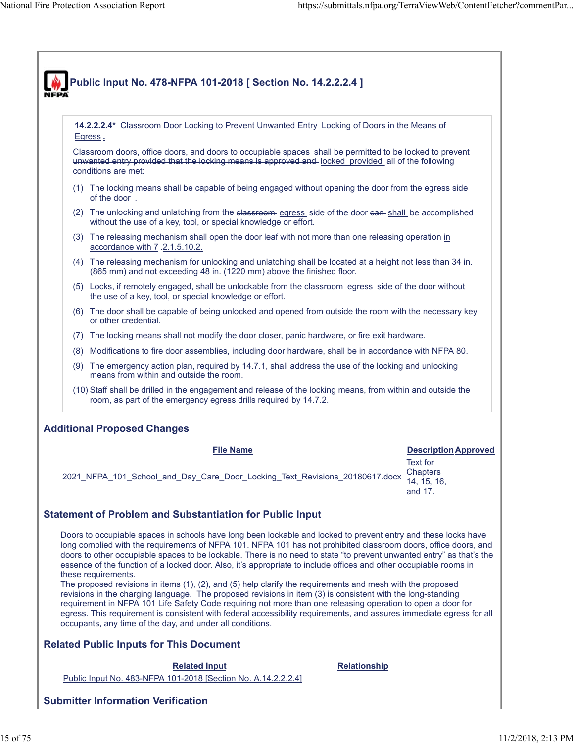## Public Input No. 478-NFPA 101-2018 [ Section No. 14.2.2.2.4 ]

**14.2.2.2.4*** ~~Classroom Door Locking to Prevent Unwanted Entry~~ Locking of Doors in the Means of Egress **.**

Classroom doors, office doors, and doors to occupiable spaces shall be permitted to be ~~locked to prevent unwanted entry provided that the locking means is approved and~~ locked provided all of the following conditions are met:

(1) The locking means shall be capable of being engaged without opening the door from the egress side of the door .

(2) The unlocking and unlatching from the ~~classroom~~ egress side of the door ~~can~~ shall be accomplished without the use of a key, tool, or special knowledge or effort.

(3) The releasing mechanism shall open the door leaf with not more than one releasing operation in accordance with 7 .2.1.5.10.2.

(4) The releasing mechanism for unlocking and unlatching shall be located at a height not less than 34 in. (865 mm) and not exceeding 48 in. (1220 mm) above the finished floor.

(5) Locks, if remotely engaged, shall be unlockable from the ~~classroom~~ egress side of the door without the use of a key, tool, or special knowledge or effort.

(6) The door shall be capable of being unlocked and opened from outside the room with the necessary key or other credential.

(7) The locking means shall not modify the door closer, panic hardware, or fire exit hardware.

(8) Modifications to fire door assemblies, including door hardware, shall be in accordance with NFPA 80.

(9) The emergency action plan, required by 14.7.1, shall address the use of the locking and unlocking means from within and outside the room.

(10) Staff shall be drilled in the engagement and release of the locking means, from within and outside the room, as part of the emergency egress drills required by 14.7.2.

### Additional Proposed Changes

| File Name | Description | Approved |
|---|---|---|
| 2021_NFPA_101_School_and_Day_Care_Door_Locking_Text_Revisions_20180617.docx | Text for Chapters 14, 15, 16, and 17. | |

### Statement of Problem and Substantiation for Public Input

Doors to occupiable spaces in schools have long been lockable and locked to prevent entry and these locks have long complied with the requirements of NFPA 101. NFPA 101 has not prohibited classroom doors, office doors, and doors to other occupiable spaces to be lockable. There is no need to state "to prevent unwanted entry" as that's the essence of the function of a locked door. Also, it's appropriate to include offices and other occupiable rooms in these requirements.

The proposed revisions in items (1), (2), and (5) help clarify the requirements and mesh with the proposed revisions in the charging language. The proposed revisions in item (3) is consistent with the long-standing requirement in NFPA 101 Life Safety Code requiring not more than one releasing operation to open a door for egress. This requirement is consistent with federal accessibility requirements, and assures immediate egress for all occupants, any time of the day, and under all conditions.

### Related Public Inputs for This Document

| Related Input | Relationship |
|---|---|
| Public Input No. 483-NFPA 101-2018 [Section No. A.14.2.2.2.4] | |

### Submitter Information Verification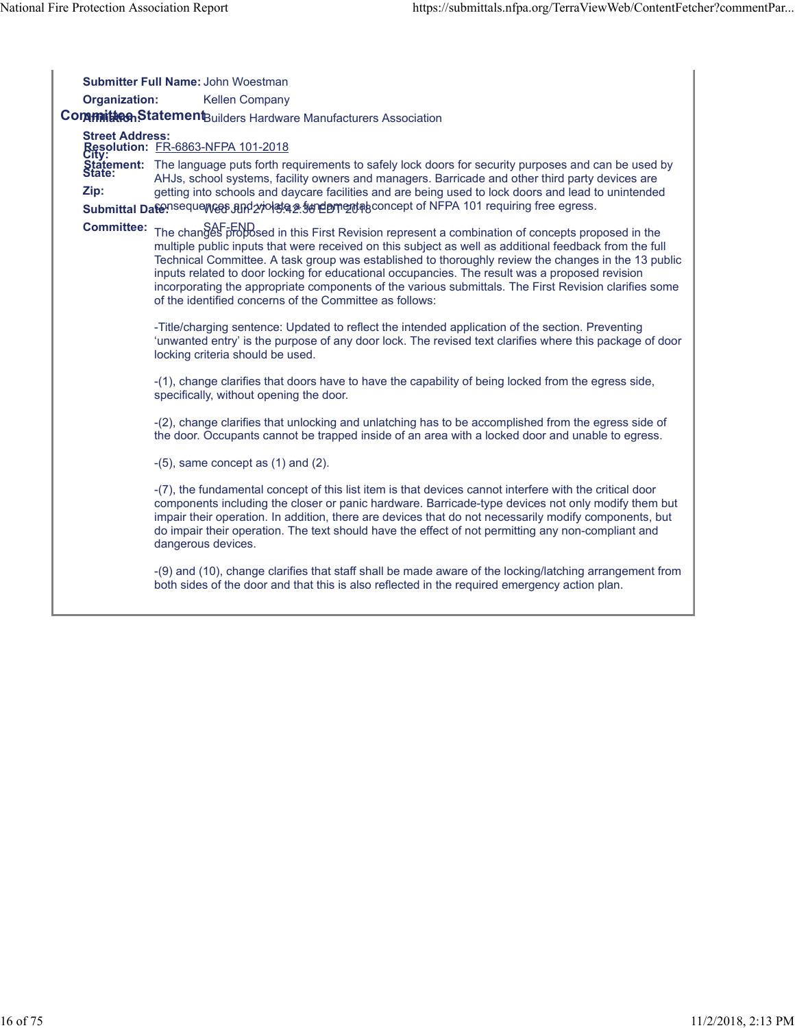**Submitter Full Name:** John Woestman

**Organization:** Kellen Company

**Affiliation:** Builders Hardware Manufacturers Association

**Street Address:**

**City:**

**State:**

**Zip:**

**Submittal Date:** Wed Jun 27 15:42:36 EDT 2018

**Committee:** SAF-END

## Committee Statement

**Resolution:** FR-6863-NFPA 101-2018

**Statement:** The language puts forth requirements to safely lock doors for security purposes and can be used by AHJs, school systems, facility owners and managers. Barricade and other third party devices are getting into schools and daycare facilities and are being used to lock doors and lead to unintended consequences and violate a fundamental concept of NFPA 101 requiring free egress.

The changes proposed in this First Revision represent a combination of concepts proposed in the multiple public inputs that were received on this subject as well as additional feedback from the full Technical Committee. A task group was established to thoroughly review the changes in the 13 public inputs related to door locking for educational occupancies. The result was a proposed revision incorporating the appropriate components of the various submittals. The First Revision clarifies some of the identified concerns of the Committee as follows:

-Title/charging sentence: Updated to reflect the intended application of the section. Preventing 'unwanted entry' is the purpose of any door lock. The revised text clarifies where this package of door locking criteria should be used.

-(1), change clarifies that doors have to have the capability of being locked from the egress side, specifically, without opening the door.

-(2), change clarifies that unlocking and unlatching has to be accomplished from the egress side of the door. Occupants cannot be trapped inside of an area with a locked door and unable to egress.

-(5), same concept as (1) and (2).

-(7), the fundamental concept of this list item is that devices cannot interfere with the critical door components including the closer or panic hardware. Barricade-type devices not only modify them but impair their operation. In addition, there are devices that do not necessarily modify components, but do impair their operation. The text should have the effect of not permitting any non-compliant and dangerous devices.

-(9) and (10), change clarifies that staff shall be made aware of the locking/latching arrangement from both sides of the door and that this is also reflected in the required emergency action plan.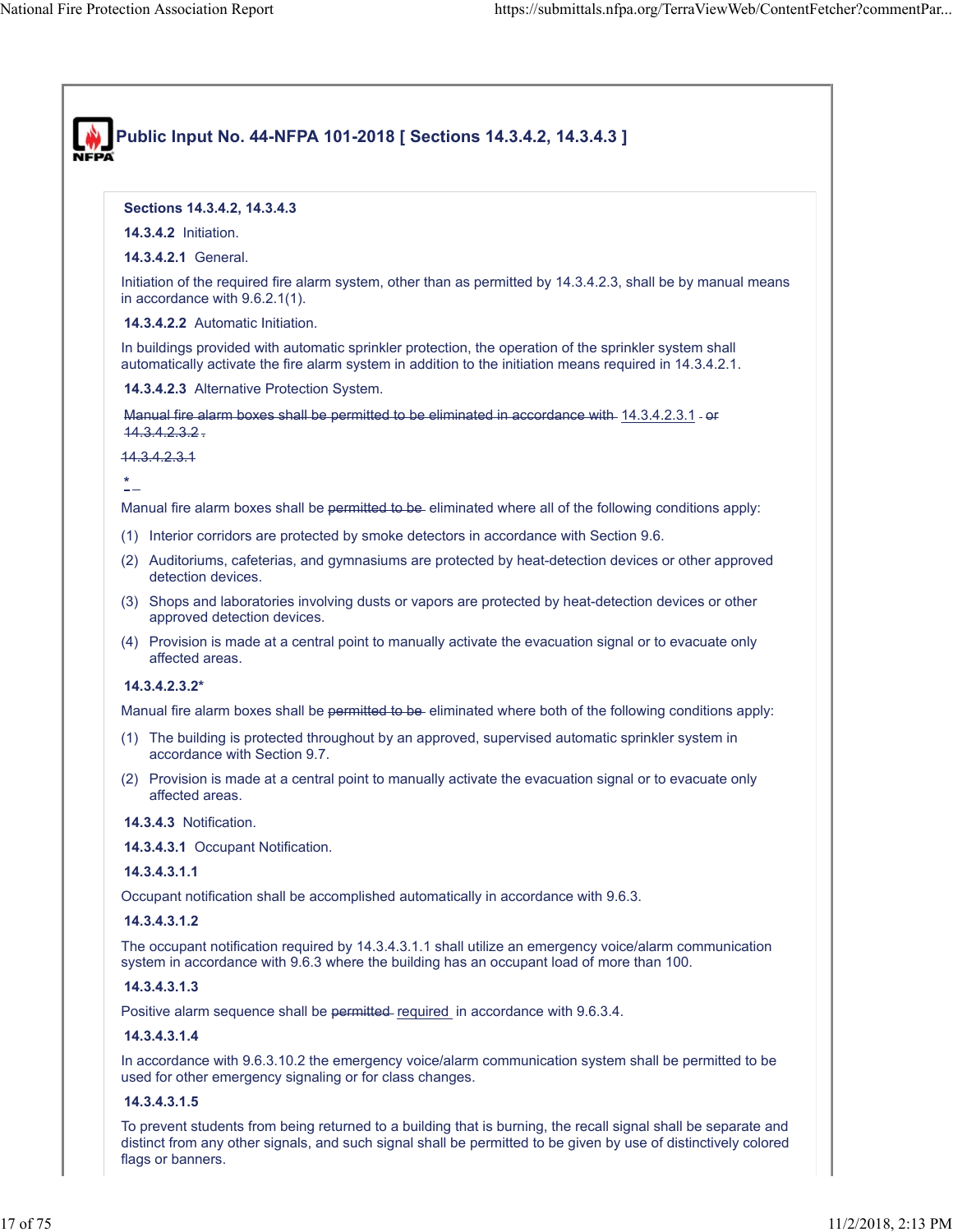## Public Input No. 44-NFPA 101-2018 [ Sections 14.3.4.2, 14.3.4.3 ]

**Sections 14.3.4.2, 14.3.4.3**

**14.3.4.2** Initiation.

**14.3.4.2.1** General.

Initiation of the required fire alarm system, other than as permitted by 14.3.4.2.3, shall be by manual means in accordance with 9.6.2.1(1).

**14.3.4.2.2** Automatic Initiation.

In buildings provided with automatic sprinkler protection, the operation of the sprinkler system shall automatically activate the fire alarm system in addition to the initiation means required in 14.3.4.2.1.

**14.3.4.2.3** Alternative Protection System.

~~Manual fire alarm boxes shall be permitted to be eliminated in accordance with~~ 14.3.4.2.3.1 ~~or 14.3.4.2.3.2 .~~

~~14.3.4.2.3.1~~

~~*~~

Manual fire alarm boxes shall be ~~permitted to be~~ eliminated where all of the following conditions apply:

(1) Interior corridors are protected by smoke detectors in accordance with Section 9.6.

(2) Auditoriums, cafeterias, and gymnasiums are protected by heat-detection devices or other approved detection devices.

(3) Shops and laboratories involving dusts or vapors are protected by heat-detection devices or other approved detection devices.

(4) Provision is made at a central point to manually activate the evacuation signal or to evacuate only affected areas.

**14.3.4.2.3.2***

Manual fire alarm boxes shall be ~~permitted to be~~ eliminated where both of the following conditions apply:

(1) The building is protected throughout by an approved, supervised automatic sprinkler system in accordance with Section 9.7.

(2) Provision is made at a central point to manually activate the evacuation signal or to evacuate only affected areas.

**14.3.4.3** Notification.

**14.3.4.3.1** Occupant Notification.

**14.3.4.3.1.1**

Occupant notification shall be accomplished automatically in accordance with 9.6.3.

**14.3.4.3.1.2**

The occupant notification required by 14.3.4.3.1.1 shall utilize an emergency voice/alarm communication system in accordance with 9.6.3 where the building has an occupant load of more than 100.

**14.3.4.3.1.3**

Positive alarm sequence shall be ~~permitted~~ required in accordance with 9.6.3.4.

**14.3.4.3.1.4**

In accordance with 9.6.3.10.2 the emergency voice/alarm communication system shall be permitted to be used for other emergency signaling or for class changes.

**14.3.4.3.1.5**

To prevent students from being returned to a building that is burning, the recall signal shall be separate and distinct from any other signals, and such signal shall be permitted to be given by use of distinctively colored flags or banners.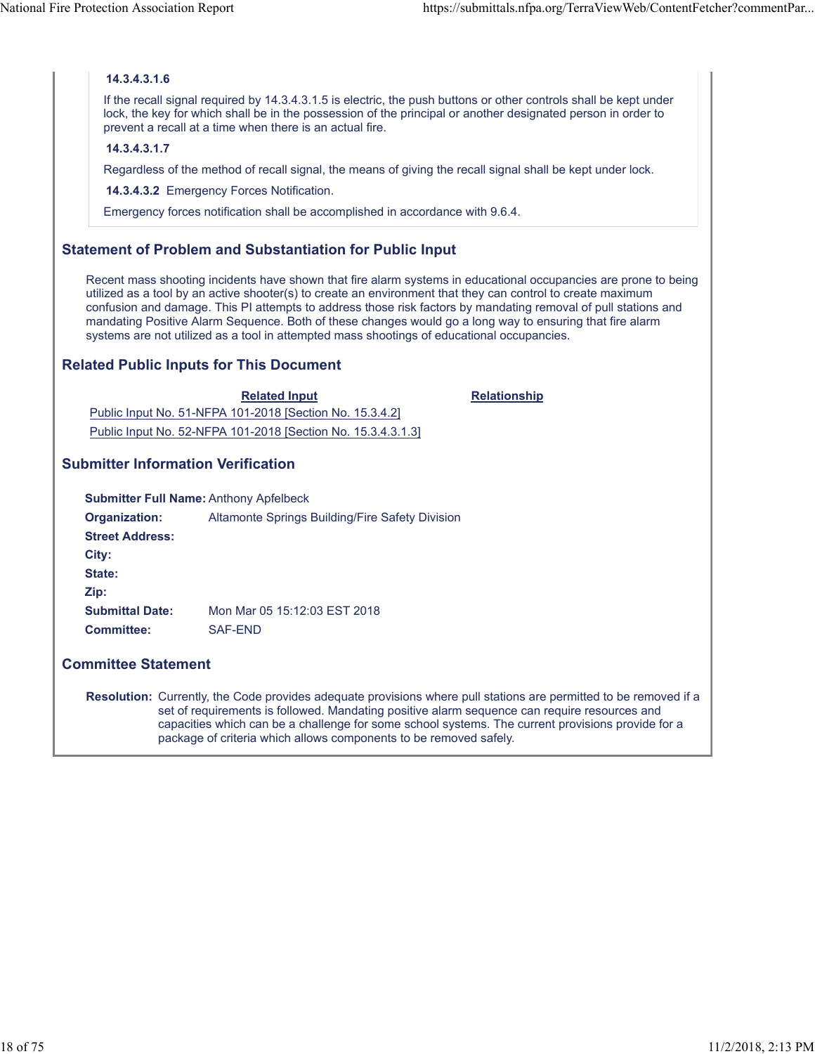**14.3.4.3.1.6**

If the recall signal required by 14.3.4.3.1.5 is electric, the push buttons or other controls shall be kept under lock, the key for which shall be in the possession of the principal or another designated person in order to prevent a recall at a time when there is an actual fire.

**14.3.4.3.1.7**

Regardless of the method of recall signal, the means of giving the recall signal shall be kept under lock.

**14.3.4.3.2** Emergency Forces Notification.

Emergency forces notification shall be accomplished in accordance with 9.6.4.

## Statement of Problem and Substantiation for Public Input

Recent mass shooting incidents have shown that fire alarm systems in educational occupancies are prone to being utilized as a tool by an active shooter(s) to create an environment that they can control to create maximum confusion and damage. This PI attempts to address those risk factors by mandating removal of pull stations and mandating Positive Alarm Sequence. Both of these changes would go a long way to ensuring that fire alarm systems are not utilized as a tool in attempted mass shootings of educational occupancies.

## Related Public Inputs for This Document

| Related Input | Relationship |
| --- | --- |
| Public Input No. 51-NFPA 101-2018 [Section No. 15.3.4.2] | |
| Public Input No. 52-NFPA 101-2018 [Section No. 15.3.4.3.1.3] | |

## Submitter Information Verification

| | |
| --- | --- |
| **Submitter Full Name:** | Anthony Apfelbeck |
| **Organization:** | Altamonte Springs Building/Fire Safety Division |
| **Street Address:** | |
| **City:** | |
| **State:** | |
| **Zip:** | |
| **Submittal Date:** | Mon Mar 05 15:12:03 EST 2018 |
| **Committee:** | SAF-END |

## Committee Statement

**Resolution:** Currently, the Code provides adequate provisions where pull stations are permitted to be removed if a set of requirements is followed. Mandating positive alarm sequence can require resources and capacities which can be a challenge for some school systems. The current provisions provide for a package of criteria which allows components to be removed safely.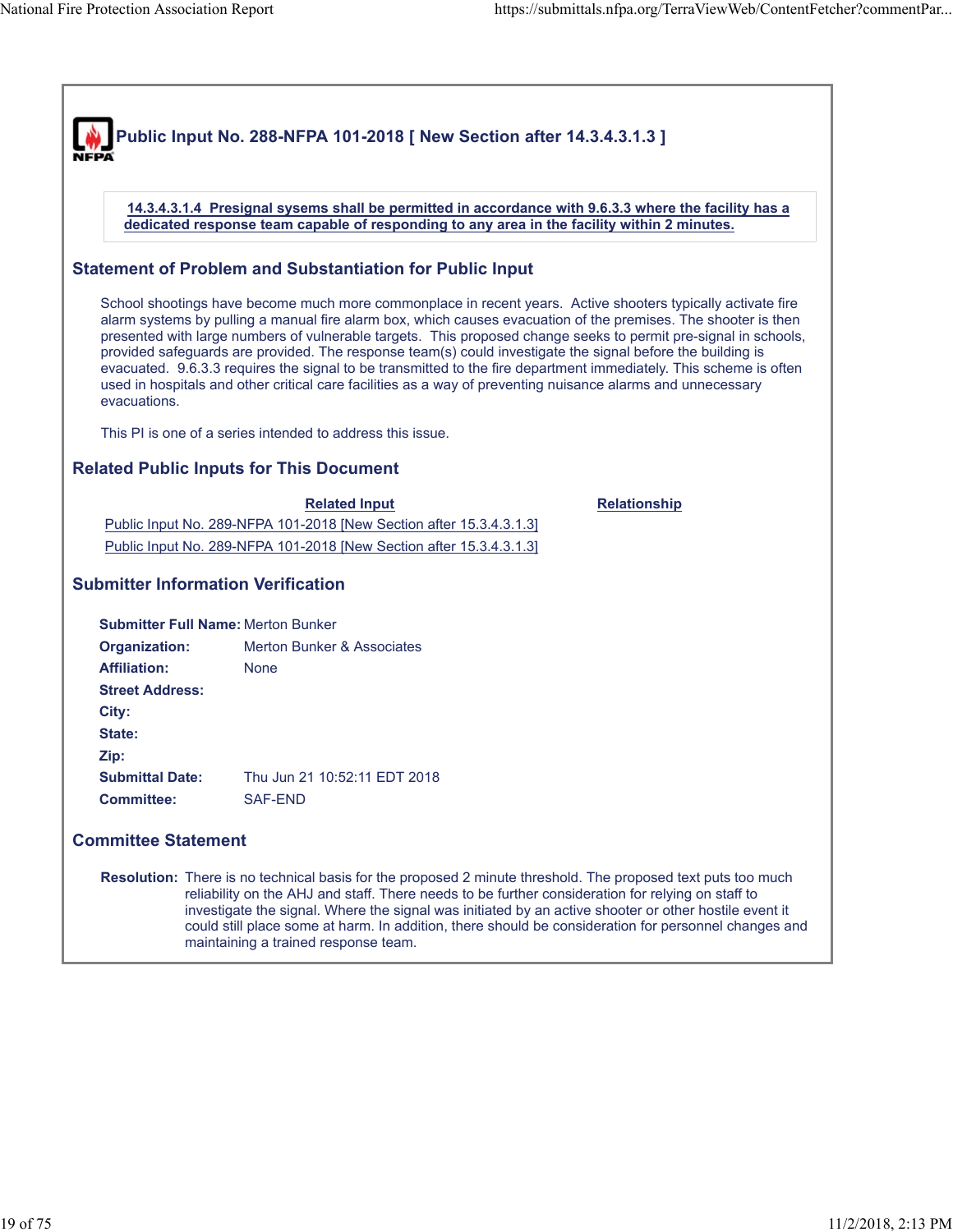# Public Input No. 288-NFPA 101-2018 [ New Section after 14.3.4.3.1.3 ]

<u>**14.3.4.3.1.4 Presignal sysems shall be permitted in accordance with 9.6.3.3 where the facility has a dedicated response team capable of responding to any area in the facility within 2 minutes.**</u>

## Statement of Problem and Substantiation for Public Input

School shootings have become much more commonplace in recent years. Active shooters typically activate fire alarm systems by pulling a manual fire alarm box, which causes evacuation of the premises. The shooter is then presented with large numbers of vulnerable targets. This proposed change seeks to permit pre-signal in schools, provided safeguards are provided. The response team(s) could investigate the signal before the building is evacuated. 9.6.3.3 requires the signal to be transmitted to the fire department immediately. This scheme is often used in hospitals and other critical care facilities as a way of preventing nuisance alarms and unnecessary evacuations.

This PI is one of a series intended to address this issue.

## Related Public Inputs for This Document

| Related Input | Relationship |
| --- | --- |
| Public Input No. 289-NFPA 101-2018 [New Section after 15.3.4.3.1.3] | |
| Public Input No. 289-NFPA 101-2018 [New Section after 15.3.4.3.1.3] | |

## Submitter Information Verification

| | |
| --- | --- |
| **Submitter Full Name:** | Merton Bunker |
| **Organization:** | Merton Bunker & Associates |
| **Affiliation:** | None |
| **Street Address:** | |
| **City:** | |
| **State:** | |
| **Zip:** | |
| **Submittal Date:** | Thu Jun 21 10:52:11 EDT 2018 |
| **Committee:** | SAF-END |

## Committee Statement

**Resolution:** There is no technical basis for the proposed 2 minute threshold. The proposed text puts too much reliability on the AHJ and staff. There needs to be further consideration for relying on staff to investigate the signal. Where the signal was initiated by an active shooter or other hostile event it could still place some at harm. In addition, there should be consideration for personnel changes and maintaining a trained response team.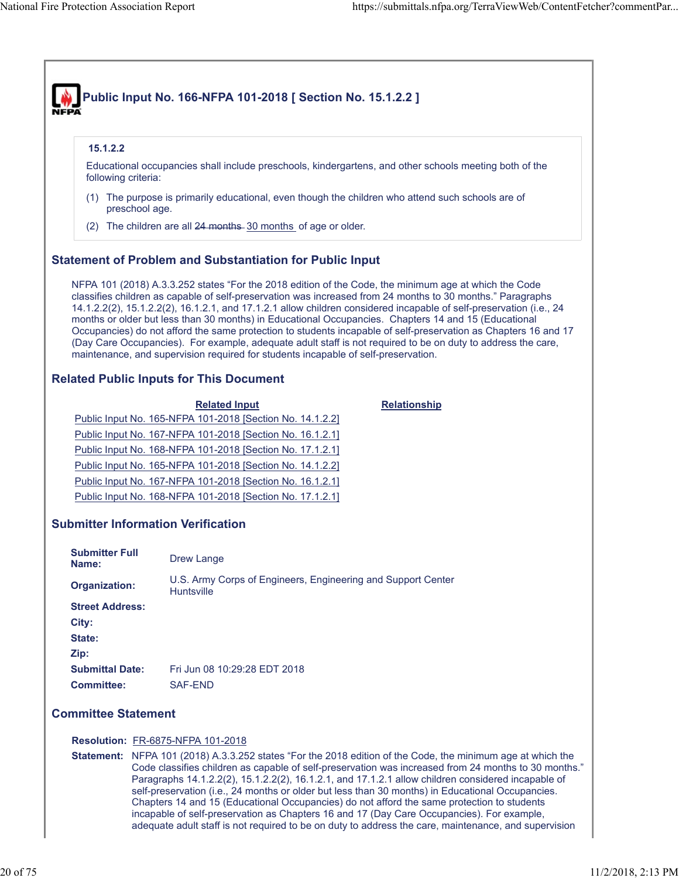# Public Input No. 166-NFPA 101-2018 [ Section No. 15.1.2.2 ]

**15.1.2.2**

Educational occupancies shall include preschools, kindergartens, and other schools meeting both of the following criteria:

(1) The purpose is primarily educational, even though the children who attend such schools are of preschool age.

(2) The children are all ~~24 months~~ 30 months of age or older.

## Statement of Problem and Substantiation for Public Input

NFPA 101 (2018) A.3.3.252 states "For the 2018 edition of the Code, the minimum age at which the Code classifies children as capable of self-preservation was increased from 24 months to 30 months." Paragraphs 14.1.2.2(2), 15.1.2.2(2), 16.1.2.1, and 17.1.2.1 allow children considered incapable of self-preservation (i.e., 24 months or older but less than 30 months) in Educational Occupancies. Chapters 14 and 15 (Educational Occupancies) do not afford the same protection to students incapable of self-preservation as Chapters 16 and 17 (Day Care Occupancies). For example, adequate adult staff is not required to be on duty to address the care, maintenance, and supervision required for students incapable of self-preservation.

## Related Public Inputs for This Document

| Related Input | Relationship |
|---|---|
| Public Input No. 165-NFPA 101-2018 [Section No. 14.1.2.2] | |
| Public Input No. 167-NFPA 101-2018 [Section No. 16.1.2.1] | |
| Public Input No. 168-NFPA 101-2018 [Section No. 17.1.2.1] | |
| Public Input No. 165-NFPA 101-2018 [Section No. 14.1.2.2] | |
| Public Input No. 167-NFPA 101-2018 [Section No. 16.1.2.1] | |
| Public Input No. 168-NFPA 101-2018 [Section No. 17.1.2.1] | |

## Submitter Information Verification

| | |
|---|---|
| **Submitter Full Name:** | Drew Lange |
| **Organization:** | U.S. Army Corps of Engineers, Engineering and Support Center Huntsville |
| **Street Address:** | |
| **City:** | |
| **State:** | |
| **Zip:** | |
| **Submittal Date:** | Fri Jun 08 10:29:28 EDT 2018 |
| **Committee:** | SAF-END |

## Committee Statement

**Resolution:** FR-6875-NFPA 101-2018

**Statement:** NFPA 101 (2018) A.3.3.252 states "For the 2018 edition of the Code, the minimum age at which the Code classifies children as capable of self-preservation was increased from 24 months to 30 months." Paragraphs 14.1.2.2(2), 15.1.2.2(2), 16.1.2.1, and 17.1.2.1 allow children considered incapable of self-preservation (i.e., 24 months or older but less than 30 months) in Educational Occupancies. Chapters 14 and 15 (Educational Occupancies) do not afford the same protection to students incapable of self-preservation as Chapters 16 and 17 (Day Care Occupancies). For example, adequate adult staff is not required to be on duty to address the care, maintenance, and supervision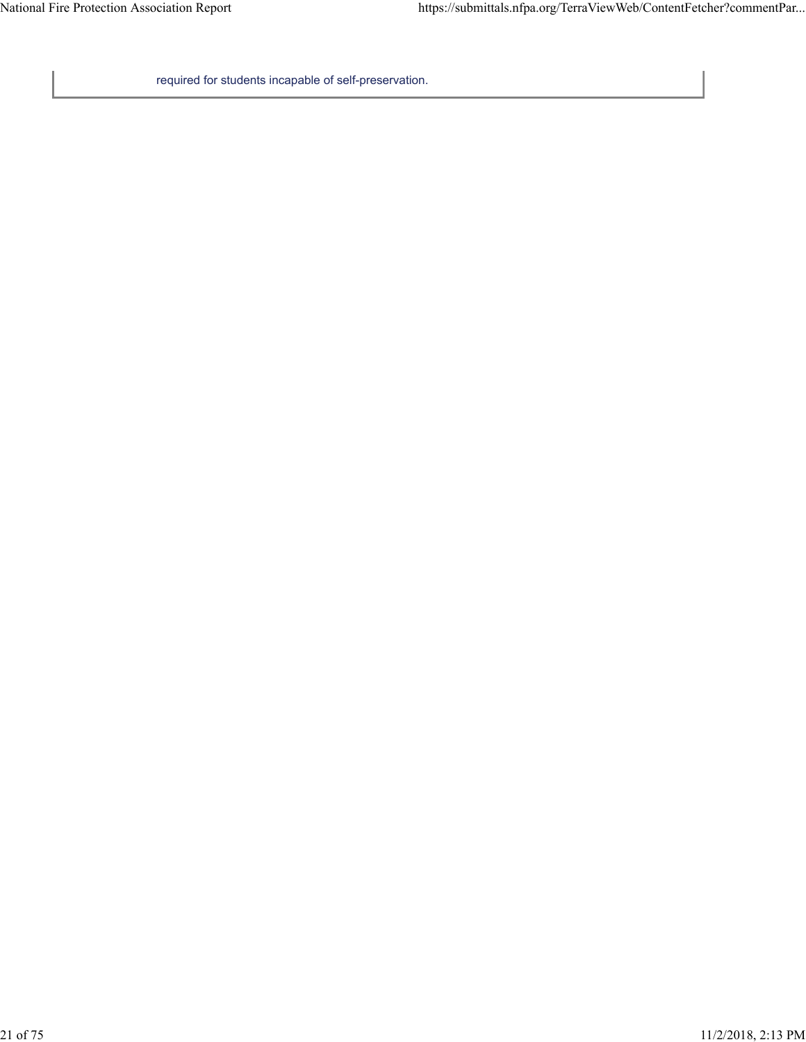required for students incapable of self-preservation.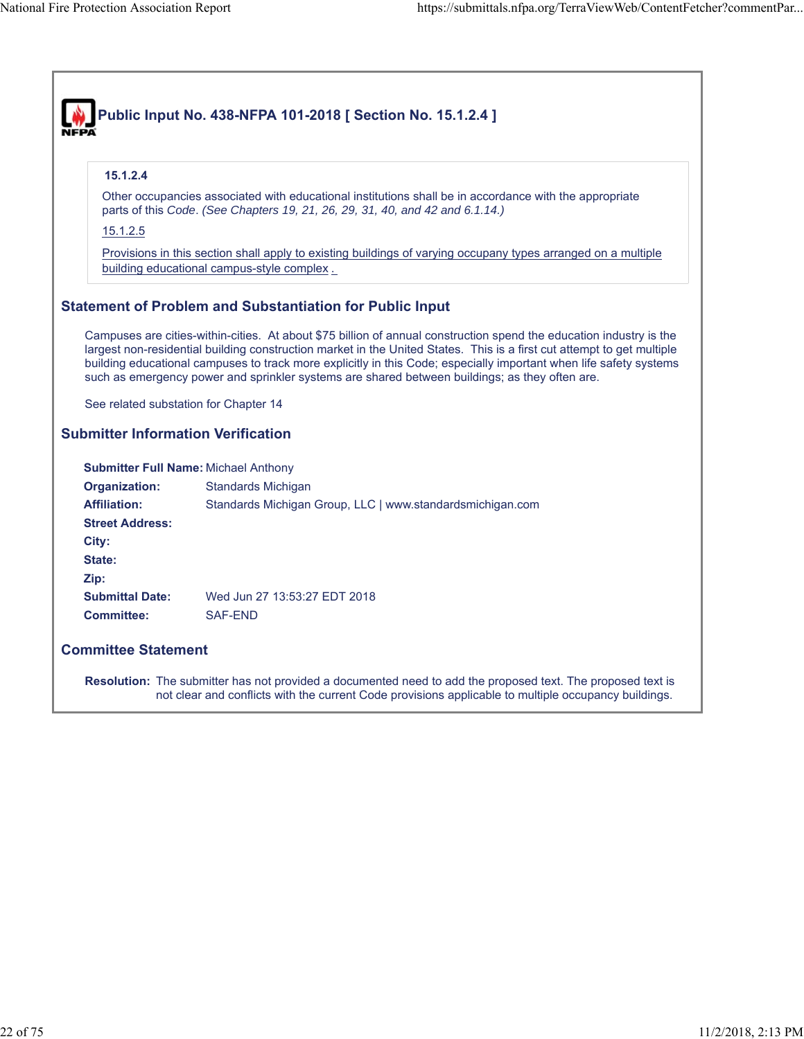# Public Input No. 438-NFPA 101-2018 [ Section No. 15.1.2.4 ]

**15.1.2.4**

Other occupancies associated with educational institutions shall be in accordance with the appropriate parts of this *Code*. *(See Chapters 19, 21, 26, 29, 31, 40, and 42 and 6.1.14.)*

<u>15.1.2.5</u>

<u>Provisions in this section shall apply to existing buildings of varying occupany types arranged on a multiple building educational campus-style complex .</u>

## Statement of Problem and Substantiation for Public Input

Campuses are cities-within-cities. At about $75 billion of annual construction spend the education industry is the largest non-residential building construction market in the United States. This is a first cut attempt to get multiple building educational campuses to track more explicitly in this Code; especially important when life safety systems such as emergency power and sprinkler systems are shared between buildings; as they often are.

See related substation for Chapter 14

## Submitter Information Verification

| | |
|---|---|
| **Submitter Full Name:** | Michael Anthony |
| **Organization:** | Standards Michigan |
| **Affiliation:** | Standards Michigan Group, LLC \| www.standardsmichigan.com |
| **Street Address:** | |
| **City:** | |
| **State:** | |
| **Zip:** | |
| **Submittal Date:** | Wed Jun 27 13:53:27 EDT 2018 |
| **Committee:** | SAF-END |

## Committee Statement

**Resolution:** The submitter has not provided a documented need to add the proposed text. The proposed text is not clear and conflicts with the current Code provisions applicable to multiple occupancy buildings.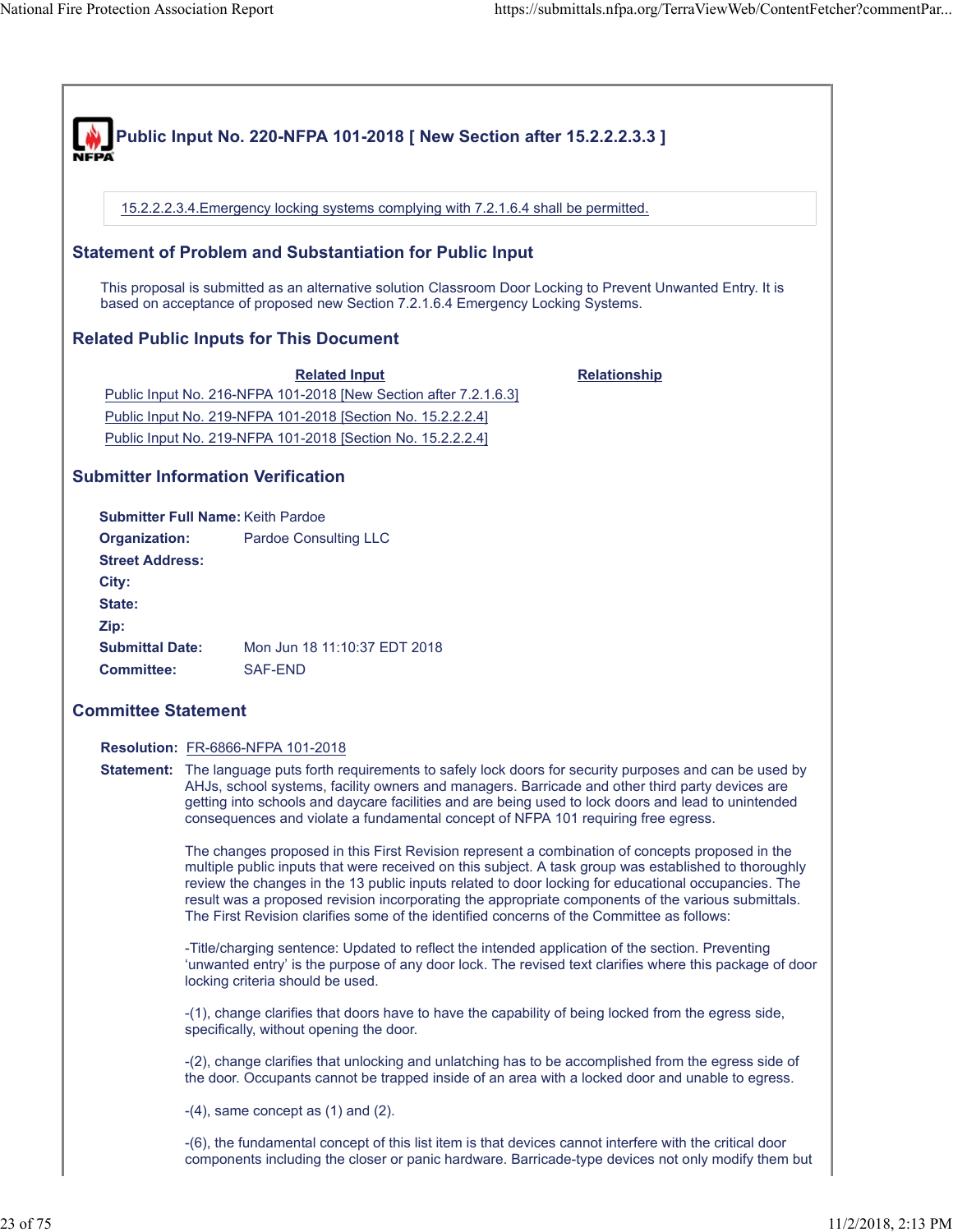## Public Input No. 220-NFPA 101-2018 [ New Section after 15.2.2.2.3.3 ]

15.2.2.2.3.4.Emergency locking systems complying with 7.2.1.6.4 shall be permitted.

### Statement of Problem and Substantiation for Public Input

This proposal is submitted as an alternative solution Classroom Door Locking to Prevent Unwanted Entry. It is based on acceptance of proposed new Section 7.2.1.6.4 Emergency Locking Systems.

### Related Public Inputs for This Document

| Related Input | Relationship |
| --- | --- |
| Public Input No. 216-NFPA 101-2018 [New Section after 7.2.1.6.3] | |
| Public Input No. 219-NFPA 101-2018 [Section No. 15.2.2.2.4] | |
| Public Input No. 219-NFPA 101-2018 [Section No. 15.2.2.2.4] | |

### Submitter Information Verification

**Submitter Full Name:** Keith Pardoe
**Organization:** Pardoe Consulting LLC
**Street Address:**
**City:**
**State:**
**Zip:**
**Submittal Date:** Mon Jun 18 11:10:37 EDT 2018
**Committee:** SAF-END

### Committee Statement

**Resolution:** FR-6866-NFPA 101-2018

**Statement:** The language puts forth requirements to safely lock doors for security purposes and can be used by AHJs, school systems, facility owners and managers. Barricade and other third party devices are getting into schools and daycare facilities and are being used to lock doors and lead to unintended consequences and violate a fundamental concept of NFPA 101 requiring free egress.

The changes proposed in this First Revision represent a combination of concepts proposed in the multiple public inputs that were received on this subject. A task group was established to thoroughly review the changes in the 13 public inputs related to door locking for educational occupancies. The result was a proposed revision incorporating the appropriate components of the various submittals. The First Revision clarifies some of the identified concerns of the Committee as follows:

-Title/charging sentence: Updated to reflect the intended application of the section. Preventing 'unwanted entry' is the purpose of any door lock. The revised text clarifies where this package of door locking criteria should be used.

-(1), change clarifies that doors have to have the capability of being locked from the egress side, specifically, without opening the door.

-(2), change clarifies that unlocking and unlatching has to be accomplished from the egress side of the door. Occupants cannot be trapped inside of an area with a locked door and unable to egress.

-(4), same concept as (1) and (2).

-(6), the fundamental concept of this list item is that devices cannot interfere with the critical door components including the closer or panic hardware. Barricade-type devices not only modify them but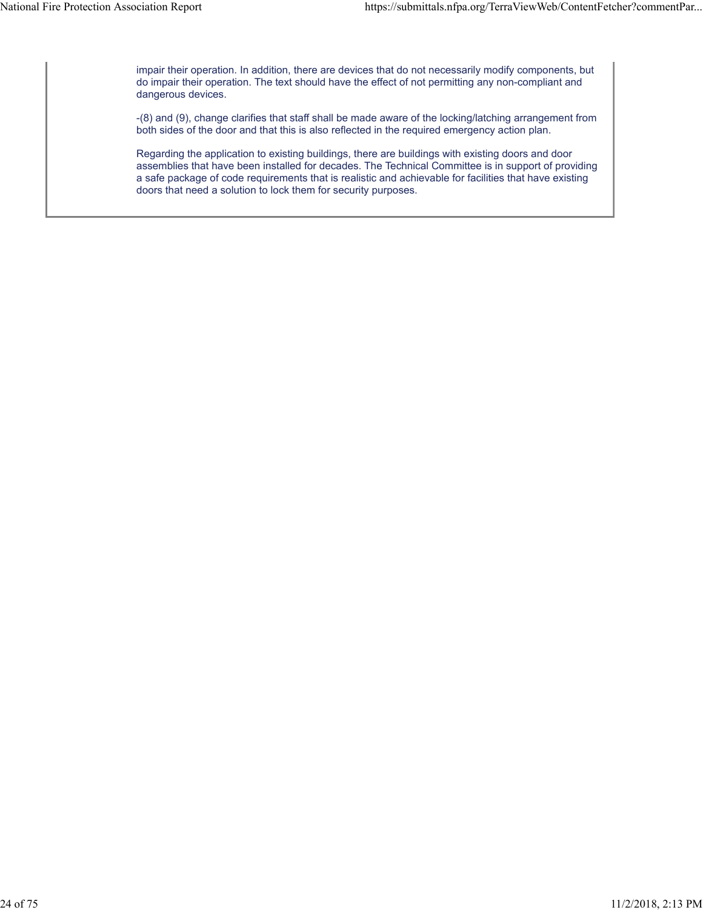impair their operation. In addition, there are devices that do not necessarily modify components, but do impair their operation. The text should have the effect of not permitting any non-compliant and dangerous devices.

-(8) and (9), change clarifies that staff shall be made aware of the locking/latching arrangement from both sides of the door and that this is also reflected in the required emergency action plan.

Regarding the application to existing buildings, there are buildings with existing doors and door assemblies that have been installed for decades. The Technical Committee is in support of providing a safe package of code requirements that is realistic and achievable for facilities that have existing doors that need a solution to lock them for security purposes.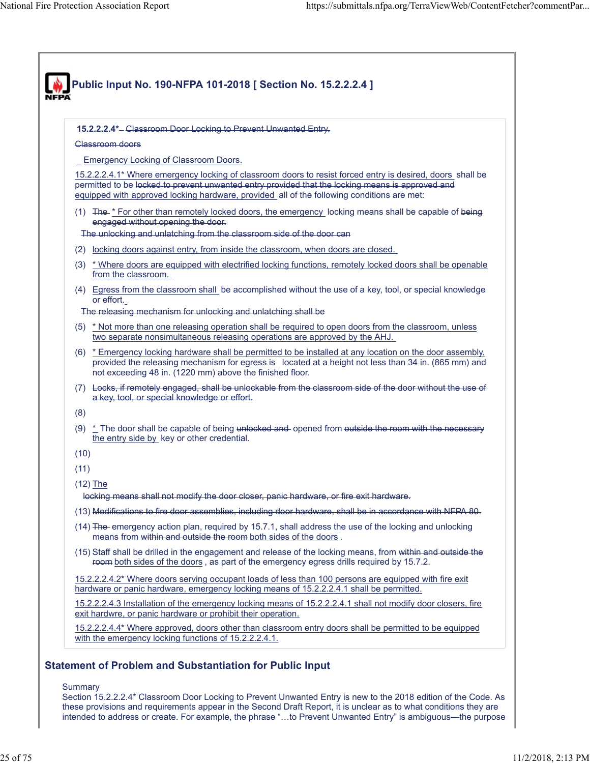# Public Input No. 190-NFPA 101-2018 [ Section No. 15.2.2.2.4 ]

**15.2.2.2.4*** Classroom Door Locking to Prevent Unwanted Entry.

Classroom doors

Emergency Locking of Classroom Doors.

15.2.2.2.4.1* Where emergency locking of classroom doors to resist forced entry is desired, doors shall be permitted to be locked to prevent unwanted entry provided that the locking means is approved and equipped with approved locking hardware, provided all of the following conditions are met:

(1) The * For other than remotely locked doors, the emergency locking means shall be capable of being engaged without opening the door.

The unlocking and unlatching from the classroom side of the door can

(2) locking doors against entry, from inside the classroom, when doors are closed.

(3) * Where doors are equipped with electrified locking functions, remotely locked doors shall be openable from the classroom.

(4) Egress from the classroom shall be accomplished without the use of a key, tool, or special knowledge or effort.

The releasing mechanism for unlocking and unlatching shall be

(5) * Not more than one releasing operation shall be required to open doors from the classroom, unless two separate nonsimultaneous releasing operations are approved by the AHJ.

(6) * Emergency locking hardware shall be permitted to be installed at any location on the door assembly, provided the releasing mechanism for egress is located at a height not less than 34 in. (865 mm) and not exceeding 48 in. (1220 mm) above the finished floor.

(7) Locks, if remotely engaged, shall be unlockable from the classroom side of the door without the use of a key, tool, or special knowledge or effort.

(8)

(9) * The door shall be capable of being unlocked and opened from outside the room with the necessary the entry side by key or other credential.

(10)

(11)

(12) The

locking means shall not modify the door closer, panic hardware, or fire exit hardware.

(13) Modifications to fire door assemblies, including door hardware, shall be in accordance with NFPA 80.

(14) The emergency action plan, required by 15.7.1, shall address the use of the locking and unlocking means from within and outside the room both sides of the doors .

(15) Staff shall be drilled in the engagement and release of the locking means, from within and outside the room both sides of the doors , as part of the emergency egress drills required by 15.7.2.

15.2.2.2.4.2* Where doors serving occupant loads of less than 100 persons are equipped with fire exit hardware or panic hardware, emergency locking means of 15.2.2.2.4.1 shall be permitted.

15.2.2.2.4.3 Installation of the emergency locking means of 15.2.2.2.4.1 shall not modify door closers, fire exit hardwre, or panic hardware or prohibit their operation.

15.2.2.2.4.4* Where approved, doors other than classroom entry doors shall be permitted to be equipped with the emergency locking functions of 15.2.2.2.4.1.

## Statement of Problem and Substantiation for Public Input

Summary

Section 15.2.2.2.4* Classroom Door Locking to Prevent Unwanted Entry is new to the 2018 edition of the Code. As these provisions and requirements appear in the Second Draft Report, it is unclear as to what conditions they are intended to address or create. For example, the phrase "…to Prevent Unwanted Entry" is ambiguous—the purpose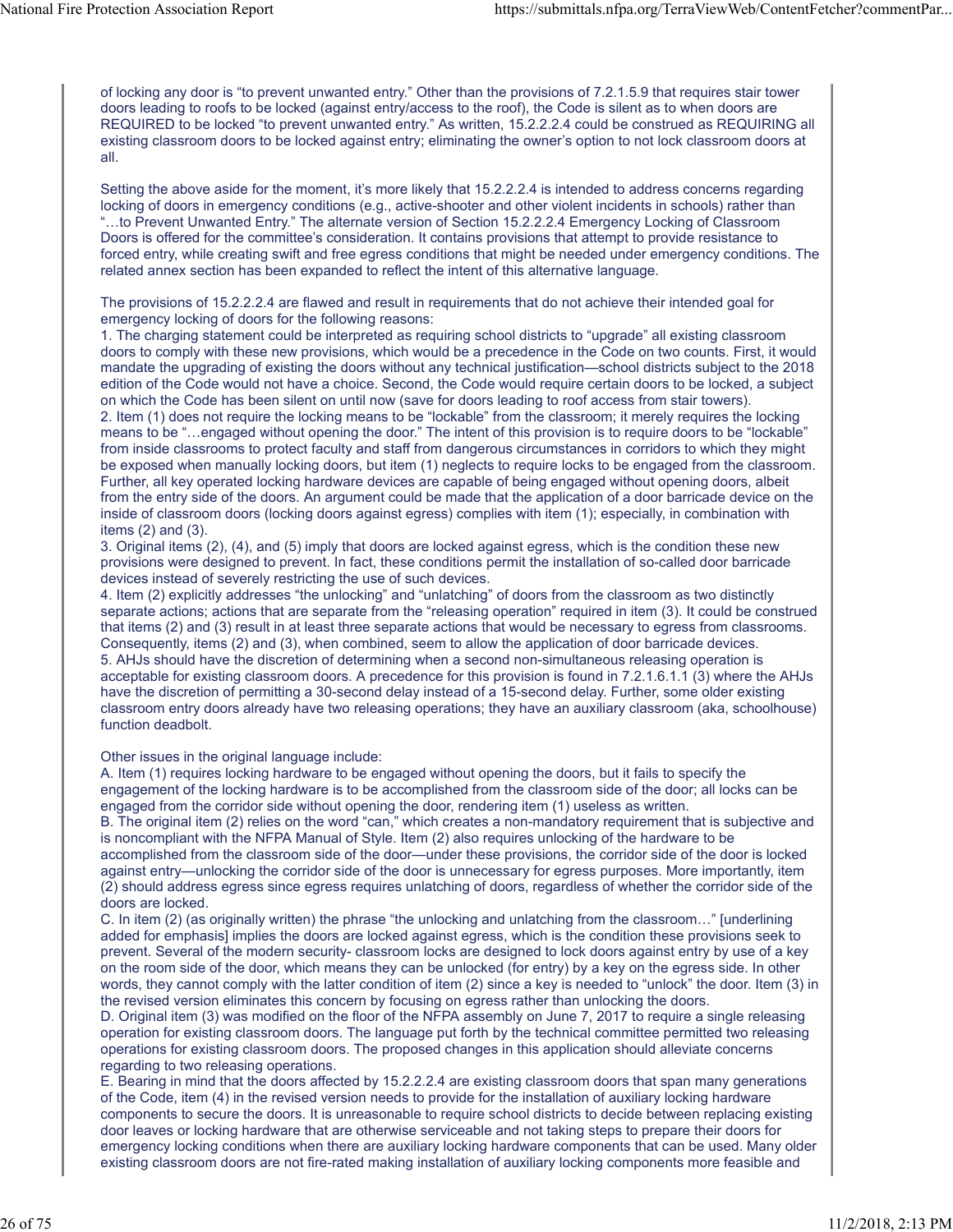of locking any door is "to prevent unwanted entry." Other than the provisions of 7.2.1.5.9 that requires stair tower doors leading to roofs to be locked (against entry/access to the roof), the Code is silent as to when doors are REQUIRED to be locked "to prevent unwanted entry." As written, 15.2.2.2.4 could be construed as REQUIRING all existing classroom doors to be locked against entry; eliminating the owner's option to not lock classroom doors at all.

Setting the above aside for the moment, it's more likely that 15.2.2.2.4 is intended to address concerns regarding locking of doors in emergency conditions (e.g., active-shooter and other violent incidents in schools) rather than "…to Prevent Unwanted Entry." The alternate version of Section 15.2.2.2.4 Emergency Locking of Classroom Doors is offered for the committee's consideration. It contains provisions that attempt to provide resistance to forced entry, while creating swift and free egress conditions that might be needed under emergency conditions. The related annex section has been expanded to reflect the intent of this alternative language.

The provisions of 15.2.2.2.4 are flawed and result in requirements that do not achieve their intended goal for emergency locking of doors for the following reasons:

1. The charging statement could be interpreted as requiring school districts to "upgrade" all existing classroom doors to comply with these new provisions, which would be a precedence in the Code on two counts. First, it would mandate the upgrading of existing the doors without any technical justification—school districts subject to the 2018 edition of the Code would not have a choice. Second, the Code would require certain doors to be locked, a subject on which the Code has been silent on until now (save for doors leading to roof access from stair towers).
2. Item (1) does not require the locking means to be "lockable" from the classroom; it merely requires the locking means to be "…engaged without opening the door." The intent of this provision is to require doors to be "lockable" from inside classrooms to protect faculty and staff from dangerous circumstances in corridors to which they might be exposed when manually locking doors, but item (1) neglects to require locks to be engaged from the classroom. Further, all key operated locking hardware devices are capable of being engaged without opening doors, albeit from the entry side of the doors. An argument could be made that the application of a door barricade device on the inside of classroom doors (locking doors against egress) complies with item (1); especially, in combination with items (2) and (3).
3. Original items (2), (4), and (5) imply that doors are locked against egress, which is the condition these new provisions were designed to prevent. In fact, these conditions permit the installation of so-called door barricade devices instead of severely restricting the use of such devices.
4. Item (2) explicitly addresses "the unlocking" and "unlatching" of doors from the classroom as two distinctly separate actions; actions that are separate from the "releasing operation" required in item (3). It could be construed that items (2) and (3) result in at least three separate actions that would be necessary to egress from classrooms. Consequently, items (2) and (3), when combined, seem to allow the application of door barricade devices.
5. AHJs should have the discretion of determining when a second non-simultaneous releasing operation is acceptable for existing classroom doors. A precedence for this provision is found in 7.2.1.6.1.1 (3) where the AHJs have the discretion of permitting a 30-second delay instead of a 15-second delay. Further, some older existing classroom entry doors already have two releasing operations; they have an auxiliary classroom (aka, schoolhouse) function deadbolt.

Other issues in the original language include:

A. Item (1) requires locking hardware to be engaged without opening the doors, but it fails to specify the engagement of the locking hardware is to be accomplished from the classroom side of the door; all locks can be engaged from the corridor side without opening the door, rendering item (1) useless as written.
B. The original item (2) relies on the word "can," which creates a non-mandatory requirement that is subjective and is noncompliant with the NFPA Manual of Style. Item (2) also requires unlocking of the hardware to be accomplished from the classroom side of the door—under these provisions, the corridor side of the door is locked against entry—unlocking the corridor side of the door is unnecessary for egress purposes. More importantly, item (2) should address egress since egress requires unlatching of doors, regardless of whether the corridor side of the doors are locked.
C. In item (2) (as originally written) the phrase "the unlocking and unlatching from the classroom…" [underlining added for emphasis] implies the doors are locked against egress, which is the condition these provisions seek to prevent. Several of the modern security- classroom locks are designed to lock doors against entry by use of a key on the room side of the door, which means they can be unlocked (for entry) by a key on the egress side. In other words, they cannot comply with the latter condition of item (2) since a key is needed to "unlock" the door. Item (3) in the revised version eliminates this concern by focusing on egress rather than unlocking the doors.
D. Original item (3) was modified on the floor of the NFPA assembly on June 7, 2017 to require a single releasing operation for existing classroom doors. The language put forth by the technical committee permitted two releasing operations for existing classroom doors. The proposed changes in this application should alleviate concerns regarding to two releasing operations.
E. Bearing in mind that the doors affected by 15.2.2.2.4 are existing classroom doors that span many generations of the Code, item (4) in the revised version needs to provide for the installation of auxiliary locking hardware components to secure the doors. It is unreasonable to require school districts to decide between replacing existing door leaves or locking hardware that are otherwise serviceable and not taking steps to prepare their doors for emergency locking conditions when there are auxiliary locking hardware components that can be used. Many older existing classroom doors are not fire-rated making installation of auxiliary locking components more feasible and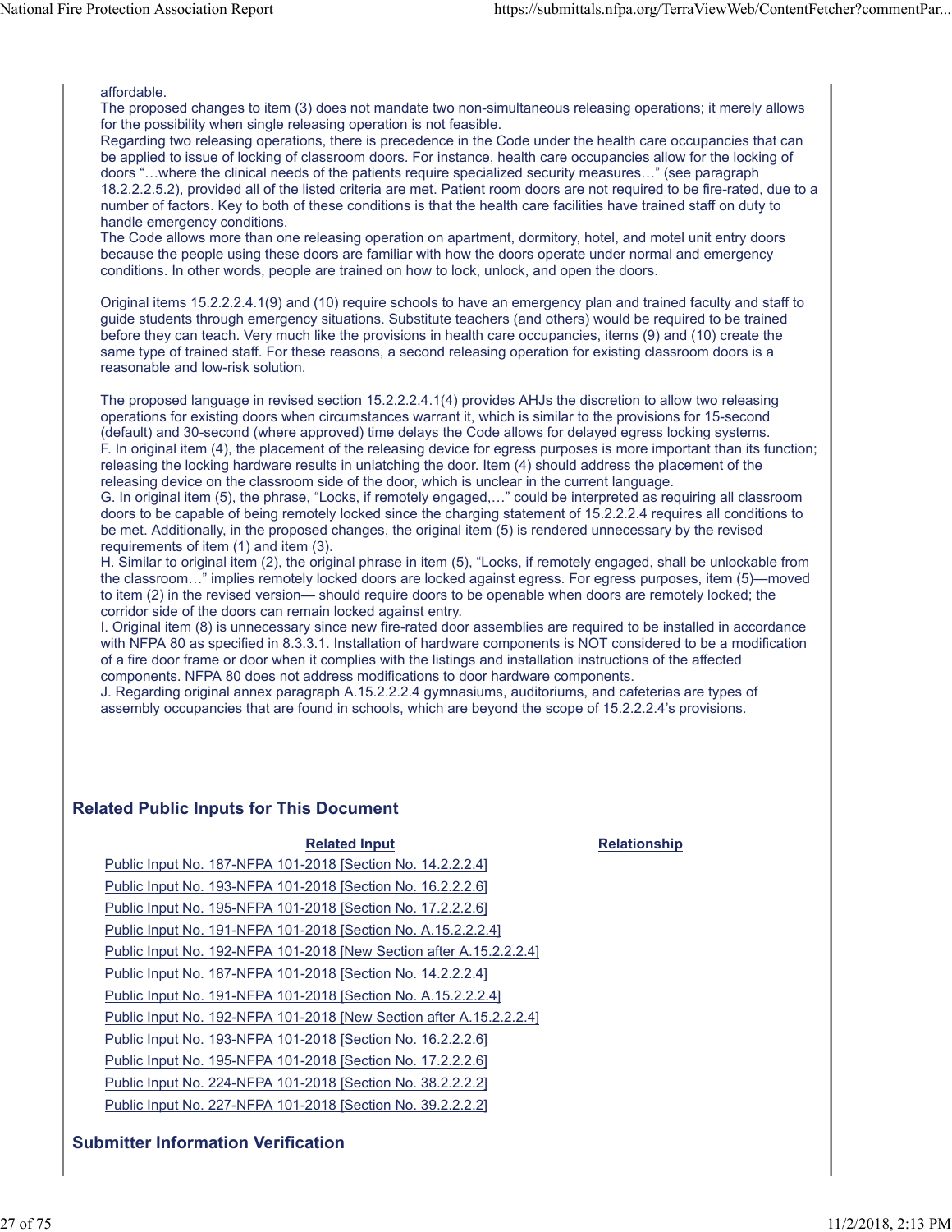affordable.

The proposed changes to item (3) does not mandate two non-simultaneous releasing operations; it merely allows for the possibility when single releasing operation is not feasible.

Regarding two releasing operations, there is precedence in the Code under the health care occupancies that can be applied to issue of locking of classroom doors. For instance, health care occupancies allow for the locking of doors "…where the clinical needs of the patients require specialized security measures…" (see paragraph 18.2.2.2.5.2), provided all of the listed criteria are met. Patient room doors are not required to be fire-rated, due to a number of factors. Key to both of these conditions is that the health care facilities have trained staff on duty to handle emergency conditions.

The Code allows more than one releasing operation on apartment, dormitory, hotel, and motel unit entry doors because the people using these doors are familiar with how the doors operate under normal and emergency conditions. In other words, people are trained on how to lock, unlock, and open the doors.

Original items 15.2.2.2.4.1(9) and (10) require schools to have an emergency plan and trained faculty and staff to guide students through emergency situations. Substitute teachers (and others) would be required to be trained before they can teach. Very much like the provisions in health care occupancies, items (9) and (10) create the same type of trained staff. For these reasons, a second releasing operation for existing classroom doors is a reasonable and low-risk solution.

The proposed language in revised section 15.2.2.2.4.1(4) provides AHJs the discretion to allow two releasing operations for existing doors when circumstances warrant it, which is similar to the provisions for 15-second (default) and 30-second (where approved) time delays the Code allows for delayed egress locking systems.

F. In original item (4), the placement of the releasing device for egress purposes is more important than its function; releasing the locking hardware results in unlatching the door. Item (4) should address the placement of the releasing device on the classroom side of the door, which is unclear in the current language.

G. In original item (5), the phrase, "Locks, if remotely engaged,…" could be interpreted as requiring all classroom doors to be capable of being remotely locked since the charging statement of 15.2.2.2.4 requires all conditions to be met. Additionally, in the proposed changes, the original item (5) is rendered unnecessary by the revised requirements of item (1) and item (3).

H. Similar to original item (2), the original phrase in item (5), "Locks, if remotely engaged, shall be unlockable from the classroom…" implies remotely locked doors are locked against egress. For egress purposes, item (5)—moved to item (2) in the revised version— should require doors to be openable when doors are remotely locked; the corridor side of the doors can remain locked against entry.

I. Original item (8) is unnecessary since new fire-rated door assemblies are required to be installed in accordance with NFPA 80 as specified in 8.3.3.1. Installation of hardware components is NOT considered to be a modification of a fire door frame or door when it complies with the listings and installation instructions of the affected components. NFPA 80 does not address modifications to door hardware components.

J. Regarding original annex paragraph A.15.2.2.2.4 gymnasiums, auditoriums, and cafeterias are types of assembly occupancies that are found in schools, which are beyond the scope of 15.2.2.2.4's provisions.

## Related Public Inputs for This Document

| Related Input | Relationship |
|---|---|
| Public Input No. 187-NFPA 101-2018 [Section No. 14.2.2.2.4] | |
| Public Input No. 193-NFPA 101-2018 [Section No. 16.2.2.2.6] | |
| Public Input No. 195-NFPA 101-2018 [Section No. 17.2.2.2.6] | |
| Public Input No. 191-NFPA 101-2018 [Section No. A.15.2.2.2.4] | |
| Public Input No. 192-NFPA 101-2018 [New Section after A.15.2.2.2.4] | |
| Public Input No. 187-NFPA 101-2018 [Section No. 14.2.2.2.4] | |
| Public Input No. 191-NFPA 101-2018 [Section No. A.15.2.2.2.4] | |
| Public Input No. 192-NFPA 101-2018 [New Section after A.15.2.2.2.4] | |
| Public Input No. 193-NFPA 101-2018 [Section No. 16.2.2.2.6] | |
| Public Input No. 195-NFPA 101-2018 [Section No. 17.2.2.2.6] | |
| Public Input No. 224-NFPA 101-2018 [Section No. 38.2.2.2.2] | |
| Public Input No. 227-NFPA 101-2018 [Section No. 39.2.2.2.2] | |

## Submitter Information Verification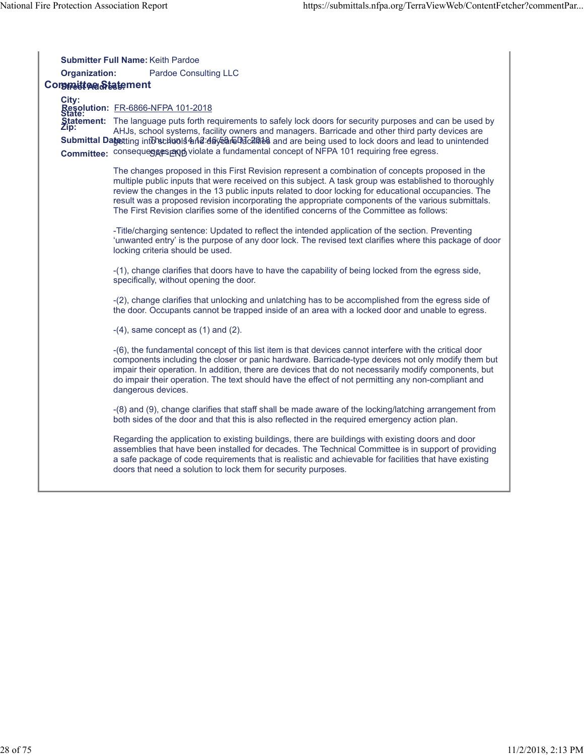**Submitter Full Name:** Keith Pardoe

**Organization:** Pardoe Consulting LLC

**Street Address:**

**City:**

**State:**

**Zip:**

**Submittal Date:** Thu Jun 14 12:46:58 EDT 2018

**Committee:** SAF-END

## Committee Statement

**Resolution:** FR-6866-NFPA 101-2018

**Statement:** The language puts forth requirements to safely lock doors for security purposes and can be used by AHJs, school systems, facility owners and managers. Barricade and other third party devices are getting into schools and daycare facilities and are being used to lock doors and lead to unintended consequences and violate a fundamental concept of NFPA 101 requiring free egress.

The changes proposed in this First Revision represent a combination of concepts proposed in the multiple public inputs that were received on this subject. A task group was established to thoroughly review the changes in the 13 public inputs related to door locking for educational occupancies. The result was a proposed revision incorporating the appropriate components of the various submittals. The First Revision clarifies some of the identified concerns of the Committee as follows:

-Title/charging sentence: Updated to reflect the intended application of the section. Preventing 'unwanted entry' is the purpose of any door lock. The revised text clarifies where this package of door locking criteria should be used.

-(1), change clarifies that doors have to have the capability of being locked from the egress side, specifically, without opening the door.

-(2), change clarifies that unlocking and unlatching has to be accomplished from the egress side of the door. Occupants cannot be trapped inside of an area with a locked door and unable to egress.

-(4), same concept as (1) and (2).

-(6), the fundamental concept of this list item is that devices cannot interfere with the critical door components including the closer or panic hardware. Barricade-type devices not only modify them but impair their operation. In addition, there are devices that do not necessarily modify components, but do impair their operation. The text should have the effect of not permitting any non-compliant and dangerous devices.

-(8) and (9), change clarifies that staff shall be made aware of the locking/latching arrangement from both sides of the door and that this is also reflected in the required emergency action plan.

Regarding the application to existing buildings, there are buildings with existing doors and door assemblies that have been installed for decades. The Technical Committee is in support of providing a safe package of code requirements that is realistic and achievable for facilities that have existing doors that need a solution to lock them for security purposes.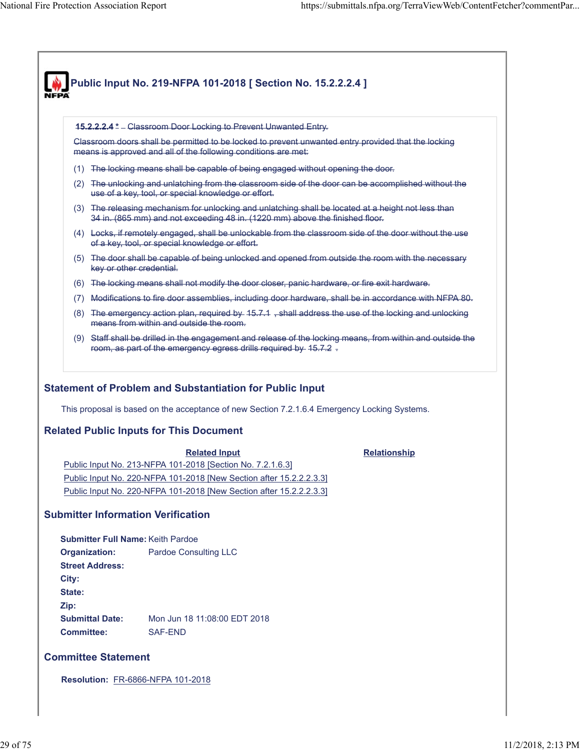## Public Input No. 219-NFPA 101-2018 [ Section No. 15.2.2.2.4 ]

~~**15.2.2.2.4** * Classroom Door Locking to Prevent Unwanted Entry.~~

~~Classroom doors shall be permitted to be locked to prevent unwanted entry provided that the locking means is approved and all of the following conditions are met:~~

~~(1) The locking means shall be capable of being engaged without opening the door.~~

~~(2) The unlocking and unlatching from the classroom side of the door can be accomplished without the use of a key, tool, or special knowledge or effort.~~

~~(3) The releasing mechanism for unlocking and unlatching shall be located at a height not less than 34 in. (865 mm) and not exceeding 48 in. (1220 mm) above the finished floor.~~

~~(4) Locks, if remotely engaged, shall be unlockable from the classroom side of the door without the use of a key, tool, or special knowledge or effort.~~

~~(5) The door shall be capable of being unlocked and opened from outside the room with the necessary key or other credential.~~

~~(6) The locking means shall not modify the door closer, panic hardware, or fire exit hardware.~~

~~(7) Modifications to fire door assemblies, including door hardware, shall be in accordance with NFPA 80.~~

~~(8) The emergency action plan, required by 15.7.1 , shall address the use of the locking and unlocking means from within and outside the room.~~

~~(9) Staff shall be drilled in the engagement and release of the locking means, from within and outside the room, as part of the emergency egress drills required by 15.7.2 .~~

### Statement of Problem and Substantiation for Public Input

This proposal is based on the acceptance of new Section 7.2.1.6.4 Emergency Locking Systems.

### Related Public Inputs for This Document

| Related Input | Relationship |
|---|---|
| Public Input No. 213-NFPA 101-2018 [Section No. 7.2.1.6.3] | |
| Public Input No. 220-NFPA 101-2018 [New Section after 15.2.2.2.3.3] | |
| Public Input No. 220-NFPA 101-2018 [New Section after 15.2.2.2.3.3] | |

### Submitter Information Verification

**Submitter Full Name:** Keith Pardoe
**Organization:** Pardoe Consulting LLC
**Street Address:**
**City:**
**State:**
**Zip:**
**Submittal Date:** Mon Jun 18 11:08:00 EDT 2018
**Committee:** SAF-END

### Committee Statement

**Resolution:** FR-6866-NFPA 101-2018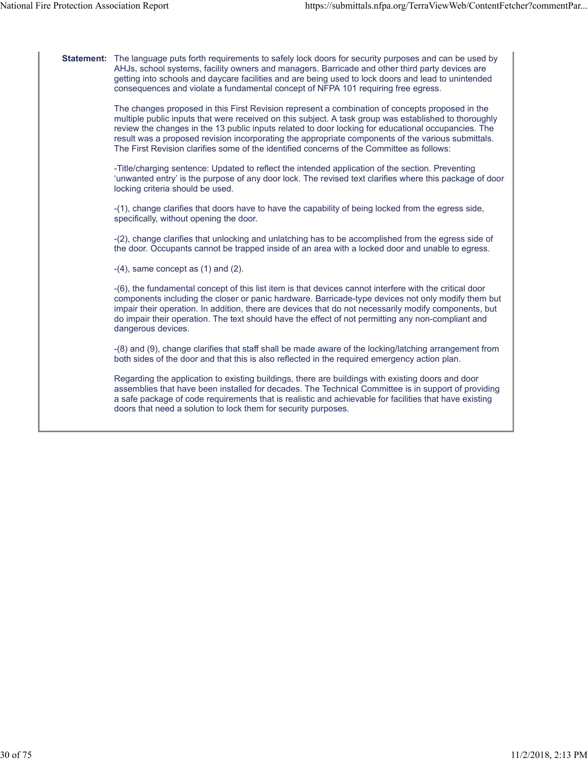**Statement:** The language puts forth requirements to safely lock doors for security purposes and can be used by AHJs, school systems, facility owners and managers. Barricade and other third party devices are getting into schools and daycare facilities and are being used to lock doors and lead to unintended consequences and violate a fundamental concept of NFPA 101 requiring free egress.

The changes proposed in this First Revision represent a combination of concepts proposed in the multiple public inputs that were received on this subject. A task group was established to thoroughly review the changes in the 13 public inputs related to door locking for educational occupancies. The result was a proposed revision incorporating the appropriate components of the various submittals. The First Revision clarifies some of the identified concerns of the Committee as follows:

-Title/charging sentence: Updated to reflect the intended application of the section. Preventing 'unwanted entry' is the purpose of any door lock. The revised text clarifies where this package of door locking criteria should be used.

-(1), change clarifies that doors have to have the capability of being locked from the egress side, specifically, without opening the door.

-(2), change clarifies that unlocking and unlatching has to be accomplished from the egress side of the door. Occupants cannot be trapped inside of an area with a locked door and unable to egress.

-(4), same concept as (1) and (2).

-(6), the fundamental concept of this list item is that devices cannot interfere with the critical door components including the closer or panic hardware. Barricade-type devices not only modify them but impair their operation. In addition, there are devices that do not necessarily modify components, but do impair their operation. The text should have the effect of not permitting any non-compliant and dangerous devices.

-(8) and (9), change clarifies that staff shall be made aware of the locking/latching arrangement from both sides of the door and that this is also reflected in the required emergency action plan.

Regarding the application to existing buildings, there are buildings with existing doors and door assemblies that have been installed for decades. The Technical Committee is in support of providing a safe package of code requirements that is realistic and achievable for facilities that have existing doors that need a solution to lock them for security purposes.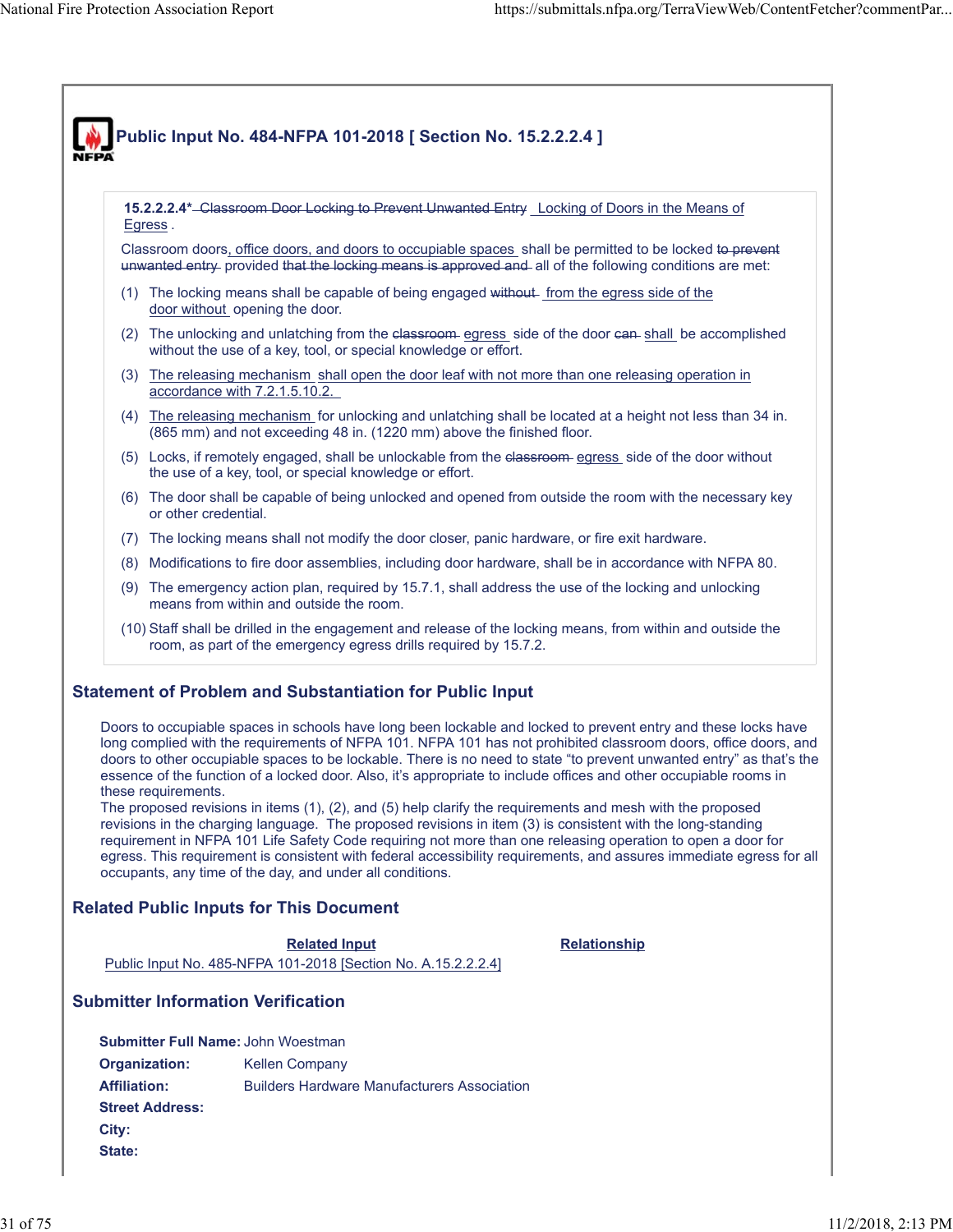# Public Input No. 484-NFPA 101-2018 [ Section No. 15.2.2.2.4 ]

**15.2.2.2.4*** ~~Classroom Door Locking to Prevent Unwanted Entry~~ Locking of Doors in the Means of Egress .

Classroom doors, office doors, and doors to occupiable spaces shall be permitted to be locked ~~to prevent unwanted entry~~ provided ~~that the locking means is approved and~~ all of the following conditions are met:

(1) The locking means shall be capable of being engaged ~~without~~ from the egress side of the door without opening the door.

(2) The unlocking and unlatching from the ~~classroom~~ egress side of the door ~~can~~ shall be accomplished without the use of a key, tool, or special knowledge or effort.

(3) The releasing mechanism shall open the door leaf with not more than one releasing operation in accordance with 7.2.1.5.10.2.

(4) The releasing mechanism for unlocking and unlatching shall be located at a height not less than 34 in. (865 mm) and not exceeding 48 in. (1220 mm) above the finished floor.

(5) Locks, if remotely engaged, shall be unlockable from the ~~classroom~~ egress side of the door without the use of a key, tool, or special knowledge or effort.

(6) The door shall be capable of being unlocked and opened from outside the room with the necessary key or other credential.

(7) The locking means shall not modify the door closer, panic hardware, or fire exit hardware.

(8) Modifications to fire door assemblies, including door hardware, shall be in accordance with NFPA 80.

(9) The emergency action plan, required by 15.7.1, shall address the use of the locking and unlocking means from within and outside the room.

(10) Staff shall be drilled in the engagement and release of the locking means, from within and outside the room, as part of the emergency egress drills required by 15.7.2.

## Statement of Problem and Substantiation for Public Input

Doors to occupiable spaces in schools have long been lockable and locked to prevent entry and these locks have long complied with the requirements of NFPA 101. NFPA 101 has not prohibited classroom doors, office doors, and doors to other occupiable spaces to be lockable. There is no need to state "to prevent unwanted entry" as that's the essence of the function of a locked door. Also, it's appropriate to include offices and other occupiable rooms in these requirements.

The proposed revisions in items (1), (2), and (5) help clarify the requirements and mesh with the proposed revisions in the charging language. The proposed revisions in item (3) is consistent with the long-standing requirement in NFPA 101 Life Safety Code requiring not more than one releasing operation to open a door for egress. This requirement is consistent with federal accessibility requirements, and assures immediate egress for all occupants, any time of the day, and under all conditions.

## Related Public Inputs for This Document

| Related Input | Relationship |
|---|---|
| Public Input No. 485-NFPA 101-2018 [Section No. A.15.2.2.2.4] | |

## Submitter Information Verification

**Submitter Full Name:** John Woestman

**Organization:** Kellen Company

**Affiliation:** Builders Hardware Manufacturers Association

**Street Address:**

**City:**

**State:**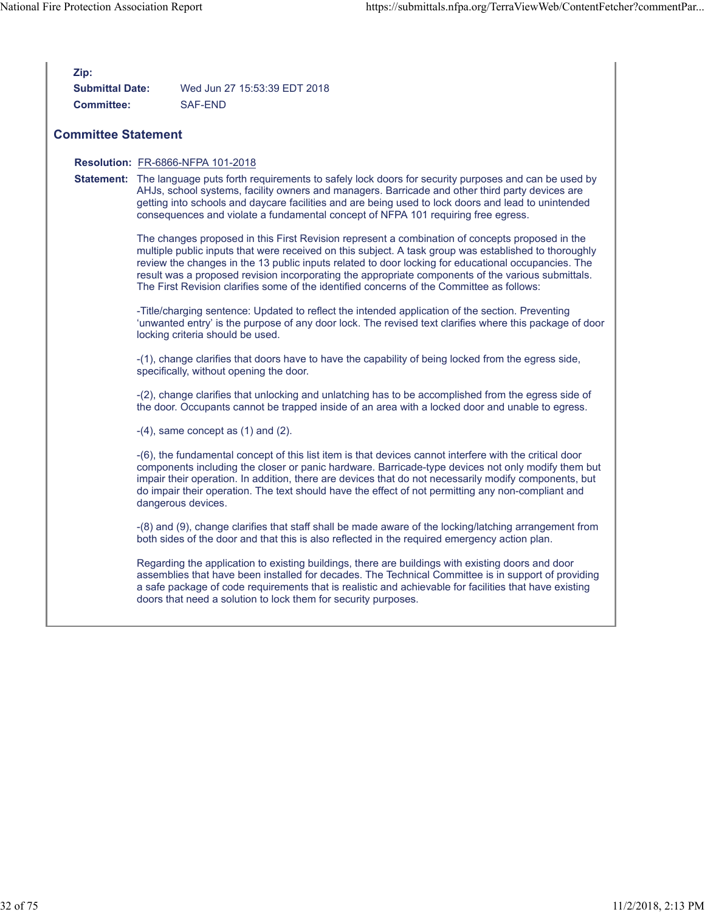**Zip:**

**Submittal Date:** Wed Jun 27 15:53:39 EDT 2018

**Committee:** SAF-END

## Committee Statement

**Resolution:** FR-6866-NFPA 101-2018

**Statement:** The language puts forth requirements to safely lock doors for security purposes and can be used by AHJs, school systems, facility owners and managers. Barricade and other third party devices are getting into schools and daycare facilities and are being used to lock doors and lead to unintended consequences and violate a fundamental concept of NFPA 101 requiring free egress.

The changes proposed in this First Revision represent a combination of concepts proposed in the multiple public inputs that were received on this subject. A task group was established to thoroughly review the changes in the 13 public inputs related to door locking for educational occupancies. The result was a proposed revision incorporating the appropriate components of the various submittals. The First Revision clarifies some of the identified concerns of the Committee as follows:

-Title/charging sentence: Updated to reflect the intended application of the section. Preventing 'unwanted entry' is the purpose of any door lock. The revised text clarifies where this package of door locking criteria should be used.

-(1), change clarifies that doors have to have the capability of being locked from the egress side, specifically, without opening the door.

-(2), change clarifies that unlocking and unlatching has to be accomplished from the egress side of the door. Occupants cannot be trapped inside of an area with a locked door and unable to egress.

-(4), same concept as (1) and (2).

-(6), the fundamental concept of this list item is that devices cannot interfere with the critical door components including the closer or panic hardware. Barricade-type devices not only modify them but impair their operation. In addition, there are devices that do not necessarily modify components, but do impair their operation. The text should have the effect of not permitting any non-compliant and dangerous devices.

-(8) and (9), change clarifies that staff shall be made aware of the locking/latching arrangement from both sides of the door and that this is also reflected in the required emergency action plan.

Regarding the application to existing buildings, there are buildings with existing doors and door assemblies that have been installed for decades. The Technical Committee is in support of providing a safe package of code requirements that is realistic and achievable for facilities that have existing doors that need a solution to lock them for security purposes.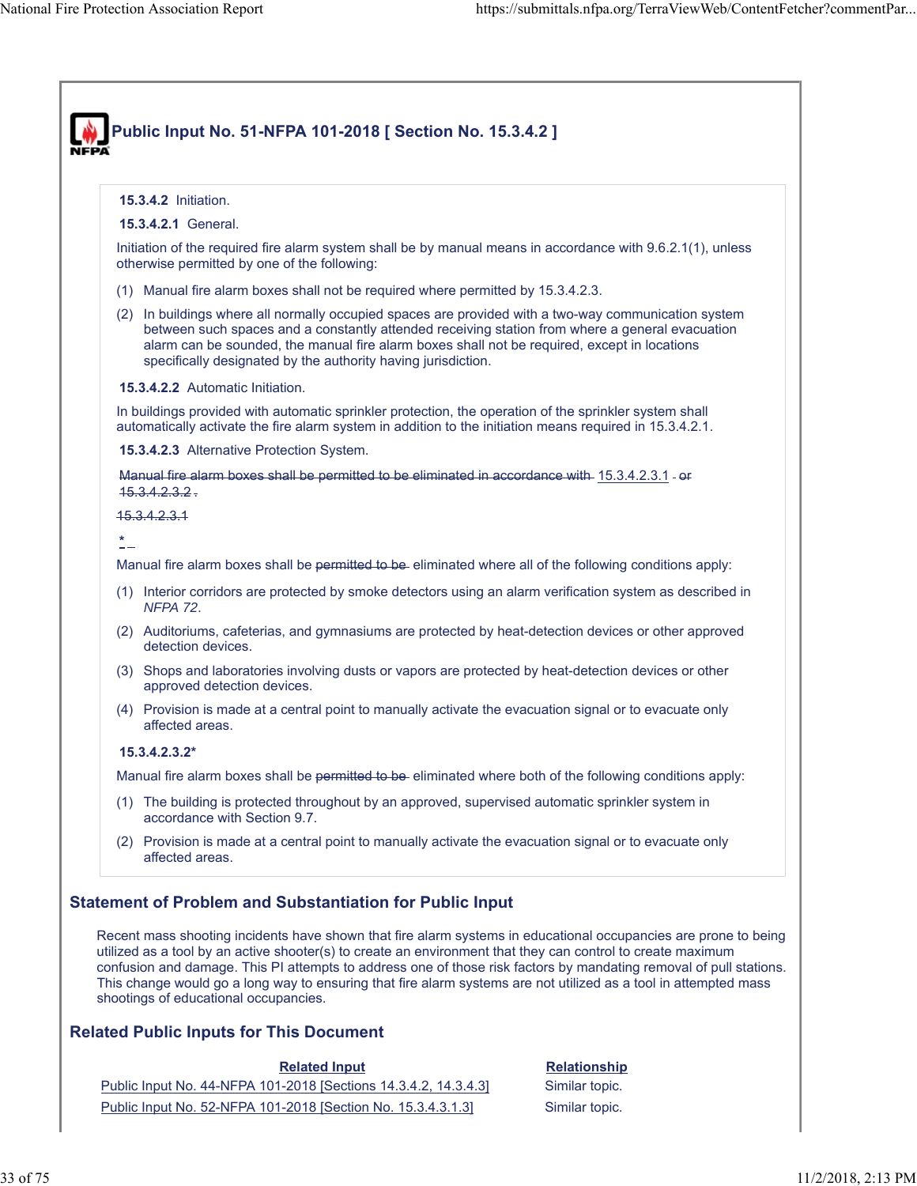# Public Input No. 51-NFPA 101-2018 [ Section No. 15.3.4.2 ]

**15.3.4.2** Initiation.

**15.3.4.2.1** General.

Initiation of the required fire alarm system shall be by manual means in accordance with 9.6.2.1(1), unless otherwise permitted by one of the following:

(1) Manual fire alarm boxes shall not be required where permitted by 15.3.4.2.3.

(2) In buildings where all normally occupied spaces are provided with a two-way communication system between such spaces and a constantly attended receiving station from where a general evacuation alarm can be sounded, the manual fire alarm boxes shall not be required, except in locations specifically designated by the authority having jurisdiction.

**15.3.4.2.2** Automatic Initiation.

In buildings provided with automatic sprinkler protection, the operation of the sprinkler system shall automatically activate the fire alarm system in addition to the initiation means required in 15.3.4.2.1.

**15.3.4.2.3** Alternative Protection System.

~~Manual fire alarm boxes shall be permitted to be eliminated in accordance with~~ 15.3.4.2.3.1 ~~or 15.3.4.2.3.2 .~~

~~15.3.4.2.3.1~~

~~*~~

Manual fire alarm boxes shall be ~~permitted to be~~ eliminated where all of the following conditions apply:

(1) Interior corridors are protected by smoke detectors using an alarm verification system as described in *NFPA 72*.

(2) Auditoriums, cafeterias, and gymnasiums are protected by heat-detection devices or other approved detection devices.

(3) Shops and laboratories involving dusts or vapors are protected by heat-detection devices or other approved detection devices.

(4) Provision is made at a central point to manually activate the evacuation signal or to evacuate only affected areas.

**15.3.4.2.3.2***

Manual fire alarm boxes shall be ~~permitted to be~~ eliminated where both of the following conditions apply:

(1) The building is protected throughout by an approved, supervised automatic sprinkler system in accordance with Section 9.7.

(2) Provision is made at a central point to manually activate the evacuation signal or to evacuate only affected areas.

## Statement of Problem and Substantiation for Public Input

Recent mass shooting incidents have shown that fire alarm systems in educational occupancies are prone to being utilized as a tool by an active shooter(s) to create an environment that they can control to create maximum confusion and damage. This PI attempts to address one of those risk factors by mandating removal of pull stations. This change would go a long way to ensuring that fire alarm systems are not utilized as a tool in attempted mass shootings of educational occupancies.

## Related Public Inputs for This Document

| Related Input | Relationship |
| --- | --- |
| Public Input No. 44-NFPA 101-2018 [Sections 14.3.4.2, 14.3.4.3] | Similar topic. |
| Public Input No. 52-NFPA 101-2018 [Section No. 15.3.4.3.1.3] | Similar topic. |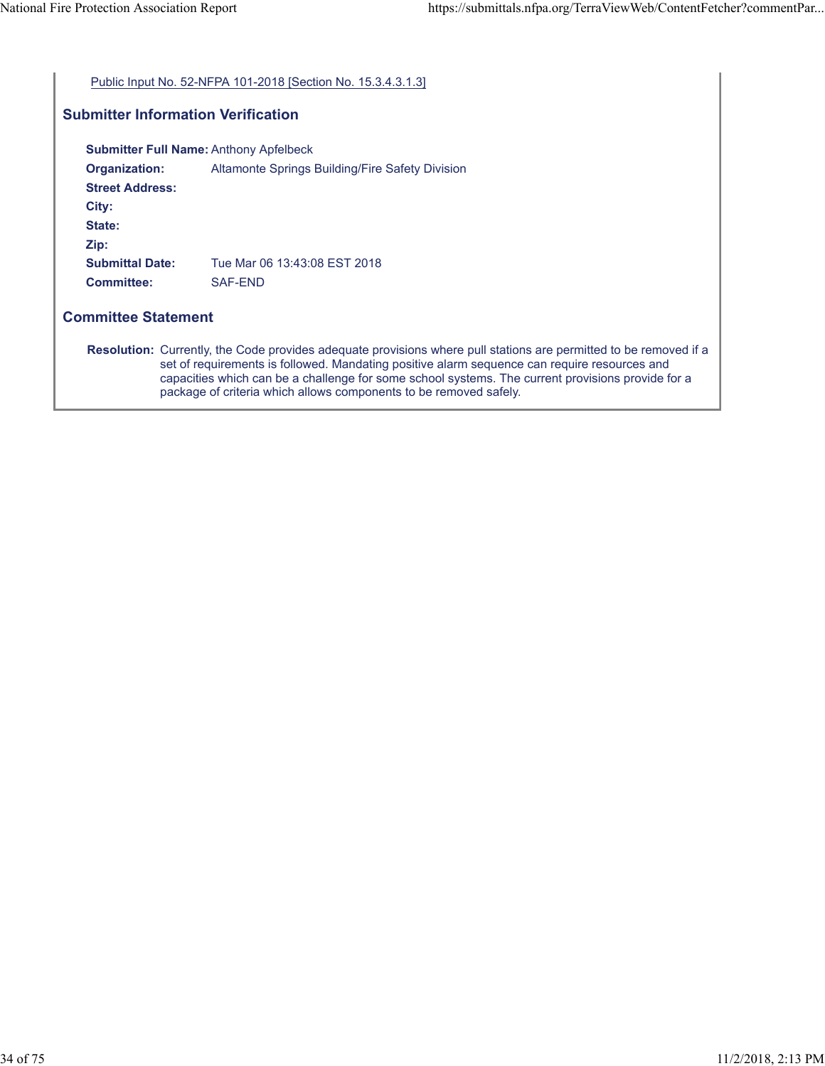Public Input No. 52-NFPA 101-2018 [Section No. 15.3.4.3.1.3]

## Submitter Information Verification

| | |
|---|---|
| **Submitter Full Name:** | Anthony Apfelbeck |
| **Organization:** | Altamonte Springs Building/Fire Safety Division |
| **Street Address:** | |
| **City:** | |
| **State:** | |
| **Zip:** | |
| **Submittal Date:** | Tue Mar 06 13:43:08 EST 2018 |
| **Committee:** | SAF-END |

## Committee Statement

**Resolution:** Currently, the Code provides adequate provisions where pull stations are permitted to be removed if a set of requirements is followed. Mandating positive alarm sequence can require resources and capacities which can be a challenge for some school systems. The current provisions provide for a package of criteria which allows components to be removed safely.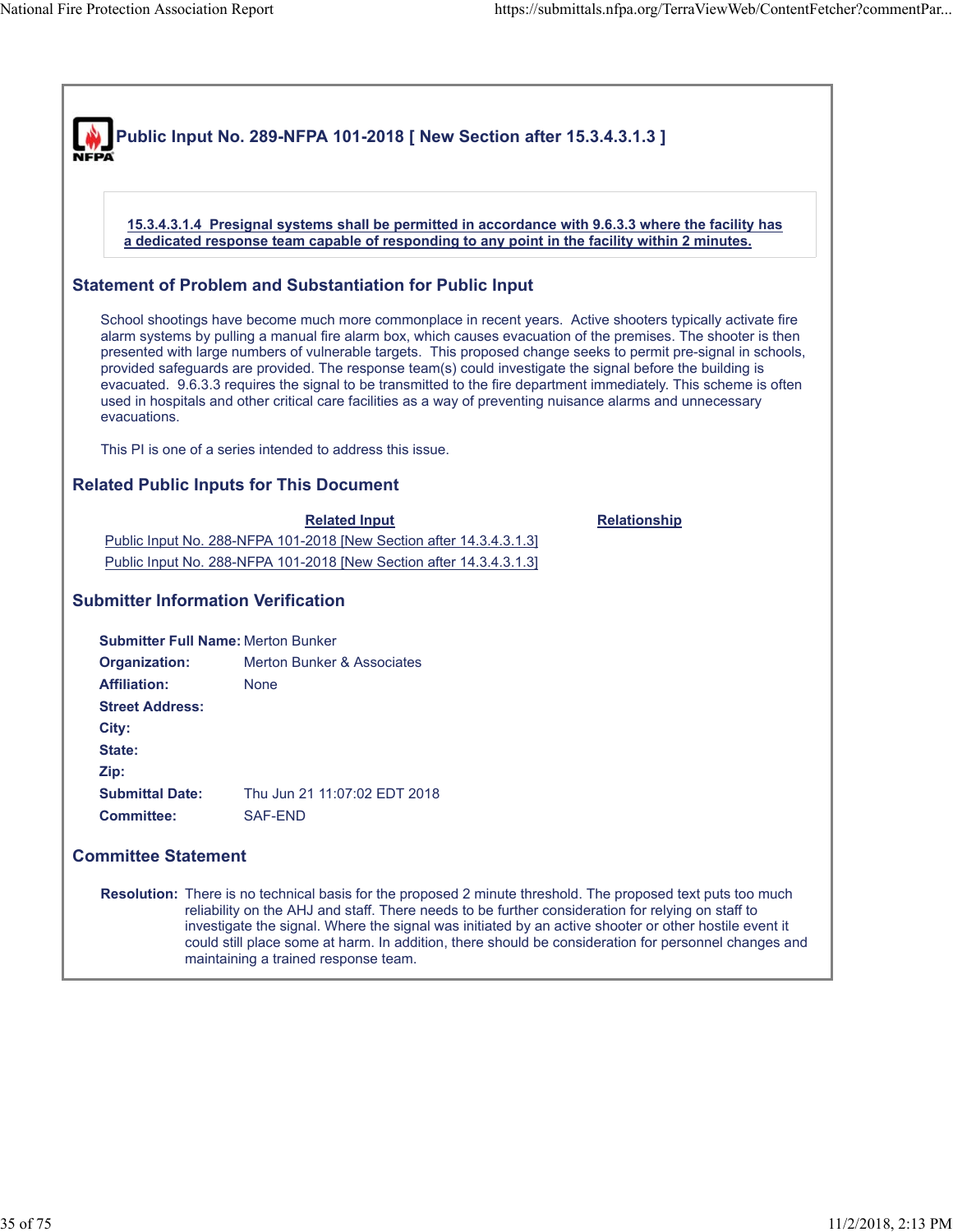# Public Input No. 289-NFPA 101-2018 [ New Section after 15.3.4.3.1.3 ]

**15.3.4.3.1.4 Presignal systems shall be permitted in accordance with 9.6.3.3 where the facility has a dedicated response team capable of responding to any point in the facility within 2 minutes.**

## Statement of Problem and Substantiation for Public Input

School shootings have become much more commonplace in recent years. Active shooters typically activate fire alarm systems by pulling a manual fire alarm box, which causes evacuation of the premises. The shooter is then presented with large numbers of vulnerable targets. This proposed change seeks to permit pre-signal in schools, provided safeguards are provided. The response team(s) could investigate the signal before the building is evacuated. 9.6.3.3 requires the signal to be transmitted to the fire department immediately. This scheme is often used in hospitals and other critical care facilities as a way of preventing nuisance alarms and unnecessary evacuations.

This PI is one of a series intended to address this issue.

## Related Public Inputs for This Document

| Related Input | Relationship |
| --- | --- |
| Public Input No. 288-NFPA 101-2018 [New Section after 14.3.4.3.1.3] | |
| Public Input No. 288-NFPA 101-2018 [New Section after 14.3.4.3.1.3] | |

## Submitter Information Verification

| | |
| --- | --- |
| **Submitter Full Name:** | Merton Bunker |
| **Organization:** | Merton Bunker & Associates |
| **Affiliation:** | None |
| **Street Address:** | |
| **City:** | |
| **State:** | |
| **Zip:** | |
| **Submittal Date:** | Thu Jun 21 11:07:02 EDT 2018 |
| **Committee:** | SAF-END |

## Committee Statement

**Resolution:** There is no technical basis for the proposed 2 minute threshold. The proposed text puts too much reliability on the AHJ and staff. There needs to be further consideration for relying on staff to investigate the signal. Where the signal was initiated by an active shooter or other hostile event it could still place some at harm. In addition, there should be consideration for personnel changes and maintaining a trained response team.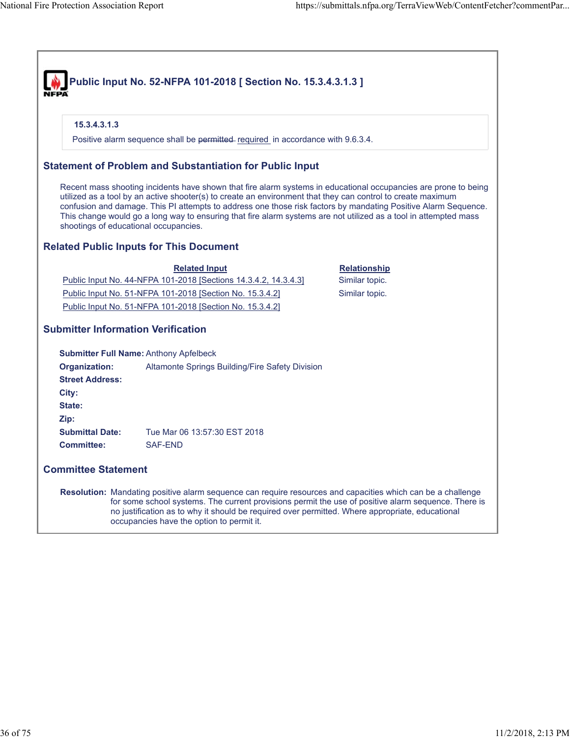# Public Input No. 52-NFPA 101-2018 [ Section No. 15.3.4.3.1.3 ]

**15.3.4.3.1.3**

Positive alarm sequence shall be ~~permitted~~ required in accordance with 9.6.3.4.

## Statement of Problem and Substantiation for Public Input

Recent mass shooting incidents have shown that fire alarm systems in educational occupancies are prone to being utilized as a tool by an active shooter(s) to create an environment that they can control to create maximum confusion and damage. This PI attempts to address one those risk factors by mandating Positive Alarm Sequence. This change would go a long way to ensuring that fire alarm systems are not utilized as a tool in attempted mass shootings of educational occupancies.

## Related Public Inputs for This Document

| Related Input | Relationship |
|---|---|
| Public Input No. 44-NFPA 101-2018 [Sections 14.3.4.2, 14.3.4.3] | Similar topic. |
| Public Input No. 51-NFPA 101-2018 [Section No. 15.3.4.2] | Similar topic. |
| Public Input No. 51-NFPA 101-2018 [Section No. 15.3.4.2] | |

## Submitter Information Verification

**Submitter Full Name:** Anthony Apfelbeck
**Organization:** Altamonte Springs Building/Fire Safety Division
**Street Address:**
**City:**
**State:**
**Zip:**
**Submittal Date:** Tue Mar 06 13:57:30 EST 2018
**Committee:** SAF-END

## Committee Statement

**Resolution:** Mandating positive alarm sequence can require resources and capacities which can be a challenge for some school systems. The current provisions permit the use of positive alarm sequence. There is no justification as to why it should be required over permitted. Where appropriate, educational occupancies have the option to permit it.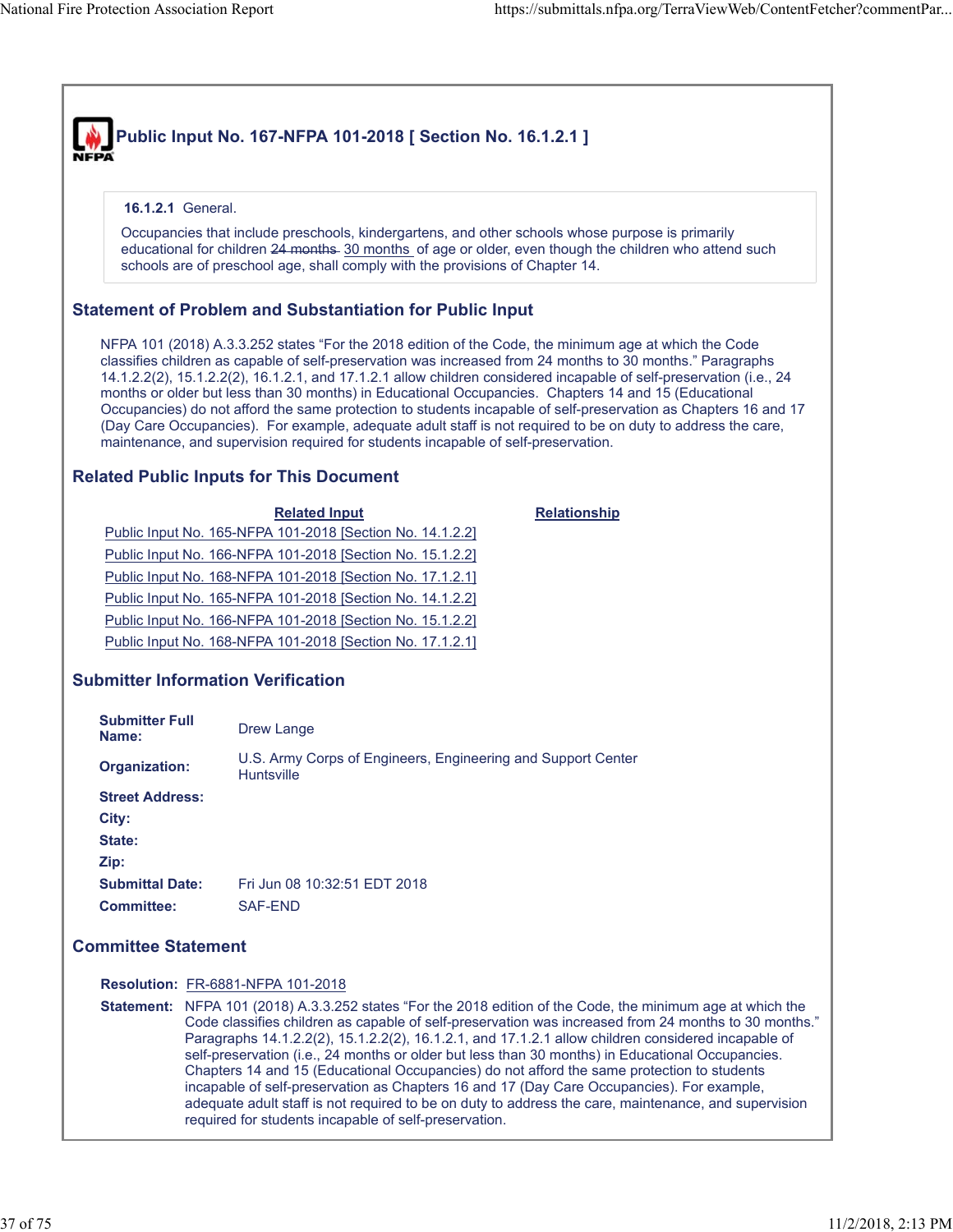# Public Input No. 167-NFPA 101-2018 [ Section No. 16.1.2.1 ]

**16.1.2.1** General.

Occupancies that include preschools, kindergartens, and other schools whose purpose is primarily educational for children ~~24 months~~ 30 months of age or older, even though the children who attend such schools are of preschool age, shall comply with the provisions of Chapter 14.

## Statement of Problem and Substantiation for Public Input

NFPA 101 (2018) A.3.3.252 states "For the 2018 edition of the Code, the minimum age at which the Code classifies children as capable of self-preservation was increased from 24 months to 30 months." Paragraphs 14.1.2.2(2), 15.1.2.2(2), 16.1.2.1, and 17.1.2.1 allow children considered incapable of self-preservation (i.e., 24 months or older but less than 30 months) in Educational Occupancies. Chapters 14 and 15 (Educational Occupancies) do not afford the same protection to students incapable of self-preservation as Chapters 16 and 17 (Day Care Occupancies). For example, adequate adult staff is not required to be on duty to address the care, maintenance, and supervision required for students incapable of self-preservation.

## Related Public Inputs for This Document

| Related Input | Relationship |
|---|---|
| Public Input No. 165-NFPA 101-2018 [Section No. 14.1.2.2] | |
| Public Input No. 166-NFPA 101-2018 [Section No. 15.1.2.2] | |
| Public Input No. 168-NFPA 101-2018 [Section No. 17.1.2.1] | |
| Public Input No. 165-NFPA 101-2018 [Section No. 14.1.2.2] | |
| Public Input No. 166-NFPA 101-2018 [Section No. 15.1.2.2] | |
| Public Input No. 168-NFPA 101-2018 [Section No. 17.1.2.1] | |

## Submitter Information Verification

| | |
|---|---|
| **Submitter Full Name:** | Drew Lange |
| **Organization:** | U.S. Army Corps of Engineers, Engineering and Support Center Huntsville |
| **Street Address:** | |
| **City:** | |
| **State:** | |
| **Zip:** | |
| **Submittal Date:** | Fri Jun 08 10:32:51 EDT 2018 |
| **Committee:** | SAF-END |

## Committee Statement

**Resolution:** FR-6881-NFPA 101-2018

**Statement:** NFPA 101 (2018) A.3.3.252 states "For the 2018 edition of the Code, the minimum age at which the Code classifies children as capable of self-preservation was increased from 24 months to 30 months." Paragraphs 14.1.2.2(2), 15.1.2.2(2), 16.1.2.1, and 17.1.2.1 allow children considered incapable of self-preservation (i.e., 24 months or older but less than 30 months) in Educational Occupancies. Chapters 14 and 15 (Educational Occupancies) do not afford the same protection to students incapable of self-preservation as Chapters 16 and 17 (Day Care Occupancies). For example, adequate adult staff is not required to be on duty to address the care, maintenance, and supervision required for students incapable of self-preservation.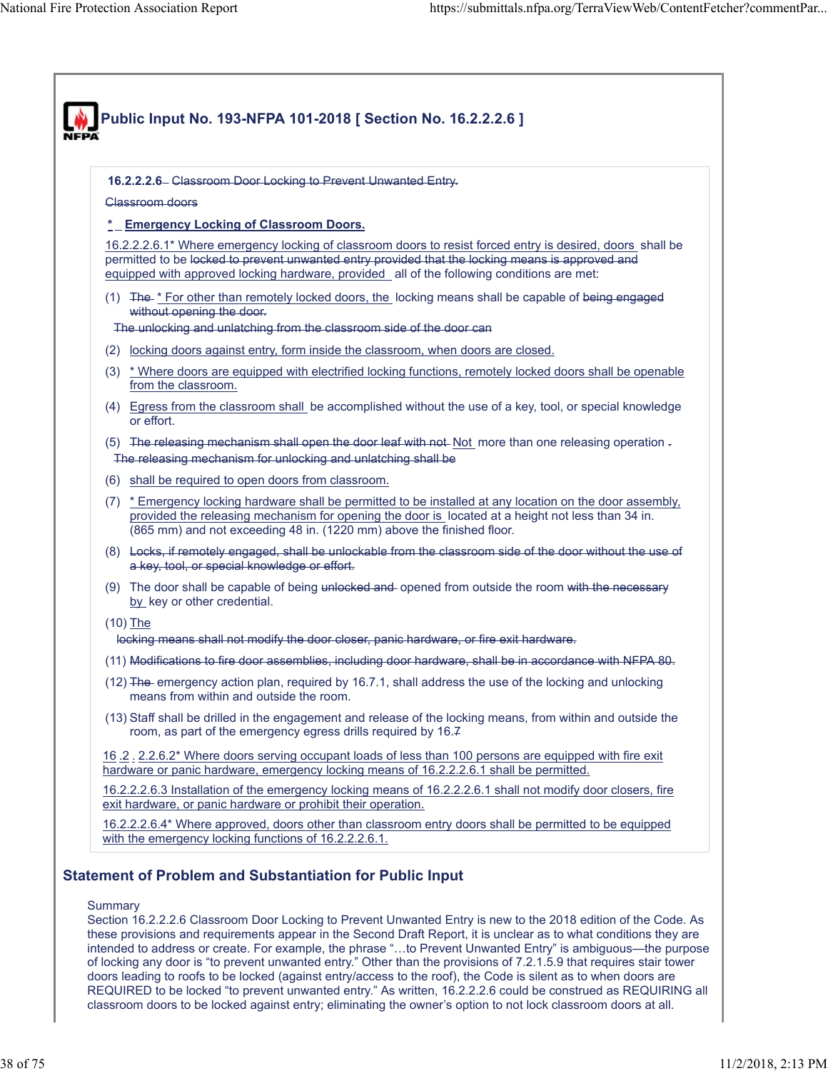# Public Input No. 193-NFPA 101-2018 [ Section No. 16.2.2.2.6 ]

**16.2.2.2.6** Classroom Door Locking to Prevent Unwanted Entry.

Classroom doors

**\* Emergency Locking of Classroom Doors.**

16.2.2.2.6.1* Where emergency locking of classroom doors to resist forced entry is desired, doors shall be permitted to be locked to prevent unwanted entry provided that the locking means is approved and equipped with approved locking hardware, provided all of the following conditions are met:

(1) The * For other than remotely locked doors, the locking means shall be capable of being engaged without opening the door.

The unlocking and unlatching from the classroom side of the door can

(2) locking doors against entry, form inside the classroom, when doors are closed.

(3) * Where doors are equipped with electrified locking functions, remotely locked doors shall be openable from the classroom.

(4) Egress from the classroom shall be accomplished without the use of a key, tool, or special knowledge or effort.

(5) The releasing mechanism shall open the door leaf with not Not more than one releasing operation .

The releasing mechanism for unlocking and unlatching shall be

(6) shall be required to open doors from classroom.

(7) * Emergency locking hardware shall be permitted to be installed at any location on the door assembly, provided the releasing mechanism for opening the door is located at a height not less than 34 in. (865 mm) and not exceeding 48 in. (1220 mm) above the finished floor.

(8) Locks, if remotely engaged, shall be unlockable from the classroom side of the door without the use of a key, tool, or special knowledge or effort.

(9) The door shall be capable of being unlocked and opened from outside the room with the necessary by key or other credential.

(10) The

locking means shall not modify the door closer, panic hardware, or fire exit hardware.

(11) Modifications to fire door assemblies, including door hardware, shall be in accordance with NFPA 80.

(12) The emergency action plan, required by 16.7.1, shall address the use of the locking and unlocking means from within and outside the room.

(13) Staff shall be drilled in the engagement and release of the locking means, from within and outside the room, as part of the emergency egress drills required by 16.7

16 .2 . 2.2.6.2* Where doors serving occupant loads of less than 100 persons are equipped with fire exit hardware or panic hardware, emergency locking means of 16.2.2.2.6.1 shall be permitted.

16.2.2.2.6.3 Installation of the emergency locking means of 16.2.2.2.6.1 shall not modify door closers, fire exit hardware, or panic hardware or prohibit their operation.

16.2.2.2.6.4* Where approved, doors other than classroom entry doors shall be permitted to be equipped with the emergency locking functions of 16.2.2.2.6.1.

## Statement of Problem and Substantiation for Public Input

Summary

Section 16.2.2.2.6 Classroom Door Locking to Prevent Unwanted Entry is new to the 2018 edition of the Code. As these provisions and requirements appear in the Second Draft Report, it is unclear as to what conditions they are intended to address or create. For example, the phrase "…to Prevent Unwanted Entry" is ambiguous—the purpose of locking any door is "to prevent unwanted entry." Other than the provisions of 7.2.1.5.9 that requires stair tower doors leading to roofs to be locked (against entry/access to the roof), the Code is silent as to when doors are REQUIRED to be locked "to prevent unwanted entry." As written, 16.2.2.2.6 could be construed as REQUIRING all classroom doors to be locked against entry; eliminating the owner's option to not lock classroom doors at all.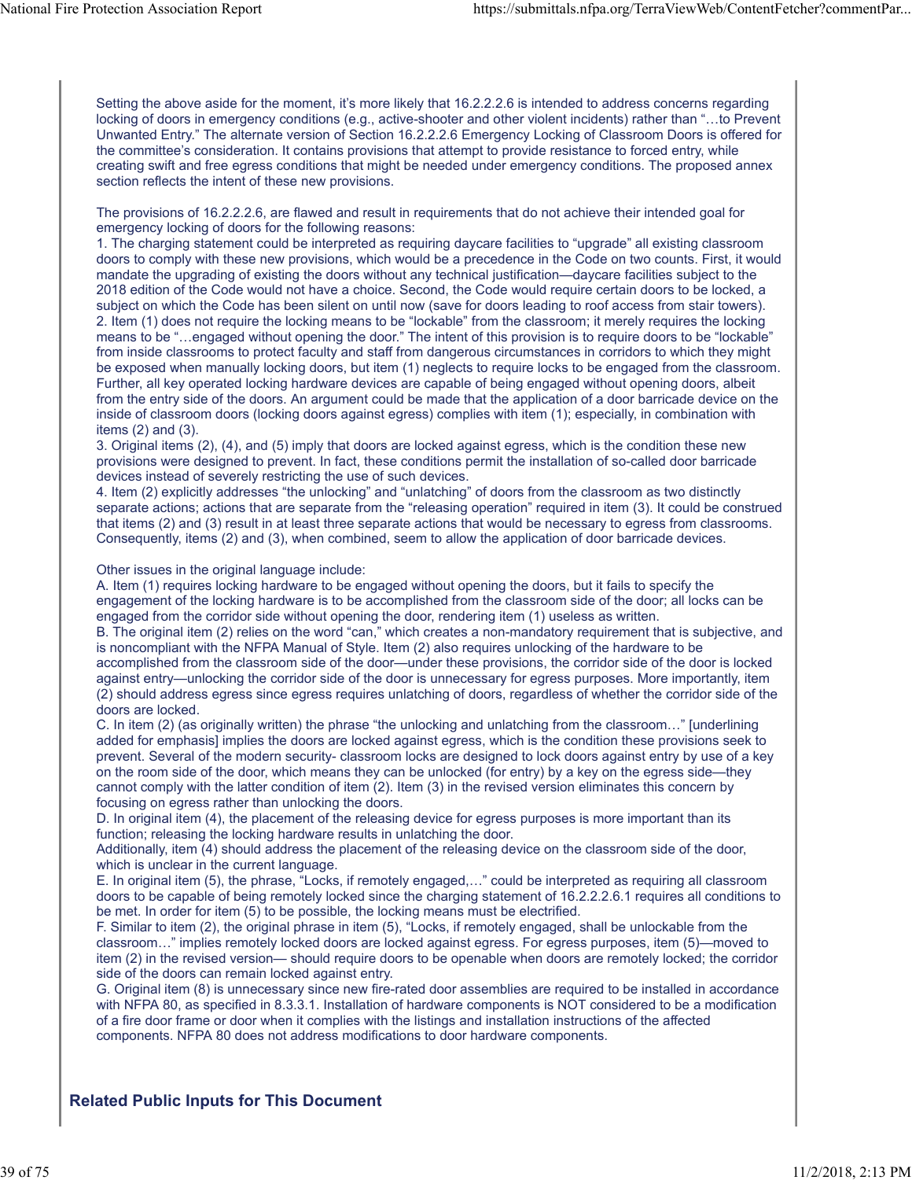Setting the above aside for the moment, it's more likely that 16.2.2.2.6 is intended to address concerns regarding locking of doors in emergency conditions (e.g., active-shooter and other violent incidents) rather than "…to Prevent Unwanted Entry." The alternate version of Section 16.2.2.2.6 Emergency Locking of Classroom Doors is offered for the committee's consideration. It contains provisions that attempt to provide resistance to forced entry, while creating swift and free egress conditions that might be needed under emergency conditions. The proposed annex section reflects the intent of these new provisions.

The provisions of 16.2.2.2.6, are flawed and result in requirements that do not achieve their intended goal for emergency locking of doors for the following reasons:

1. The charging statement could be interpreted as requiring daycare facilities to "upgrade" all existing classroom doors to comply with these new provisions, which would be a precedence in the Code on two counts. First, it would mandate the upgrading of existing the doors without any technical justification—daycare facilities subject to the 2018 edition of the Code would not have a choice. Second, the Code would require certain doors to be locked, a subject on which the Code has been silent on until now (save for doors leading to roof access from stair towers).
2. Item (1) does not require the locking means to be "lockable" from the classroom; it merely requires the locking means to be "…engaged without opening the door." The intent of this provision is to require doors to be "lockable" from inside classrooms to protect faculty and staff from dangerous circumstances in corridors to which they might be exposed when manually locking doors, but item (1) neglects to require locks to be engaged from the classroom. Further, all key operated locking hardware devices are capable of being engaged without opening doors, albeit from the entry side of the doors. An argument could be made that the application of a door barricade device on the inside of classroom doors (locking doors against egress) complies with item (1); especially, in combination with items (2) and (3).
3. Original items (2), (4), and (5) imply that doors are locked against egress, which is the condition these new provisions were designed to prevent. In fact, these conditions permit the installation of so-called door barricade devices instead of severely restricting the use of such devices.
4. Item (2) explicitly addresses "the unlocking" and "unlatching" of doors from the classroom as two distinctly separate actions; actions that are separate from the "releasing operation" required in item (3). It could be construed that items (2) and (3) result in at least three separate actions that would be necessary to egress from classrooms. Consequently, items (2) and (3), when combined, seem to allow the application of door barricade devices.

Other issues in the original language include:

A. Item (1) requires locking hardware to be engaged without opening the doors, but it fails to specify the engagement of the locking hardware is to be accomplished from the classroom side of the door; all locks can be engaged from the corridor side without opening the door, rendering item (1) useless as written.

B. The original item (2) relies on the word "can," which creates a non-mandatory requirement that is subjective, and is noncompliant with the NFPA Manual of Style. Item (2) also requires unlocking of the hardware to be accomplished from the classroom side of the door—under these provisions, the corridor side of the door is locked against entry—unlocking the corridor side of the door is unnecessary for egress purposes. More importantly, item (2) should address egress since egress requires unlatching of doors, regardless of whether the corridor side of the doors are locked.

C. In item (2) (as originally written) the phrase "the unlocking and unlatching from the classroom…" [underlining added for emphasis] implies the doors are locked against egress, which is the condition these provisions seek to prevent. Several of the modern security- classroom locks are designed to lock doors against entry by use of a key on the room side of the door, which means they can be unlocked (for entry) by a key on the egress side—they cannot comply with the latter condition of item (2). Item (3) in the revised version eliminates this concern by focusing on egress rather than unlocking the doors.

D. In original item (4), the placement of the releasing device for egress purposes is more important than its function; releasing the locking hardware results in unlatching the door.

Additionally, item (4) should address the placement of the releasing device on the classroom side of the door, which is unclear in the current language.

E. In original item (5), the phrase, "Locks, if remotely engaged,…" could be interpreted as requiring all classroom doors to be capable of being remotely locked since the charging statement of 16.2.2.2.6.1 requires all conditions to be met. In order for item (5) to be possible, the locking means must be electrified.

F. Similar to item (2), the original phrase in item (5), "Locks, if remotely engaged, shall be unlockable from the classroom…" implies remotely locked doors are locked against egress. For egress purposes, item (5)—moved to item (2) in the revised version— should require doors to be openable when doors are remotely locked; the corridor side of the doors can remain locked against entry.

G. Original item (8) is unnecessary since new fire-rated door assemblies are required to be installed in accordance with NFPA 80, as specified in 8.3.3.1. Installation of hardware components is NOT considered to be a modification of a fire door frame or door when it complies with the listings and installation instructions of the affected components. NFPA 80 does not address modifications to door hardware components.

## Related Public Inputs for This Document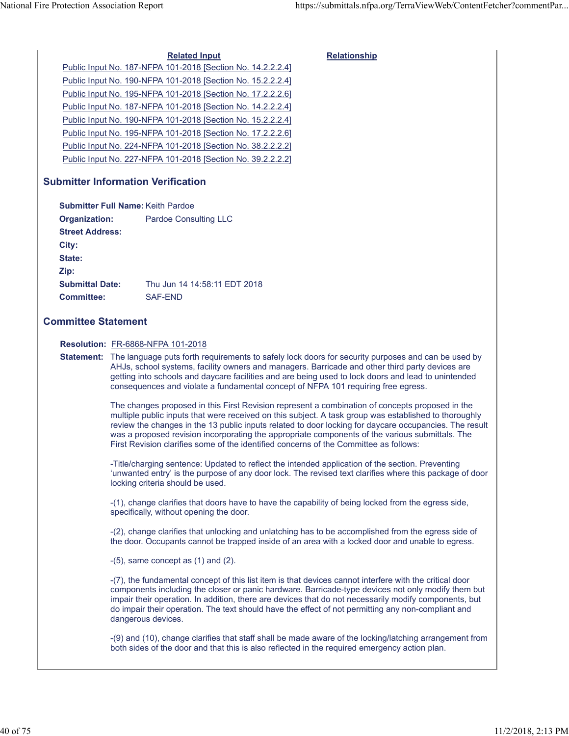| Related Input | Relationship |
| --- | --- |
| Public Input No. 187-NFPA 101-2018 [Section No. 14.2.2.2.4] | |
| Public Input No. 190-NFPA 101-2018 [Section No. 15.2.2.2.4] | |
| Public Input No. 195-NFPA 101-2018 [Section No. 17.2.2.2.6] | |
| Public Input No. 187-NFPA 101-2018 [Section No. 14.2.2.2.4] | |
| Public Input No. 190-NFPA 101-2018 [Section No. 15.2.2.2.4] | |
| Public Input No. 195-NFPA 101-2018 [Section No. 17.2.2.2.6] | |
| Public Input No. 224-NFPA 101-2018 [Section No. 38.2.2.2.2] | |
| Public Input No. 227-NFPA 101-2018 [Section No. 39.2.2.2.2] | |

## Submitter Information Verification

**Submitter Full Name:** Keith Pardoe
**Organization:** Pardoe Consulting LLC
**Street Address:**
**City:**
**State:**
**Zip:**
**Submittal Date:** Thu Jun 14 14:58:11 EDT 2018
**Committee:** SAF-END

## Committee Statement

**Resolution:** FR-6868-NFPA 101-2018

**Statement:** The language puts forth requirements to safely lock doors for security purposes and can be used by AHJs, school systems, facility owners and managers. Barricade and other third party devices are getting into schools and daycare facilities and are being used to lock doors and lead to unintended consequences and violate a fundamental concept of NFPA 101 requiring free egress.

The changes proposed in this First Revision represent a combination of concepts proposed in the multiple public inputs that were received on this subject. A task group was established to thoroughly review the changes in the 13 public inputs related to door locking for daycare occupancies. The result was a proposed revision incorporating the appropriate components of the various submittals. The First Revision clarifies some of the identified concerns of the Committee as follows:

-Title/charging sentence: Updated to reflect the intended application of the section. Preventing 'unwanted entry' is the purpose of any door lock. The revised text clarifies where this package of door locking criteria should be used.

-(1), change clarifies that doors have to have the capability of being locked from the egress side, specifically, without opening the door.

-(2), change clarifies that unlocking and unlatching has to be accomplished from the egress side of the door. Occupants cannot be trapped inside of an area with a locked door and unable to egress.

-(5), same concept as (1) and (2).

-(7), the fundamental concept of this list item is that devices cannot interfere with the critical door components including the closer or panic hardware. Barricade-type devices not only modify them but impair their operation. In addition, there are devices that do not necessarily modify components, but do impair their operation. The text should have the effect of not permitting any non-compliant and dangerous devices.

-(9) and (10), change clarifies that staff shall be made aware of the locking/latching arrangement from both sides of the door and that this is also reflected in the required emergency action plan.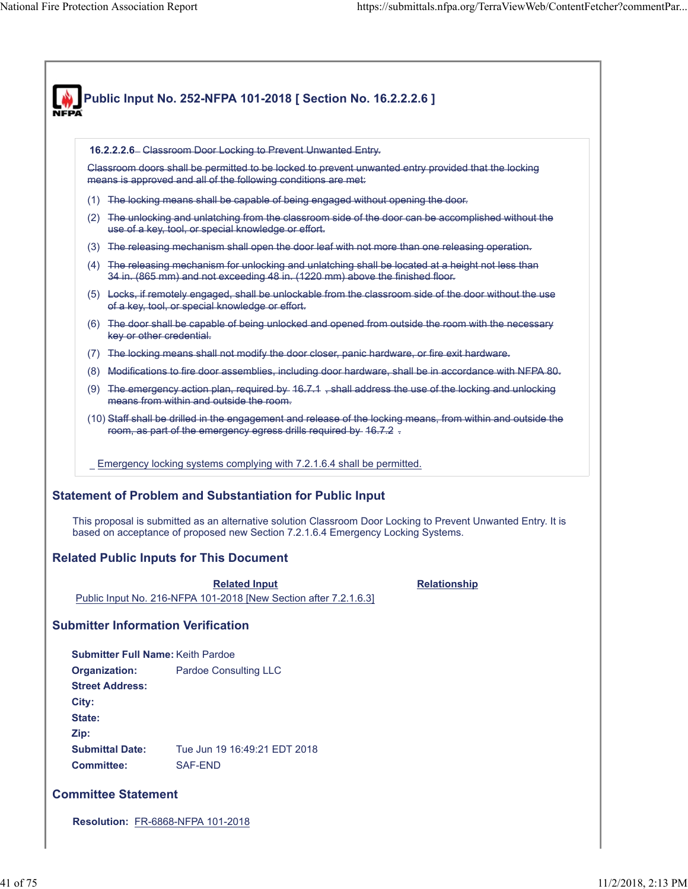## Public Input No. 252-NFPA 101-2018 [ Section No. 16.2.2.2.6 ]

**16.2.2.2.6** ~~Classroom Door Locking to Prevent Unwanted Entry.~~

~~Classroom doors shall be permitted to be locked to prevent unwanted entry provided that the locking means is approved and all of the following conditions are met:~~

(1) ~~The locking means shall be capable of being engaged without opening the door.~~

(2) ~~The unlocking and unlatching from the classroom side of the door can be accomplished without the use of a key, tool, or special knowledge or effort.~~

(3) ~~The releasing mechanism shall open the door leaf with not more than one releasing operation.~~

(4) ~~The releasing mechanism for unlocking and unlatching shall be located at a height not less than 34 in. (865 mm) and not exceeding 48 in. (1220 mm) above the finished floor.~~

(5) ~~Locks, if remotely engaged, shall be unlockable from the classroom side of the door without the use of a key, tool, or special knowledge or effort.~~

(6) ~~The door shall be capable of being unlocked and opened from outside the room with the necessary key or other credential.~~

(7) ~~The locking means shall not modify the door closer, panic hardware, or fire exit hardware.~~

(8) ~~Modifications to fire door assemblies, including door hardware, shall be in accordance with NFPA 80.~~

(9) ~~The emergency action plan, required by 16.7.1 , shall address the use of the locking and unlocking means from within and outside the room.~~

(10) ~~Staff shall be drilled in the engagement and release of the locking means, from within and outside the room, as part of the emergency egress drills required by 16.7.2 .~~

Emergency locking systems complying with 7.2.1.6.4 shall be permitted.

### Statement of Problem and Substantiation for Public Input

This proposal is submitted as an alternative solution Classroom Door Locking to Prevent Unwanted Entry. It is based on acceptance of proposed new Section 7.2.1.6.4 Emergency Locking Systems.

### Related Public Inputs for This Document

| Related Input | Relationship |
|---|---|
| Public Input No. 216-NFPA 101-2018 [New Section after 7.2.1.6.3] | |

### Submitter Information Verification

**Submitter Full Name:** Keith Pardoe
**Organization:** Pardoe Consulting LLC
**Street Address:**
**City:**
**State:**
**Zip:**
**Submittal Date:** Tue Jun 19 16:49:21 EDT 2018
**Committee:** SAF-END

### Committee Statement

**Resolution:** FR-6868-NFPA 101-2018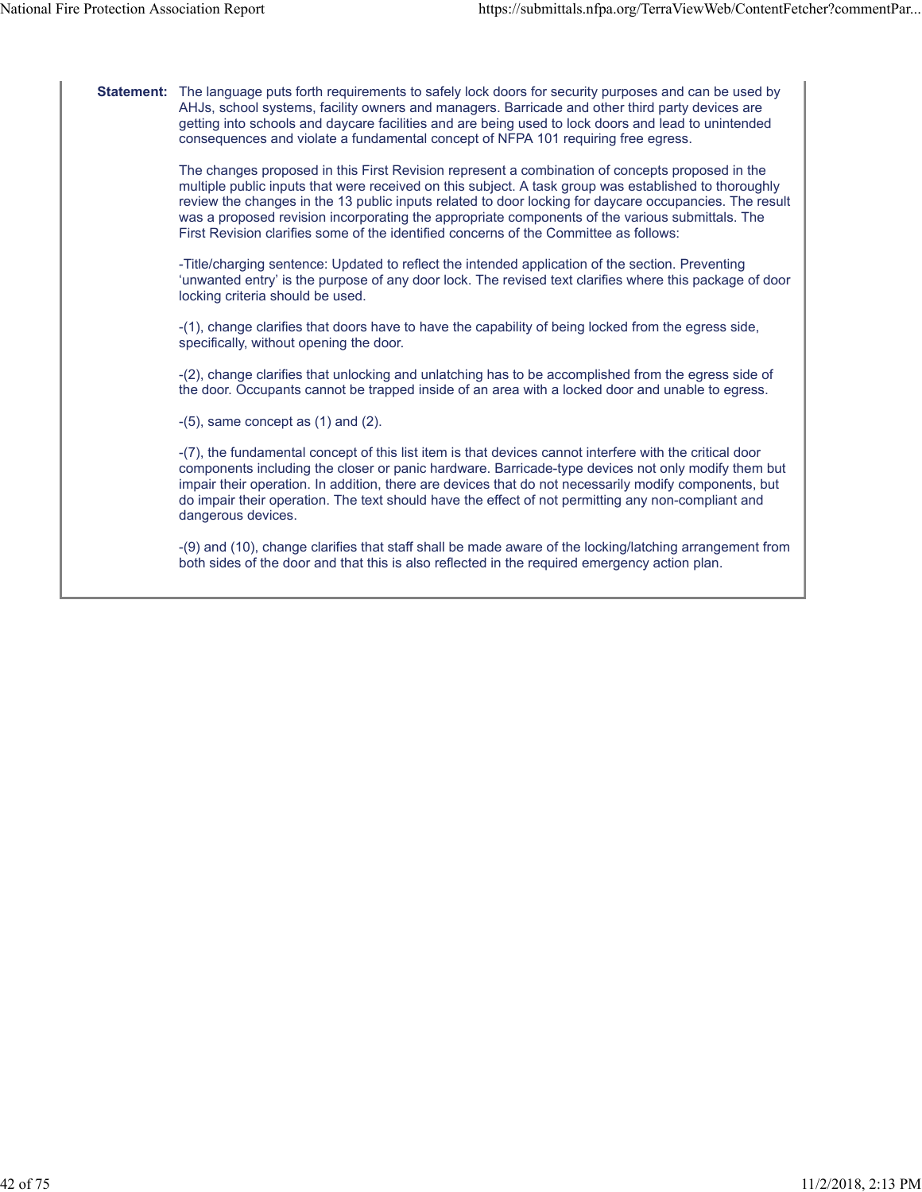**Statement:** The language puts forth requirements to safely lock doors for security purposes and can be used by AHJs, school systems, facility owners and managers. Barricade and other third party devices are getting into schools and daycare facilities and are being used to lock doors and lead to unintended consequences and violate a fundamental concept of NFPA 101 requiring free egress.

The changes proposed in this First Revision represent a combination of concepts proposed in the multiple public inputs that were received on this subject. A task group was established to thoroughly review the changes in the 13 public inputs related to door locking for daycare occupancies. The result was a proposed revision incorporating the appropriate components of the various submittals. The First Revision clarifies some of the identified concerns of the Committee as follows:

-Title/charging sentence: Updated to reflect the intended application of the section. Preventing 'unwanted entry' is the purpose of any door lock. The revised text clarifies where this package of door locking criteria should be used.

-(1), change clarifies that doors have to have the capability of being locked from the egress side, specifically, without opening the door.

-(2), change clarifies that unlocking and unlatching has to be accomplished from the egress side of the door. Occupants cannot be trapped inside of an area with a locked door and unable to egress.

-(5), same concept as (1) and (2).

-(7), the fundamental concept of this list item is that devices cannot interfere with the critical door components including the closer or panic hardware. Barricade-type devices not only modify them but impair their operation. In addition, there are devices that do not necessarily modify components, but do impair their operation. The text should have the effect of not permitting any non-compliant and dangerous devices.

-(9) and (10), change clarifies that staff shall be made aware of the locking/latching arrangement from both sides of the door and that this is also reflected in the required emergency action plan.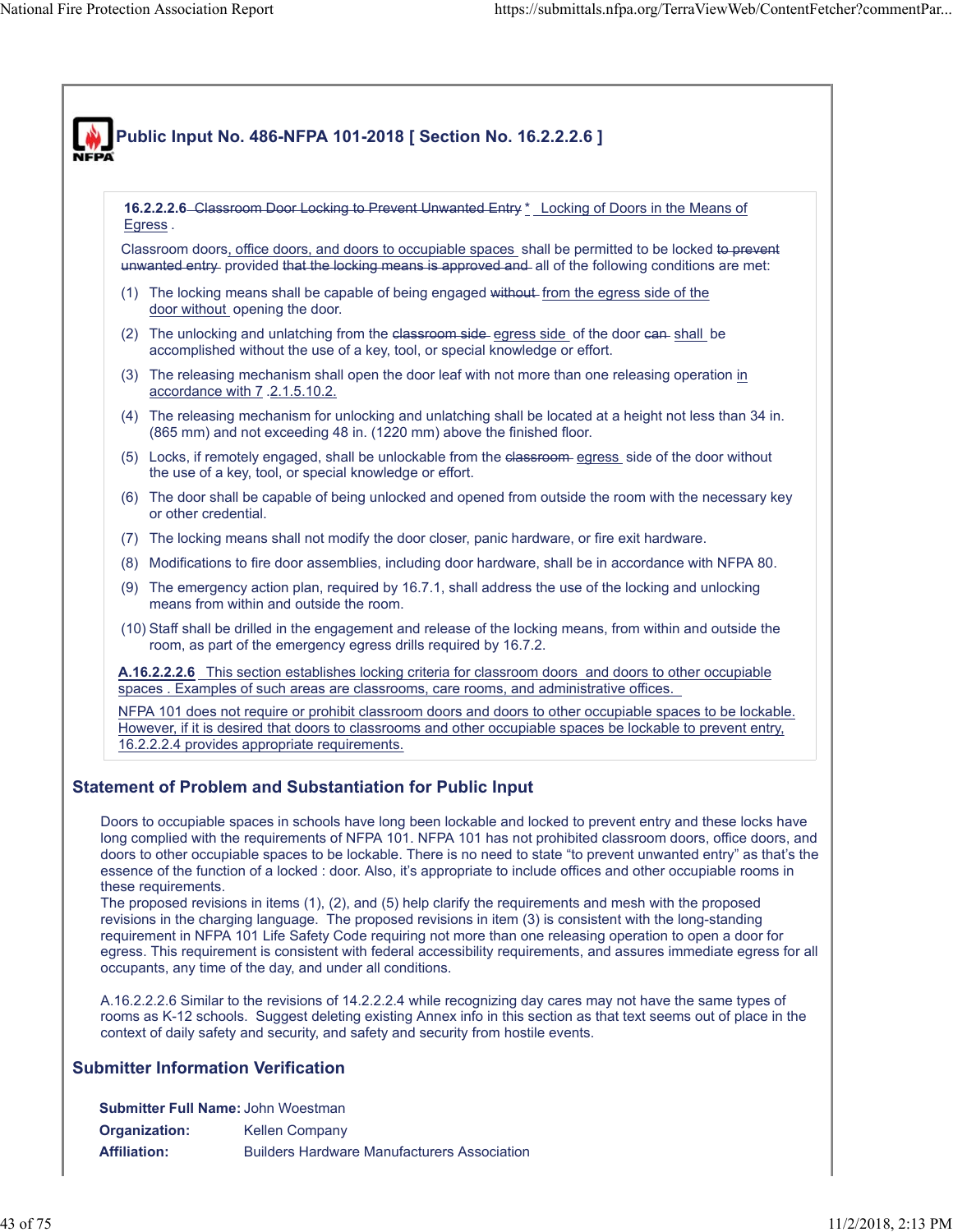# Public Input No. 486-NFPA 101-2018 [ Section No. 16.2.2.2.6 ]

**16.2.2.2.6** ~~Classroom Door Locking to Prevent Unwanted Entry~~ * Locking of Doors in the Means of Egress .

Classroom doors, office doors, and doors to occupiable spaces shall be permitted to be locked ~~to prevent unwanted entry~~ provided ~~that the locking means is approved and~~ all of the following conditions are met:

(1) The locking means shall be capable of being engaged ~~without~~ from the egress side of the door without opening the door.

(2) The unlocking and unlatching from the ~~classroom side~~ egress side of the door ~~can~~ shall be accomplished without the use of a key, tool, or special knowledge or effort.

(3) The releasing mechanism shall open the door leaf with not more than one releasing operation in accordance with 7 .2.1.5.10.2.

(4) The releasing mechanism for unlocking and unlatching shall be located at a height not less than 34 in. (865 mm) and not exceeding 48 in. (1220 mm) above the finished floor.

(5) Locks, if remotely engaged, shall be unlockable from the ~~classroom~~ egress side of the door without the use of a key, tool, or special knowledge or effort.

(6) The door shall be capable of being unlocked and opened from outside the room with the necessary key or other credential.

(7) The locking means shall not modify the door closer, panic hardware, or fire exit hardware.

(8) Modifications to fire door assemblies, including door hardware, shall be in accordance with NFPA 80.

(9) The emergency action plan, required by 16.7.1, shall address the use of the locking and unlocking means from within and outside the room.

(10) Staff shall be drilled in the engagement and release of the locking means, from within and outside the room, as part of the emergency egress drills required by 16.7.2.

**A.16.2.2.2.6** This section establishes locking criteria for classroom doors and doors to other occupiable spaces . Examples of such areas are classrooms, care rooms, and administrative offices.

NFPA 101 does not require or prohibit classroom doors and doors to other occupiable spaces to be lockable. However, if it is desired that doors to classrooms and other occupiable spaces be lockable to prevent entry, 16.2.2.2.4 provides appropriate requirements.

## Statement of Problem and Substantiation for Public Input

Doors to occupiable spaces in schools have long been lockable and locked to prevent entry and these locks have long complied with the requirements of NFPA 101. NFPA 101 has not prohibited classroom doors, office doors, and doors to other occupiable spaces to be lockable. There is no need to state "to prevent unwanted entry" as that's the essence of the function of a locked : door. Also, it's appropriate to include offices and other occupiable rooms in these requirements.
The proposed revisions in items (1), (2), and (5) help clarify the requirements and mesh with the proposed revisions in the charging language. The proposed revisions in item (3) is consistent with the long-standing requirement in NFPA 101 Life Safety Code requiring not more than one releasing operation to open a door for egress. This requirement is consistent with federal accessibility requirements, and assures immediate egress for all occupants, any time of the day, and under all conditions.

A.16.2.2.2.6 Similar to the revisions of 14.2.2.2.4 while recognizing day cares may not have the same types of rooms as K-12 schools. Suggest deleting existing Annex info in this section as that text seems out of place in the context of daily safety and security, and safety and security from hostile events.

## Submitter Information Verification

**Submitter Full Name:** John Woestman
**Organization:** Kellen Company
**Affiliation:** Builders Hardware Manufacturers Association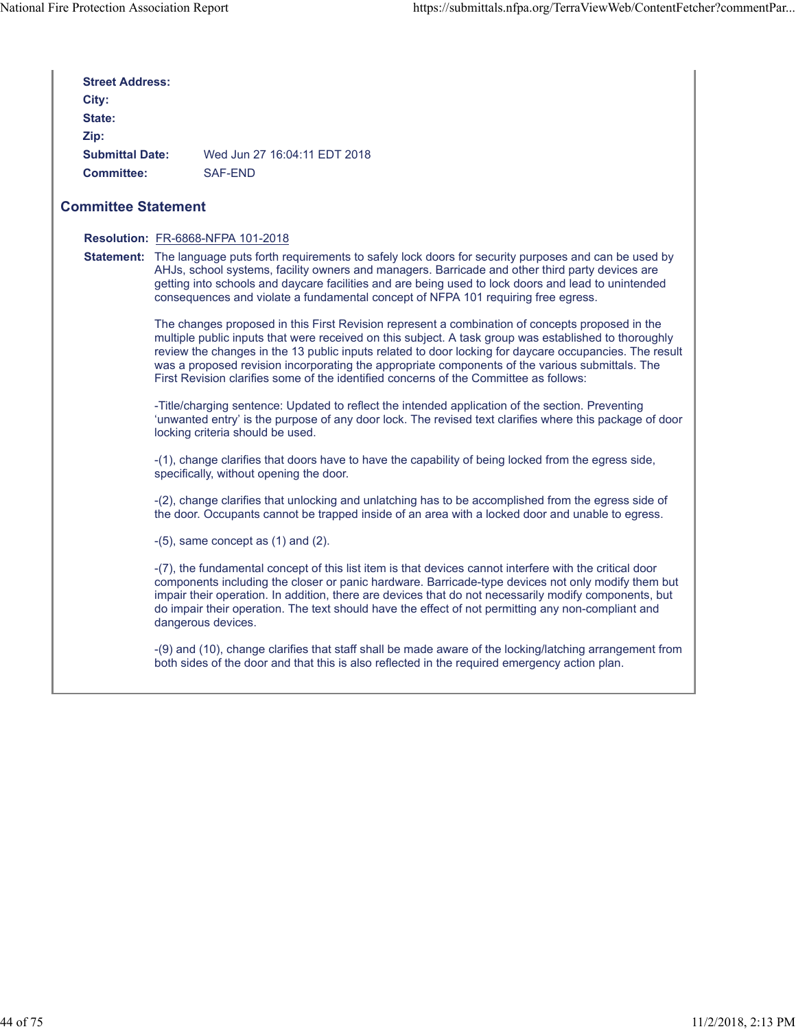**Street Address:**

**City:**

**State:**

**Zip:**

**Submittal Date:** Wed Jun 27 16:04:11 EDT 2018

**Committee:** SAF-END

## Committee Statement

**Resolution:** FR-6868-NFPA 101-2018

**Statement:** The language puts forth requirements to safely lock doors for security purposes and can be used by AHJs, school systems, facility owners and managers. Barricade and other third party devices are getting into schools and daycare facilities and are being used to lock doors and lead to unintended consequences and violate a fundamental concept of NFPA 101 requiring free egress.

The changes proposed in this First Revision represent a combination of concepts proposed in the multiple public inputs that were received on this subject. A task group was established to thoroughly review the changes in the 13 public inputs related to door locking for daycare occupancies. The result was a proposed revision incorporating the appropriate components of the various submittals. The First Revision clarifies some of the identified concerns of the Committee as follows:

-Title/charging sentence: Updated to reflect the intended application of the section. Preventing 'unwanted entry' is the purpose of any door lock. The revised text clarifies where this package of door locking criteria should be used.

-(1), change clarifies that doors have to have the capability of being locked from the egress side, specifically, without opening the door.

-(2), change clarifies that unlocking and unlatching has to be accomplished from the egress side of the door. Occupants cannot be trapped inside of an area with a locked door and unable to egress.

-(5), same concept as (1) and (2).

-(7), the fundamental concept of this list item is that devices cannot interfere with the critical door components including the closer or panic hardware. Barricade-type devices not only modify them but impair their operation. In addition, there are devices that do not necessarily modify components, but do impair their operation. The text should have the effect of not permitting any non-compliant and dangerous devices.

-(9) and (10), change clarifies that staff shall be made aware of the locking/latching arrangement from both sides of the door and that this is also reflected in the required emergency action plan.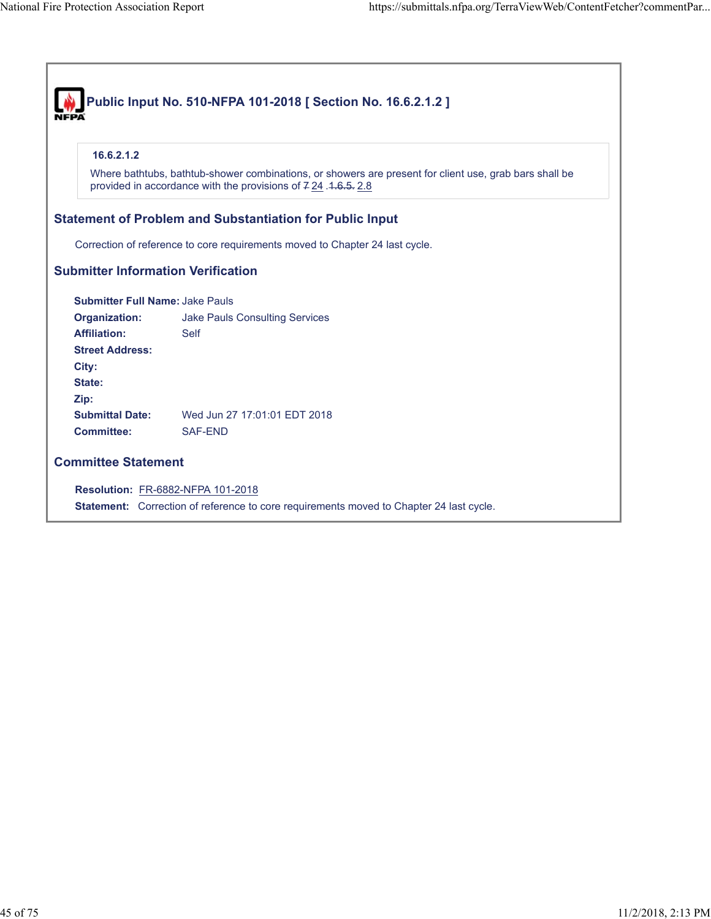# Public Input No. 510-NFPA 101-2018 [ Section No. 16.6.2.1.2 ]

**16.6.2.1.2**

Where bathtubs, bathtub-shower combinations, or showers are present for client use, grab bars shall be provided in accordance with the provisions of ~~7~~ 24 .~~1.6.5.~~ 2.8

## Statement of Problem and Substantiation for Public Input

Correction of reference to core requirements moved to Chapter 24 last cycle.

## Submitter Information Verification

**Submitter Full Name:** Jake Pauls
**Organization:** Jake Pauls Consulting Services
**Affiliation:** Self
**Street Address:**
**City:**
**State:**
**Zip:**
**Submittal Date:** Wed Jun 27 17:01:01 EDT 2018
**Committee:** SAF-END

## Committee Statement

**Resolution:** FR-6882-NFPA 101-2018
**Statement:** Correction of reference to core requirements moved to Chapter 24 last cycle.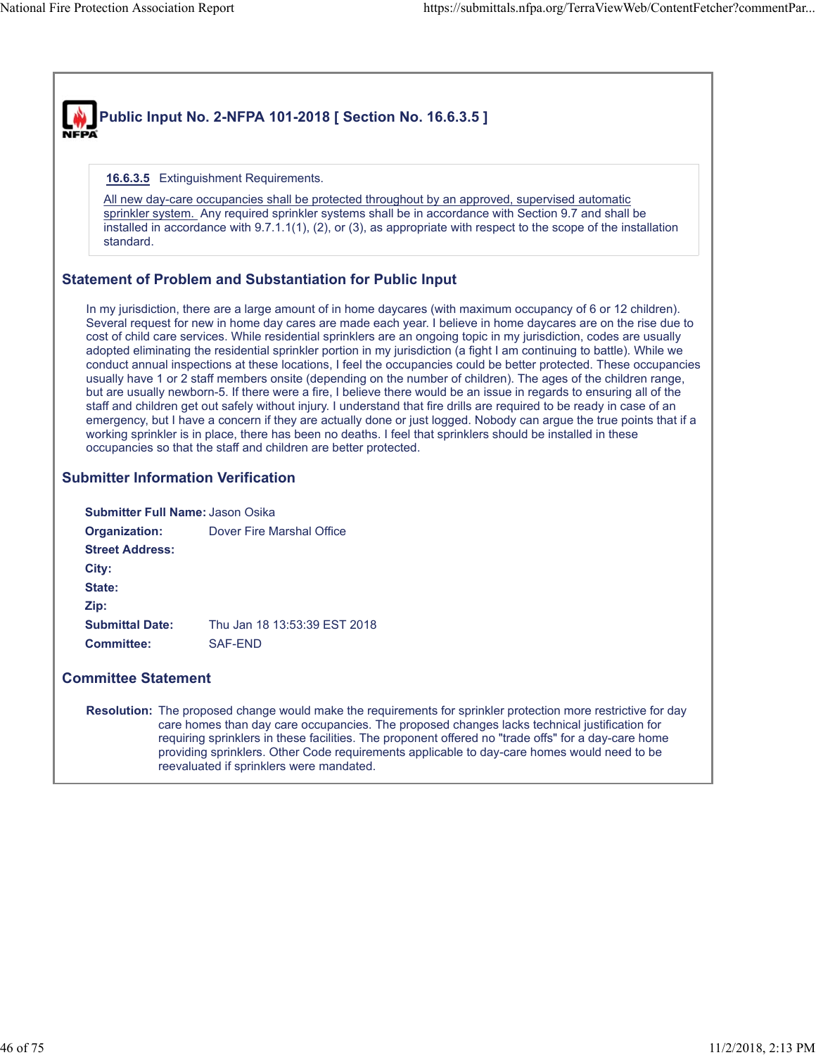# Public Input No. 2-NFPA 101-2018 [ Section No. 16.6.3.5 ]

**16.6.3.5** Extinguishment Requirements.

All new day-care occupancies shall be protected throughout by an approved, supervised automatic sprinkler system. Any required sprinkler systems shall be in accordance with Section 9.7 and shall be installed in accordance with 9.7.1.1(1), (2), or (3), as appropriate with respect to the scope of the installation standard.

## Statement of Problem and Substantiation for Public Input

In my jurisdiction, there are a large amount of in home daycares (with maximum occupancy of 6 or 12 children). Several request for new in home day cares are made each year. I believe in home daycares are on the rise due to cost of child care services. While residential sprinklers are an ongoing topic in my jurisdiction, codes are usually adopted eliminating the residential sprinkler portion in my jurisdiction (a fight I am continuing to battle). While we conduct annual inspections at these locations, I feel the occupancies could be better protected. These occupancies usually have 1 or 2 staff members onsite (depending on the number of children). The ages of the children range, but are usually newborn-5. If there were a fire, I believe there would be an issue in regards to ensuring all of the staff and children get out safely without injury. I understand that fire drills are required to be ready in case of an emergency, but I have a concern if they are actually done or just logged. Nobody can argue the true points that if a working sprinkler is in place, there has been no deaths. I feel that sprinklers should be installed in these occupancies so that the staff and children are better protected.

## Submitter Information Verification

**Submitter Full Name:** Jason Osika
**Organization:** Dover Fire Marshal Office
**Street Address:**
**City:**
**State:**
**Zip:**
**Submittal Date:** Thu Jan 18 13:53:39 EST 2018
**Committee:** SAF-END

## Committee Statement

**Resolution:** The proposed change would make the requirements for sprinkler protection more restrictive for day care homes than day care occupancies. The proposed changes lacks technical justification for requiring sprinklers in these facilities. The proponent offered no "trade offs" for a day-care home providing sprinklers. Other Code requirements applicable to day-care homes would need to be reevaluated if sprinklers were mandated.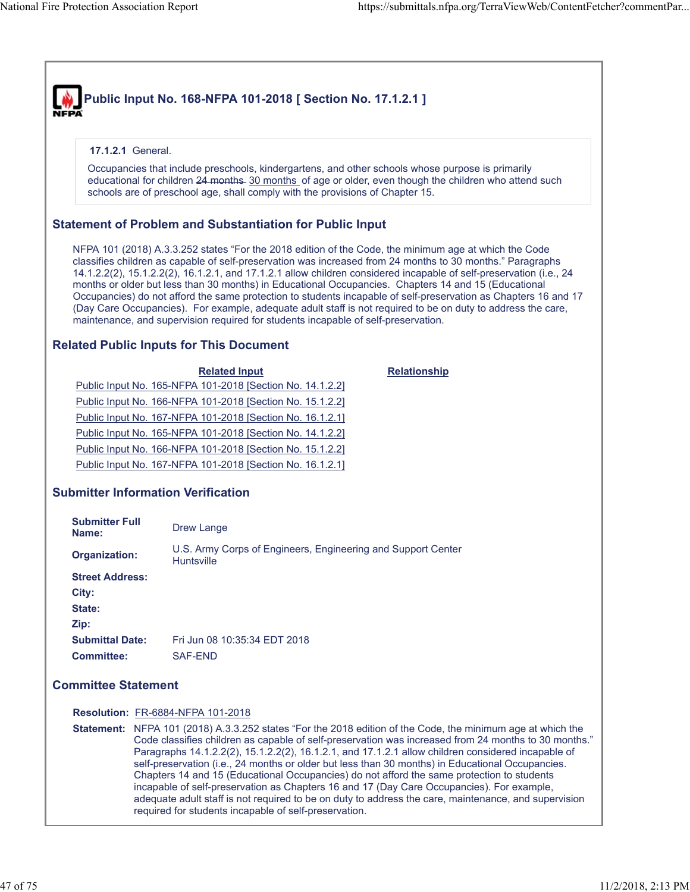# Public Input No. 168-NFPA 101-2018 [ Section No. 17.1.2.1 ]

**17.1.2.1** General.

Occupancies that include preschools, kindergartens, and other schools whose purpose is primarily educational for children ~~24 months~~ 30 months of age or older, even though the children who attend such schools are of preschool age, shall comply with the provisions of Chapter 15.

## Statement of Problem and Substantiation for Public Input

NFPA 101 (2018) A.3.3.252 states "For the 2018 edition of the Code, the minimum age at which the Code classifies children as capable of self-preservation was increased from 24 months to 30 months." Paragraphs 14.1.2.2(2), 15.1.2.2(2), 16.1.2.1, and 17.1.2.1 allow children considered incapable of self-preservation (i.e., 24 months or older but less than 30 months) in Educational Occupancies. Chapters 14 and 15 (Educational Occupancies) do not afford the same protection to students incapable of self-preservation as Chapters 16 and 17 (Day Care Occupancies). For example, adequate adult staff is not required to be on duty to address the care, maintenance, and supervision required for students incapable of self-preservation.

## Related Public Inputs for This Document

| Related Input | Relationship |
|---|---|
| Public Input No. 165-NFPA 101-2018 [Section No. 14.1.2.2] | |
| Public Input No. 166-NFPA 101-2018 [Section No. 15.1.2.2] | |
| Public Input No. 167-NFPA 101-2018 [Section No. 16.1.2.1] | |
| Public Input No. 165-NFPA 101-2018 [Section No. 14.1.2.2] | |
| Public Input No. 166-NFPA 101-2018 [Section No. 15.1.2.2] | |
| Public Input No. 167-NFPA 101-2018 [Section No. 16.1.2.1] | |

## Submitter Information Verification

| | |
|---|---|
| **Submitter Full Name:** | Drew Lange |
| **Organization:** | U.S. Army Corps of Engineers, Engineering and Support Center Huntsville |
| **Street Address:** | |
| **City:** | |
| **State:** | |
| **Zip:** | |
| **Submittal Date:** | Fri Jun 08 10:35:34 EDT 2018 |
| **Committee:** | SAF-END |

## Committee Statement

**Resolution:** FR-6884-NFPA 101-2018

**Statement:** NFPA 101 (2018) A.3.3.252 states "For the 2018 edition of the Code, the minimum age at which the Code classifies children as capable of self-preservation was increased from 24 months to 30 months." Paragraphs 14.1.2.2(2), 15.1.2.2(2), 16.1.2.1, and 17.1.2.1 allow children considered incapable of self-preservation (i.e., 24 months or older but less than 30 months) in Educational Occupancies. Chapters 14 and 15 (Educational Occupancies) do not afford the same protection to students incapable of self-preservation as Chapters 16 and 17 (Day Care Occupancies). For example, adequate adult staff is not required to be on duty to address the care, maintenance, and supervision required for students incapable of self-preservation.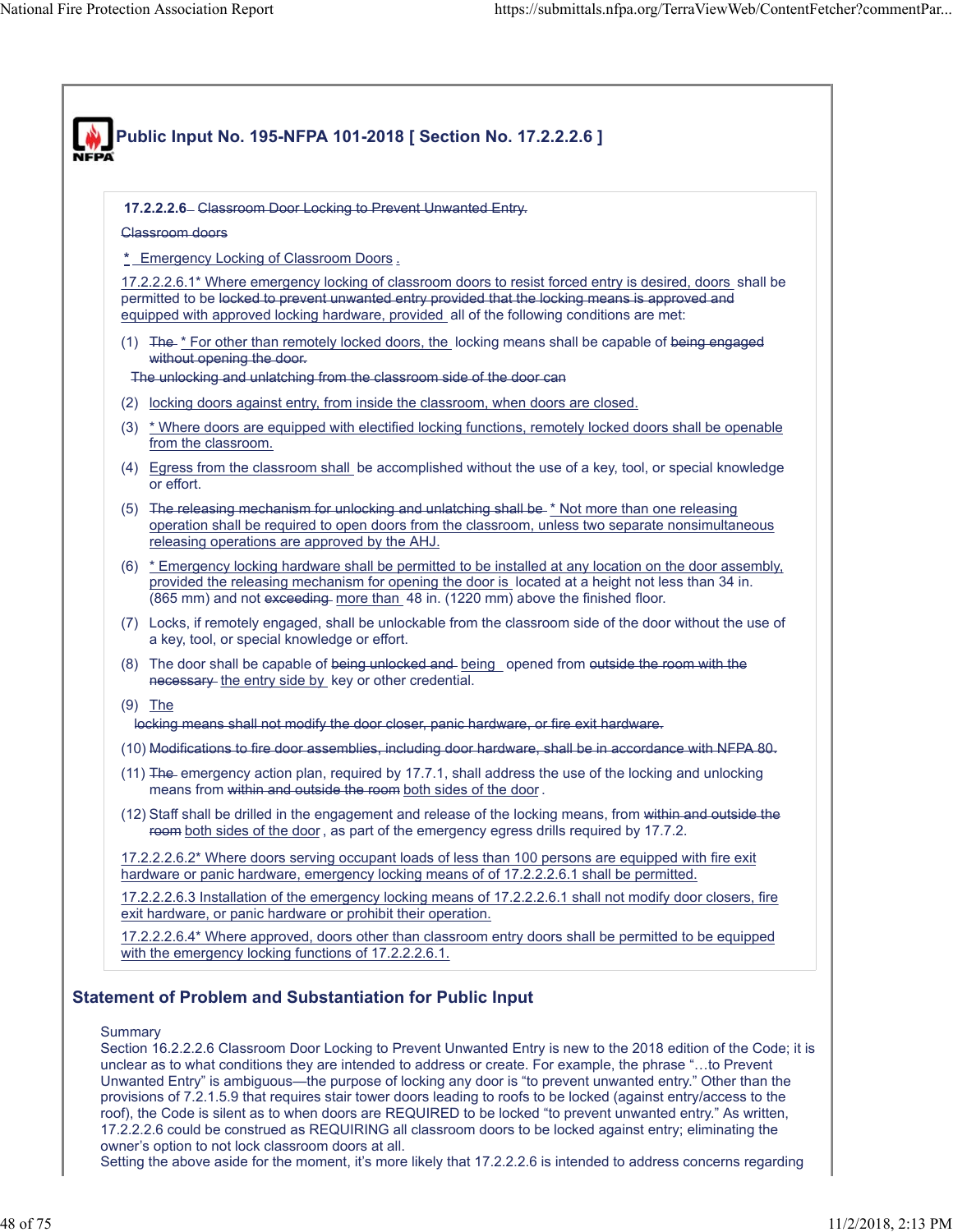# Public Input No. 195-NFPA 101-2018 [ Section No. 17.2.2.2.6 ]

**17.2.2.2.6** ~~Classroom Door Locking to Prevent Unwanted Entry.~~

~~Classroom doors~~

\* Emergency Locking of Classroom Doors .

17.2.2.2.6.1\* Where emergency locking of classroom doors to resist forced entry is desired, doors shall be permitted to be ~~locked to prevent unwanted entry provided that the locking means is approved and~~ equipped with approved locking hardware, provided all of the following conditions are met:

(1) ~~The~~ \* For other than remotely locked doors, the locking means shall be capable of ~~being engaged without opening the door.~~

~~The unlocking and unlatching from the classroom side of the door can~~

(2) locking doors against entry, from inside the classroom, when doors are closed.

(3) \* Where doors are equipped with electified locking functions, remotely locked doors shall be openable from the classroom.

(4) Egress from the classroom shall be accomplished without the use of a key, tool, or special knowledge or effort.

(5) ~~The releasing mechanism for unlocking and unlatching shall be~~ \* Not more than one releasing operation shall be required to open doors from the classroom, unless two separate nonsimultaneous releasing operations are approved by the AHJ.

(6) \* Emergency locking hardware shall be permitted to be installed at any location on the door assembly, provided the releasing mechanism for opening the door is located at a height not less than 34 in. (865 mm) and not ~~exceeding~~ more than 48 in. (1220 mm) above the finished floor.

(7) Locks, if remotely engaged, shall be unlockable from the classroom side of the door without the use of a key, tool, or special knowledge or effort.

(8) The door shall be capable of ~~being unlocked and~~ being opened from ~~outside the room with the necessary~~ the entry side by key or other credential.

(9) The

~~locking means shall not modify the door closer, panic hardware, or fire exit hardware.~~

(10) ~~Modifications to fire door assemblies, including door hardware, shall be in accordance with NFPA 80.~~

(11) ~~The~~ emergency action plan, required by 17.7.1, shall address the use of the locking and unlocking means from ~~within and outside the room~~ both sides of the door .

(12) Staff shall be drilled in the engagement and release of the locking means, from ~~within and outside the room~~ both sides of the door , as part of the emergency egress drills required by 17.7.2.

17.2.2.2.6.2\* Where doors serving occupant loads of less than 100 persons are equipped with fire exit hardware or panic hardware, emergency locking means of of 17.2.2.2.6.1 shall be permitted.

17.2.2.2.6.3 Installation of the emergency locking means of 17.2.2.2.6.1 shall not modify door closers, fire exit hardware, or panic hardware or prohibit their operation.

17.2.2.2.6.4\* Where approved, doors other than classroom entry doors shall be permitted to be equipped with the emergency locking functions of 17.2.2.2.6.1.

## Statement of Problem and Substantiation for Public Input

Summary

Section 16.2.2.2.6 Classroom Door Locking to Prevent Unwanted Entry is new to the 2018 edition of the Code; it is unclear as to what conditions they are intended to address or create. For example, the phrase "…to Prevent Unwanted Entry" is ambiguous—the purpose of locking any door is "to prevent unwanted entry." Other than the provisions of 7.2.1.5.9 that requires stair tower doors leading to roofs to be locked (against entry/access to the roof), the Code is silent as to when doors are REQUIRED to be locked "to prevent unwanted entry." As written, 17.2.2.2.6 could be construed as REQUIRING all classroom doors to be locked against entry; eliminating the owner's option to not lock classroom doors at all.

Setting the above aside for the moment, it's more likely that 17.2.2.2.6 is intended to address concerns regarding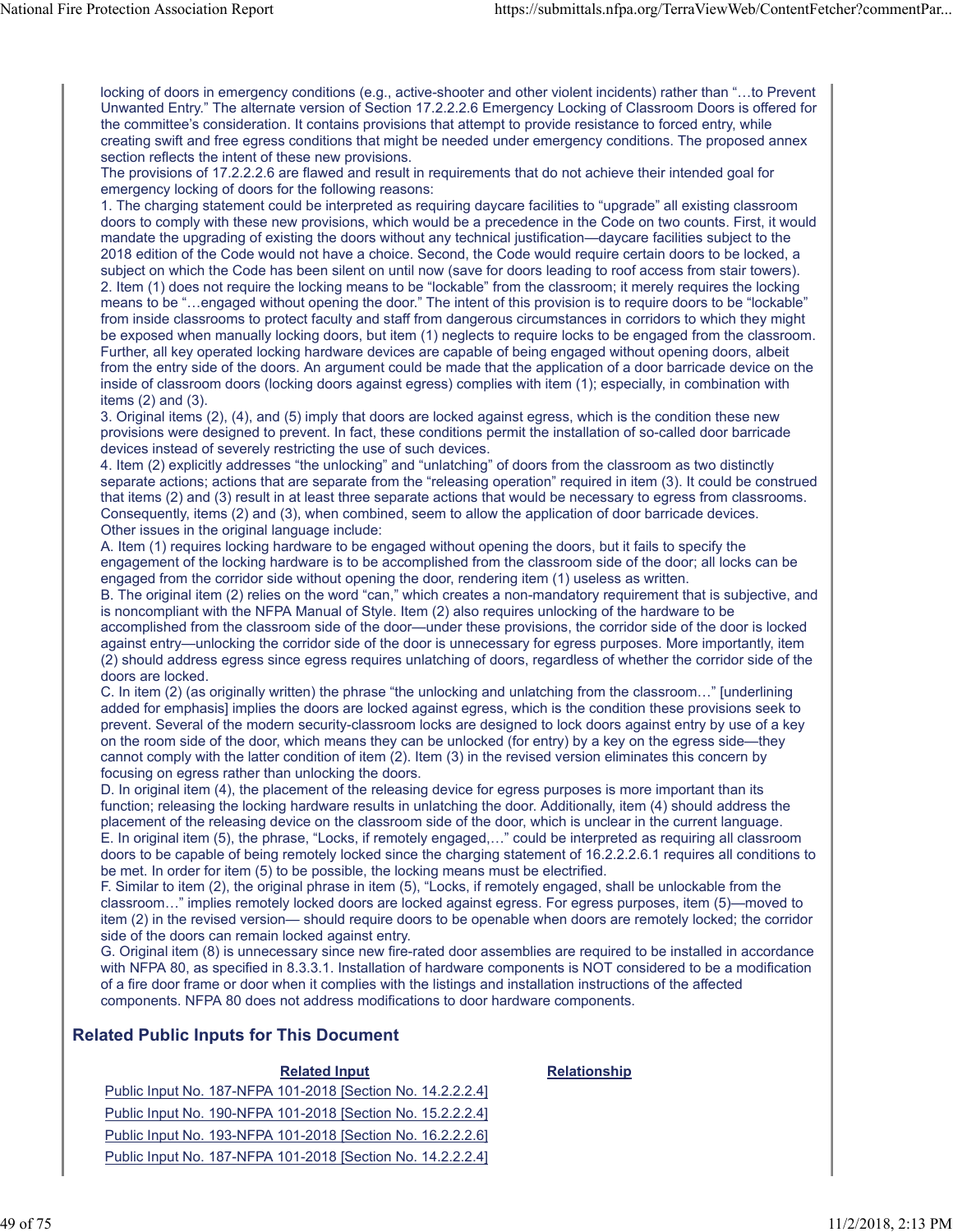locking of doors in emergency conditions (e.g., active-shooter and other violent incidents) rather than "…to Prevent Unwanted Entry." The alternate version of Section 17.2.2.2.6 Emergency Locking of Classroom Doors is offered for the committee's consideration. It contains provisions that attempt to provide resistance to forced entry, while creating swift and free egress conditions that might be needed under emergency conditions. The proposed annex section reflects the intent of these new provisions.

The provisions of 17.2.2.2.6 are flawed and result in requirements that do not achieve their intended goal for emergency locking of doors for the following reasons:

1. The charging statement could be interpreted as requiring daycare facilities to "upgrade" all existing classroom doors to comply with these new provisions, which would be a precedence in the Code on two counts. First, it would mandate the upgrading of existing the doors without any technical justification—daycare facilities subject to the 2018 edition of the Code would not have a choice. Second, the Code would require certain doors to be locked, a subject on which the Code has been silent on until now (save for doors leading to roof access from stair towers).
2. Item (1) does not require the locking means to be "lockable" from the classroom; it merely requires the locking means to be "…engaged without opening the door." The intent of this provision is to require doors to be "lockable" from inside classrooms to protect faculty and staff from dangerous circumstances in corridors to which they might be exposed when manually locking doors, but item (1) neglects to require locks to be engaged from the classroom. Further, all key operated locking hardware devices are capable of being engaged without opening doors, albeit from the entry side of the doors. An argument could be made that the application of a door barricade device on the inside of classroom doors (locking doors against egress) complies with item (1); especially, in combination with items (2) and (3).
3. Original items (2), (4), and (5) imply that doors are locked against egress, which is the condition these new provisions were designed to prevent. In fact, these conditions permit the installation of so-called door barricade devices instead of severely restricting the use of such devices.
4. Item (2) explicitly addresses "the unlocking" and "unlatching" of doors from the classroom as two distinctly separate actions; actions that are separate from the "releasing operation" required in item (3). It could be construed that items (2) and (3) result in at least three separate actions that would be necessary to egress from classrooms. Consequently, items (2) and (3), when combined, seem to allow the application of door barricade devices.

Other issues in the original language include:

A. Item (1) requires locking hardware to be engaged without opening the doors, but it fails to specify the engagement of the locking hardware is to be accomplished from the classroom side of the door; all locks can be engaged from the corridor side without opening the door, rendering item (1) useless as written.

B. The original item (2) relies on the word "can," which creates a non-mandatory requirement that is subjective, and is noncompliant with the NFPA Manual of Style. Item (2) also requires unlocking of the hardware to be accomplished from the classroom side of the door—under these provisions, the corridor side of the door is locked against entry—unlocking the corridor side of the door is unnecessary for egress purposes. More importantly, item (2) should address egress since egress requires unlatching of doors, regardless of whether the corridor side of the doors are locked.

C. In item (2) (as originally written) the phrase "the unlocking and unlatching from the classroom…" [underlining added for emphasis] implies the doors are locked against egress, which is the condition these provisions seek to prevent. Several of the modern security-classroom locks are designed to lock doors against entry by use of a key on the room side of the door, which means they can be unlocked (for entry) by a key on the egress side—they cannot comply with the latter condition of item (2). Item (3) in the revised version eliminates this concern by focusing on egress rather than unlocking the doors.

D. In original item (4), the placement of the releasing device for egress purposes is more important than its function; releasing the locking hardware results in unlatching the door. Additionally, item (4) should address the placement of the releasing device on the classroom side of the door, which is unclear in the current language.

E. In original item (5), the phrase, "Locks, if remotely engaged,…" could be interpreted as requiring all classroom doors to be capable of being remotely locked since the charging statement of 16.2.2.2.6.1 requires all conditions to be met. In order for item (5) to be possible, the locking means must be electrified.

F. Similar to item (2), the original phrase in item (5), "Locks, if remotely engaged, shall be unlockable from the classroom…" implies remotely locked doors are locked against egress. For egress purposes, item (5)—moved to item (2) in the revised version— should require doors to be openable when doors are remotely locked; the corridor side of the doors can remain locked against entry.

G. Original item (8) is unnecessary since new fire-rated door assemblies are required to be installed in accordance with NFPA 80, as specified in 8.3.3.1. Installation of hardware components is NOT considered to be a modification of a fire door frame or door when it complies with the listings and installation instructions of the affected components. NFPA 80 does not address modifications to door hardware components.

## Related Public Inputs for This Document

| Related Input | Relationship |
|---|---|
| Public Input No. 187-NFPA 101-2018 [Section No. 14.2.2.2.4] | |
| Public Input No. 190-NFPA 101-2018 [Section No. 15.2.2.2.4] | |
| Public Input No. 193-NFPA 101-2018 [Section No. 16.2.2.2.6] | |
| Public Input No. 187-NFPA 101-2018 [Section No. 14.2.2.2.4] | |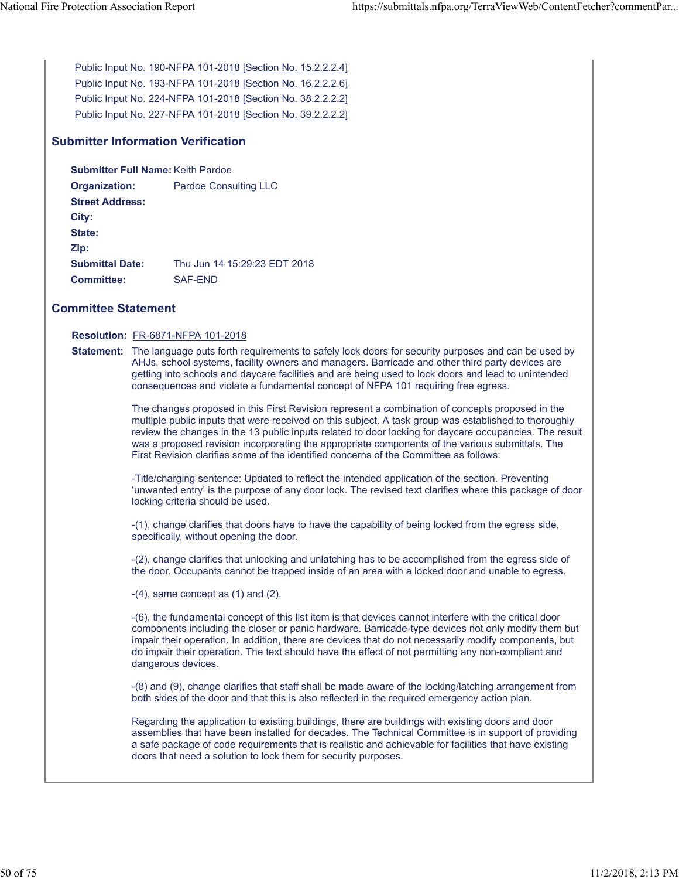Public Input No. 190-NFPA 101-2018 [Section No. 15.2.2.2.4]

Public Input No. 193-NFPA 101-2018 [Section No. 16.2.2.2.6]

Public Input No. 224-NFPA 101-2018 [Section No. 38.2.2.2.2]

Public Input No. 227-NFPA 101-2018 [Section No. 39.2.2.2.2]

## Submitter Information Verification

| | |
|---|---|
| **Submitter Full Name:** | Keith Pardoe |
| **Organization:** | Pardoe Consulting LLC |
| **Street Address:** | |
| **City:** | |
| **State:** | |
| **Zip:** | |
| **Submittal Date:** | Thu Jun 14 15:29:23 EDT 2018 |
| **Committee:** | SAF-END |

## Committee Statement

**Resolution:** FR-6871-NFPA 101-2018

**Statement:** The language puts forth requirements to safely lock doors for security purposes and can be used by AHJs, school systems, facility owners and managers. Barricade and other third party devices are getting into schools and daycare facilities and are being used to lock doors and lead to unintended consequences and violate a fundamental concept of NFPA 101 requiring free egress.

The changes proposed in this First Revision represent a combination of concepts proposed in the multiple public inputs that were received on this subject. A task group was established to thoroughly review the changes in the 13 public inputs related to door locking for daycare occupancies. The result was a proposed revision incorporating the appropriate components of the various submittals. The First Revision clarifies some of the identified concerns of the Committee as follows:

-Title/charging sentence: Updated to reflect the intended application of the section. Preventing 'unwanted entry' is the purpose of any door lock. The revised text clarifies where this package of door locking criteria should be used.

-(1), change clarifies that doors have to have the capability of being locked from the egress side, specifically, without opening the door.

-(2), change clarifies that unlocking and unlatching has to be accomplished from the egress side of the door. Occupants cannot be trapped inside of an area with a locked door and unable to egress.

-(4), same concept as (1) and (2).

-(6), the fundamental concept of this list item is that devices cannot interfere with the critical door components including the closer or panic hardware. Barricade-type devices not only modify them but impair their operation. In addition, there are devices that do not necessarily modify components, but do impair their operation. The text should have the effect of not permitting any non-compliant and dangerous devices.

-(8) and (9), change clarifies that staff shall be made aware of the locking/latching arrangement from both sides of the door and that this is also reflected in the required emergency action plan.

Regarding the application to existing buildings, there are buildings with existing doors and door assemblies that have been installed for decades. The Technical Committee is in support of providing a safe package of code requirements that is realistic and achievable for facilities that have existing doors that need a solution to lock them for security purposes.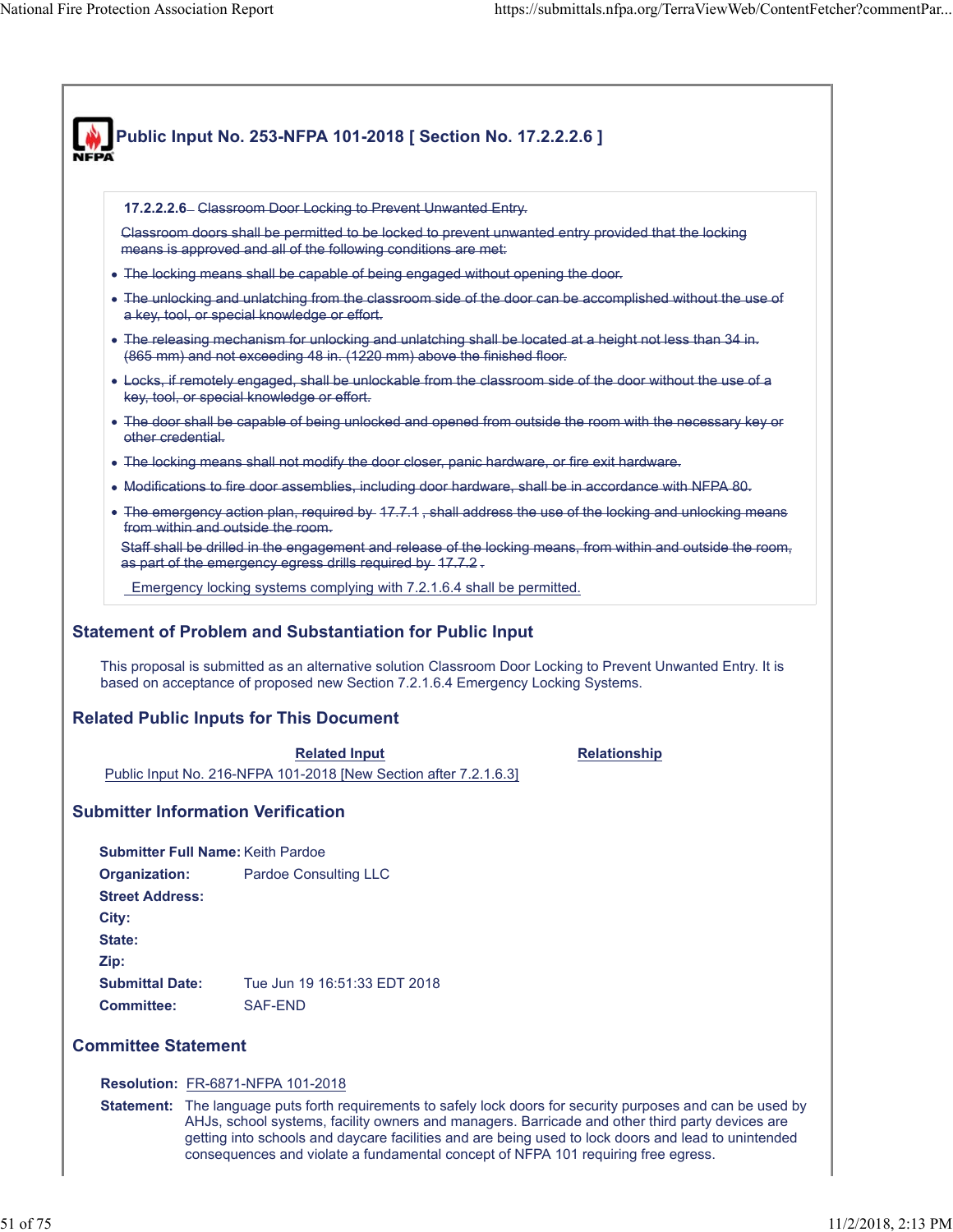# Public Input No. 253-NFPA 101-2018 [ Section No. 17.2.2.2.6 ]

~~**17.2.2.2.6** Classroom Door Locking to Prevent Unwanted Entry.~~

~~Classroom doors shall be permitted to be locked to prevent unwanted entry provided that the locking means is approved and all of the following conditions are met:~~

- ~~The locking means shall be capable of being engaged without opening the door.~~
- ~~The unlocking and unlatching from the classroom side of the door can be accomplished without the use of a key, tool, or special knowledge or effort.~~
- ~~The releasing mechanism for unlocking and unlatching shall be located at a height not less than 34 in. (865 mm) and not exceeding 48 in. (1220 mm) above the finished floor.~~
- ~~Locks, if remotely engaged, shall be unlockable from the classroom side of the door without the use of a key, tool, or special knowledge or effort.~~
- ~~The door shall be capable of being unlocked and opened from outside the room with the necessary key or other credential.~~
- ~~The locking means shall not modify the door closer, panic hardware, or fire exit hardware.~~
- ~~Modifications to fire door assemblies, including door hardware, shall be in accordance with NFPA 80.~~
- ~~The emergency action plan, required by 17.7.1 , shall address the use of the locking and unlocking means from within and outside the room.~~

~~Staff shall be drilled in the engagement and release of the locking means, from within and outside the room, as part of the emergency egress drills required by 17.7.2 .~~

Emergency locking systems complying with 7.2.1.6.4 shall be permitted.

## Statement of Problem and Substantiation for Public Input

This proposal is submitted as an alternative solution Classroom Door Locking to Prevent Unwanted Entry. It is based on acceptance of proposed new Section 7.2.1.6.4 Emergency Locking Systems.

## Related Public Inputs for This Document

| Related Input | Relationship |
|---|---|
| Public Input No. 216-NFPA 101-2018 [New Section after 7.2.1.6.3] | |

## Submitter Information Verification

**Submitter Full Name:** Keith Pardoe
**Organization:** Pardoe Consulting LLC
**Street Address:**
**City:**
**State:**
**Zip:**
**Submittal Date:** Tue Jun 19 16:51:33 EDT 2018
**Committee:** SAF-END

## Committee Statement

**Resolution:** FR-6871-NFPA 101-2018

**Statement:** The language puts forth requirements to safely lock doors for security purposes and can be used by AHJs, school systems, facility owners and managers. Barricade and other third party devices are getting into schools and daycare facilities and are being used to lock doors and lead to unintended consequences and violate a fundamental concept of NFPA 101 requiring free egress.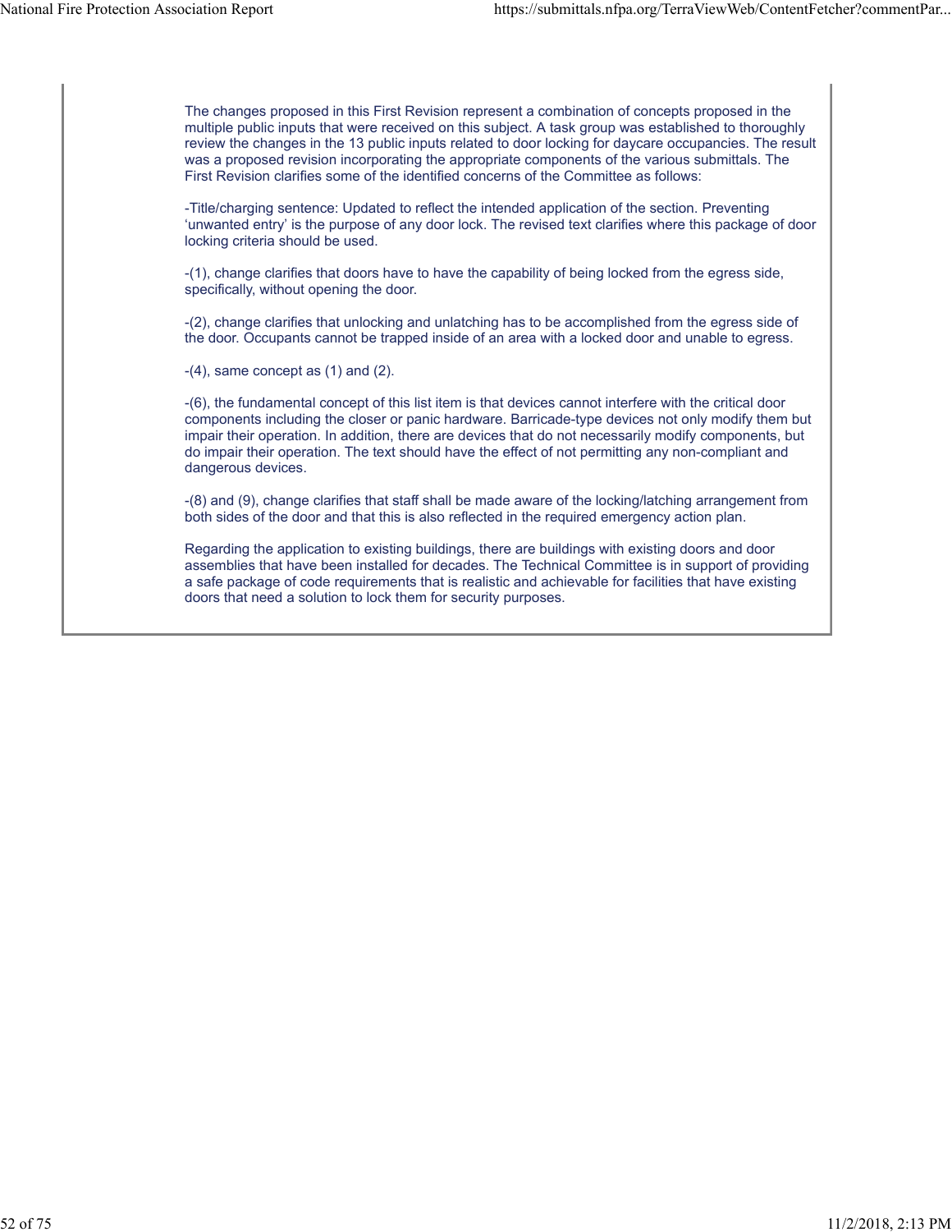The changes proposed in this First Revision represent a combination of concepts proposed in the multiple public inputs that were received on this subject. A task group was established to thoroughly review the changes in the 13 public inputs related to door locking for daycare occupancies. The result was a proposed revision incorporating the appropriate components of the various submittals. The First Revision clarifies some of the identified concerns of the Committee as follows:

-Title/charging sentence: Updated to reflect the intended application of the section. Preventing 'unwanted entry' is the purpose of any door lock. The revised text clarifies where this package of door locking criteria should be used.

-(1), change clarifies that doors have to have the capability of being locked from the egress side, specifically, without opening the door.

-(2), change clarifies that unlocking and unlatching has to be accomplished from the egress side of the door. Occupants cannot be trapped inside of an area with a locked door and unable to egress.

-(4), same concept as (1) and (2).

-(6), the fundamental concept of this list item is that devices cannot interfere with the critical door components including the closer or panic hardware. Barricade-type devices not only modify them but impair their operation. In addition, there are devices that do not necessarily modify components, but do impair their operation. The text should have the effect of not permitting any non-compliant and dangerous devices.

-(8) and (9), change clarifies that staff shall be made aware of the locking/latching arrangement from both sides of the door and that this is also reflected in the required emergency action plan.

Regarding the application to existing buildings, there are buildings with existing doors and door assemblies that have been installed for decades. The Technical Committee is in support of providing a safe package of code requirements that is realistic and achievable for facilities that have existing doors that need a solution to lock them for security purposes.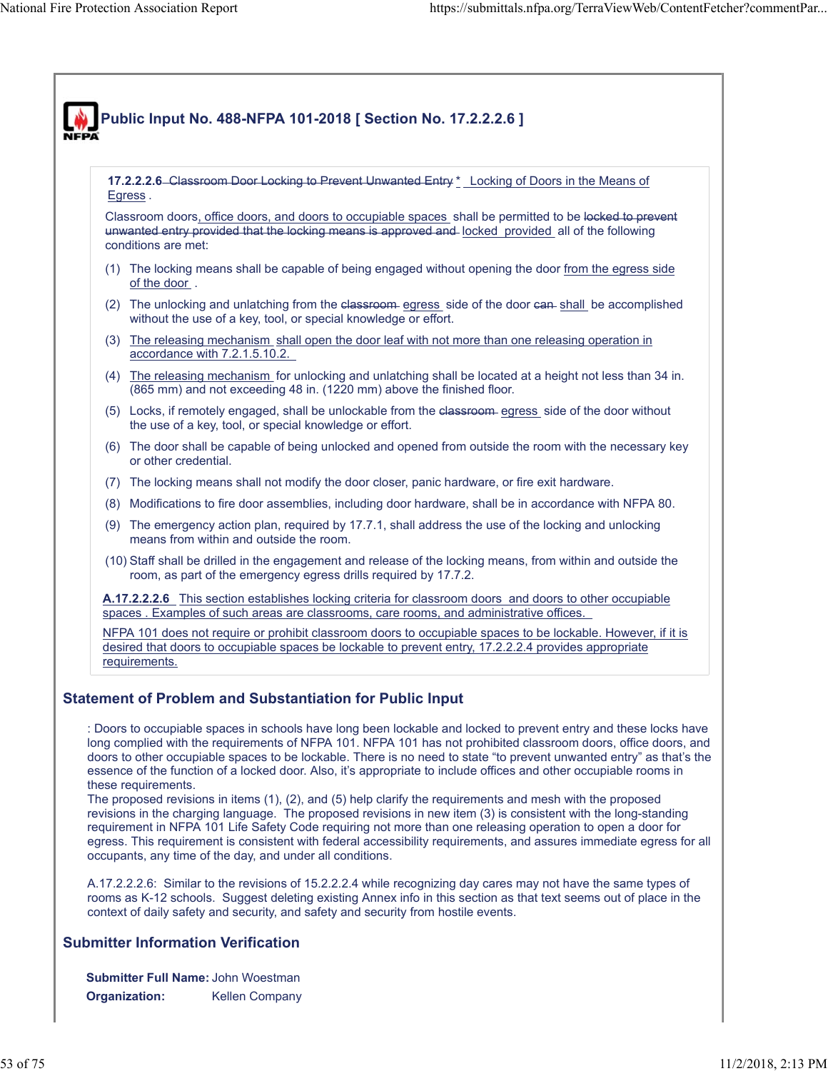# Public Input No. 488-NFPA 101-2018 [ Section No. 17.2.2.2.6 ]

**17.2.2.2.6** ~~Classroom Door Locking to Prevent Unwanted Entry~~ * Locking of Doors in the Means of Egress .

Classroom doors, office doors, and doors to occupiable spaces shall be permitted to be ~~locked to prevent unwanted entry provided that the locking means is approved and~~ locked provided all of the following conditions are met:

(1) The locking means shall be capable of being engaged without opening the door from the egress side of the door .

(2) The unlocking and unlatching from the ~~classroom~~ egress side of the door ~~can~~ shall be accomplished without the use of a key, tool, or special knowledge or effort.

(3) The releasing mechanism shall open the door leaf with not more than one releasing operation in accordance with 7.2.1.5.10.2.

(4) The releasing mechanism for unlocking and unlatching shall be located at a height not less than 34 in. (865 mm) and not exceeding 48 in. (1220 mm) above the finished floor.

(5) Locks, if remotely engaged, shall be unlockable from the ~~classroom~~ egress side of the door without the use of a key, tool, or special knowledge or effort.

(6) The door shall be capable of being unlocked and opened from outside the room with the necessary key or other credential.

(7) The locking means shall not modify the door closer, panic hardware, or fire exit hardware.

(8) Modifications to fire door assemblies, including door hardware, shall be in accordance with NFPA 80.

(9) The emergency action plan, required by 17.7.1, shall address the use of the locking and unlocking means from within and outside the room.

(10) Staff shall be drilled in the engagement and release of the locking means, from within and outside the room, as part of the emergency egress drills required by 17.7.2.

**A.17.2.2.2.6** This section establishes locking criteria for classroom doors and doors to other occupiable spaces . Examples of such areas are classrooms, care rooms, and administrative offices.

NFPA 101 does not require or prohibit classroom doors to occupiable spaces to be lockable. However, if it is desired that doors to occupiable spaces be lockable to prevent entry, 17.2.2.2.4 provides appropriate requirements.

## Statement of Problem and Substantiation for Public Input

: Doors to occupiable spaces in schools have long been lockable and locked to prevent entry and these locks have long complied with the requirements of NFPA 101. NFPA 101 has not prohibited classroom doors, office doors, and doors to other occupiable spaces to be lockable. There is no need to state "to prevent unwanted entry" as that's the essence of the function of a locked door. Also, it's appropriate to include offices and other occupiable rooms in these requirements.
The proposed revisions in items (1), (2), and (5) help clarify the requirements and mesh with the proposed revisions in the charging language. The proposed revisions in new item (3) is consistent with the long-standing requirement in NFPA 101 Life Safety Code requiring not more than one releasing operation to open a door for egress. This requirement is consistent with federal accessibility requirements, and assures immediate egress for all occupants, any time of the day, and under all conditions.

A.17.2.2.2.6: Similar to the revisions of 15.2.2.2.4 while recognizing day cares may not have the same types of rooms as K-12 schools. Suggest deleting existing Annex info in this section as that text seems out of place in the context of daily safety and security, and safety and security from hostile events.

## Submitter Information Verification

**Submitter Full Name:** John Woestman
**Organization:** Kellen Company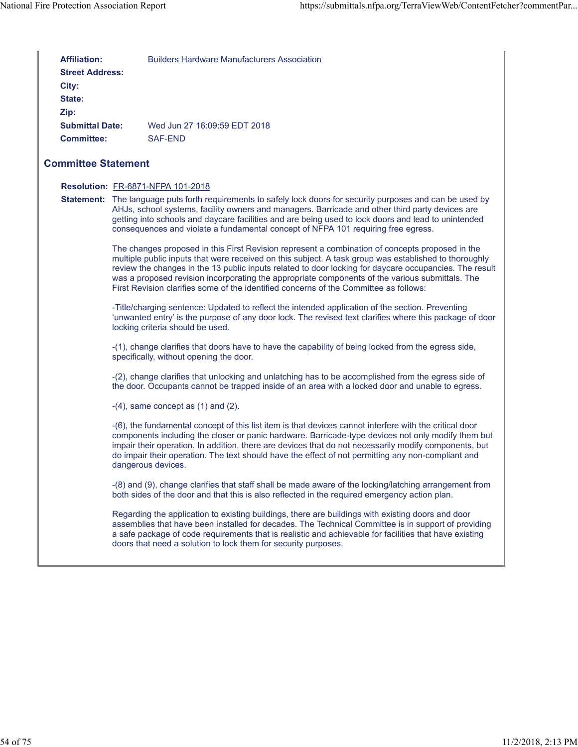**Affiliation:** Builders Hardware Manufacturers Association

**Street Address:**

**City:**

**State:**

**Zip:**

**Submittal Date:** Wed Jun 27 16:09:59 EDT 2018

**Committee:** SAF-END

## Committee Statement

**Resolution:** FR-6871-NFPA 101-2018

**Statement:** The language puts forth requirements to safely lock doors for security purposes and can be used by AHJs, school systems, facility owners and managers. Barricade and other third party devices are getting into schools and daycare facilities and are being used to lock doors and lead to unintended consequences and violate a fundamental concept of NFPA 101 requiring free egress.

The changes proposed in this First Revision represent a combination of concepts proposed in the multiple public inputs that were received on this subject. A task group was established to thoroughly review the changes in the 13 public inputs related to door locking for daycare occupancies. The result was a proposed revision incorporating the appropriate components of the various submittals. The First Revision clarifies some of the identified concerns of the Committee as follows:

-Title/charging sentence: Updated to reflect the intended application of the section. Preventing 'unwanted entry' is the purpose of any door lock. The revised text clarifies where this package of door locking criteria should be used.

-(1), change clarifies that doors have to have the capability of being locked from the egress side, specifically, without opening the door.

-(2), change clarifies that unlocking and unlatching has to be accomplished from the egress side of the door. Occupants cannot be trapped inside of an area with a locked door and unable to egress.

-(4), same concept as (1) and (2).

-(6), the fundamental concept of this list item is that devices cannot interfere with the critical door components including the closer or panic hardware. Barricade-type devices not only modify them but impair their operation. In addition, there are devices that do not necessarily modify components, but do impair their operation. The text should have the effect of not permitting any non-compliant and dangerous devices.

-(8) and (9), change clarifies that staff shall be made aware of the locking/latching arrangement from both sides of the door and that this is also reflected in the required emergency action plan.

Regarding the application to existing buildings, there are buildings with existing doors and door assemblies that have been installed for decades. The Technical Committee is in support of providing a safe package of code requirements that is realistic and achievable for facilities that have existing doors that need a solution to lock them for security purposes.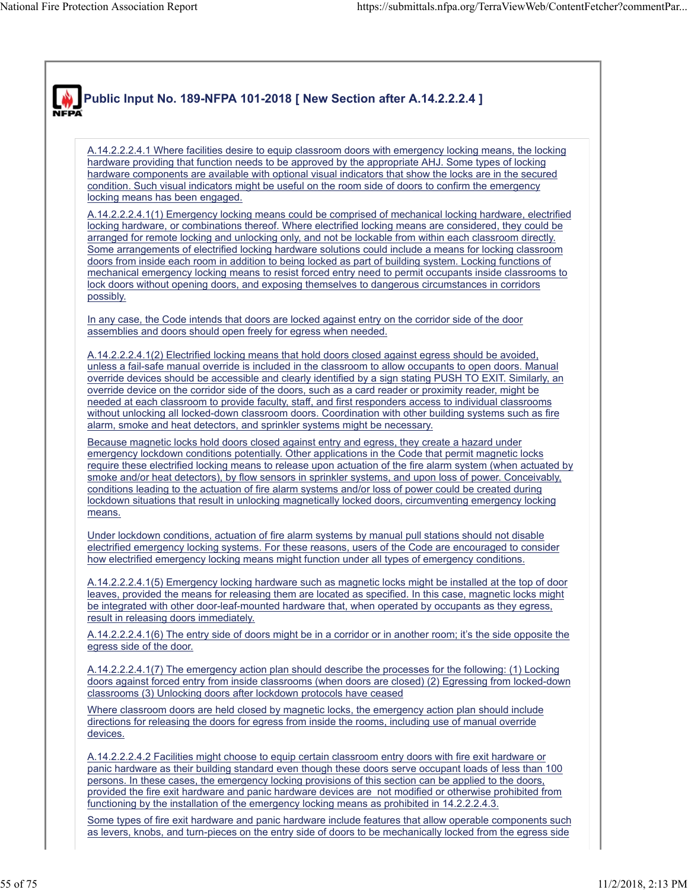## Public Input No. 189-NFPA 101-2018 [ New Section after A.14.2.2.2.4 ]

A.14.2.2.2.4.1 Where facilities desire to equip classroom doors with emergency locking means, the locking hardware providing that function needs to be approved by the appropriate AHJ. Some types of locking hardware components are available with optional visual indicators that show the locks are in the secured condition. Such visual indicators might be useful on the room side of doors to confirm the emergency locking means has been engaged.

A.14.2.2.2.4.1(1) Emergency locking means could be comprised of mechanical locking hardware, electrified locking hardware, or combinations thereof. Where electrified locking means are considered, they could be arranged for remote locking and unlocking only, and not be lockable from within each classroom directly. Some arrangements of electrified locking hardware solutions could include a means for locking classroom doors from inside each room in addition to being locked as part of building system. Locking functions of mechanical emergency locking means to resist forced entry need to permit occupants inside classrooms to lock doors without opening doors, and exposing themselves to dangerous circumstances in corridors possibly.

In any case, the Code intends that doors are locked against entry on the corridor side of the door assemblies and doors should open freely for egress when needed.

A.14.2.2.2.4.1(2) Electrified locking means that hold doors closed against egress should be avoided, unless a fail-safe manual override is included in the classroom to allow occupants to open doors. Manual override devices should be accessible and clearly identified by a sign stating PUSH TO EXIT. Similarly, an override device on the corridor side of the doors, such as a card reader or proximity reader, might be needed at each classroom to provide faculty, staff, and first responders access to individual classrooms without unlocking all locked-down classroom doors. Coordination with other building systems such as fire alarm, smoke and heat detectors, and sprinkler systems might be necessary.

Because magnetic locks hold doors closed against entry and egress, they create a hazard under emergency lockdown conditions potentially. Other applications in the Code that permit magnetic locks require these electrified locking means to release upon actuation of the fire alarm system (when actuated by smoke and/or heat detectors), by flow sensors in sprinkler systems, and upon loss of power. Conceivably, conditions leading to the actuation of fire alarm systems and/or loss of power could be created during lockdown situations that result in unlocking magnetically locked doors, circumventing emergency locking means.

Under lockdown conditions, actuation of fire alarm systems by manual pull stations should not disable electrified emergency locking systems. For these reasons, users of the Code are encouraged to consider how electrified emergency locking means might function under all types of emergency conditions.

A.14.2.2.2.4.1(5) Emergency locking hardware such as magnetic locks might be installed at the top of door leaves, provided the means for releasing them are located as specified. In this case, magnetic locks might be integrated with other door-leaf-mounted hardware that, when operated by occupants as they egress, result in releasing doors immediately.

A.14.2.2.2.4.1(6) The entry side of doors might be in a corridor or in another room; it's the side opposite the egress side of the door.

A.14.2.2.2.4.1(7) The emergency action plan should describe the processes for the following: (1) Locking doors against forced entry from inside classrooms (when doors are closed) (2) Egressing from locked-down classrooms (3) Unlocking doors after lockdown protocols have ceased

Where classroom doors are held closed by magnetic locks, the emergency action plan should include directions for releasing the doors for egress from inside the rooms, including use of manual override devices.

A.14.2.2.2.4.2 Facilities might choose to equip certain classroom entry doors with fire exit hardware or panic hardware as their building standard even though these doors serve occupant loads of less than 100 persons. In these cases, the emergency locking provisions of this section can be applied to the doors, provided the fire exit hardware and panic hardware devices are not modified or otherwise prohibited from functioning by the installation of the emergency locking means as prohibited in 14.2.2.2.4.3.

Some types of fire exit hardware and panic hardware include features that allow operable components such as levers, knobs, and turn-pieces on the entry side of doors to be mechanically locked from the egress side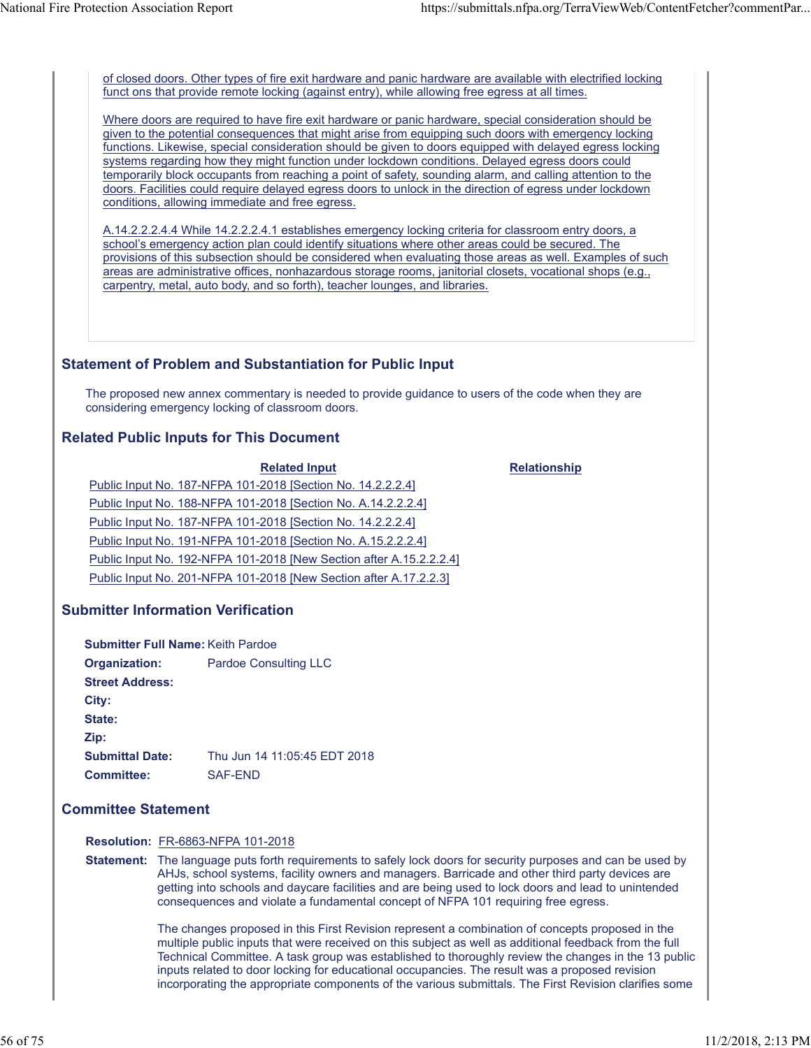of closed doors. Other types of fire exit hardware and panic hardware are available with electrified locking funct ons that provide remote locking (against entry), while allowing free egress at all times.

Where doors are required to have fire exit hardware or panic hardware, special consideration should be given to the potential consequences that might arise from equipping such doors with emergency locking functions. Likewise, special consideration should be given to doors equipped with delayed egress locking systems regarding how they might function under lockdown conditions. Delayed egress doors could temporarily block occupants from reaching a point of safety, sounding alarm, and calling attention to the doors. Facilities could require delayed egress doors to unlock in the direction of egress under lockdown conditions, allowing immediate and free egress.

A.14.2.2.2.4.4 While 14.2.2.2.4.1 establishes emergency locking criteria for classroom entry doors, a school's emergency action plan could identify situations where other areas could be secured. The provisions of this subsection should be considered when evaluating those areas as well. Examples of such areas are administrative offices, nonhazardous storage rooms, janitorial closets, vocational shops (e.g., carpentry, metal, auto body, and so forth), teacher lounges, and libraries.

## Statement of Problem and Substantiation for Public Input

The proposed new annex commentary is needed to provide guidance to users of the code when they are considering emergency locking of classroom doors.

## Related Public Inputs for This Document

| Related Input | Relationship |
| --- | --- |
| Public Input No. 187-NFPA 101-2018 [Section No. 14.2.2.2.4] | |
| Public Input No. 188-NFPA 101-2018 [Section No. A.14.2.2.2.4] | |
| Public Input No. 187-NFPA 101-2018 [Section No. 14.2.2.2.4] | |
| Public Input No. 191-NFPA 101-2018 [Section No. A.15.2.2.2.4] | |
| Public Input No. 192-NFPA 101-2018 [New Section after A.15.2.2.2.4] | |
| Public Input No. 201-NFPA 101-2018 [New Section after A.17.2.2.3] | |

## Submitter Information Verification

**Submitter Full Name:** Keith Pardoe
**Organization:** Pardoe Consulting LLC
**Street Address:**
**City:**
**State:**
**Zip:**
**Submittal Date:** Thu Jun 14 11:05:45 EDT 2018
**Committee:** SAF-END

## Committee Statement

**Resolution:** FR-6863-NFPA 101-2018

**Statement:** The language puts forth requirements to safely lock doors for security purposes and can be used by AHJs, school systems, facility owners and managers. Barricade and other third party devices are getting into schools and daycare facilities and are being used to lock doors and lead to unintended consequences and violate a fundamental concept of NFPA 101 requiring free egress.

The changes proposed in this First Revision represent a combination of concepts proposed in the multiple public inputs that were received on this subject as well as additional feedback from the full Technical Committee. A task group was established to thoroughly review the changes in the 13 public inputs related to door locking for educational occupancies. The result was a proposed revision incorporating the appropriate components of the various submittals. The First Revision clarifies some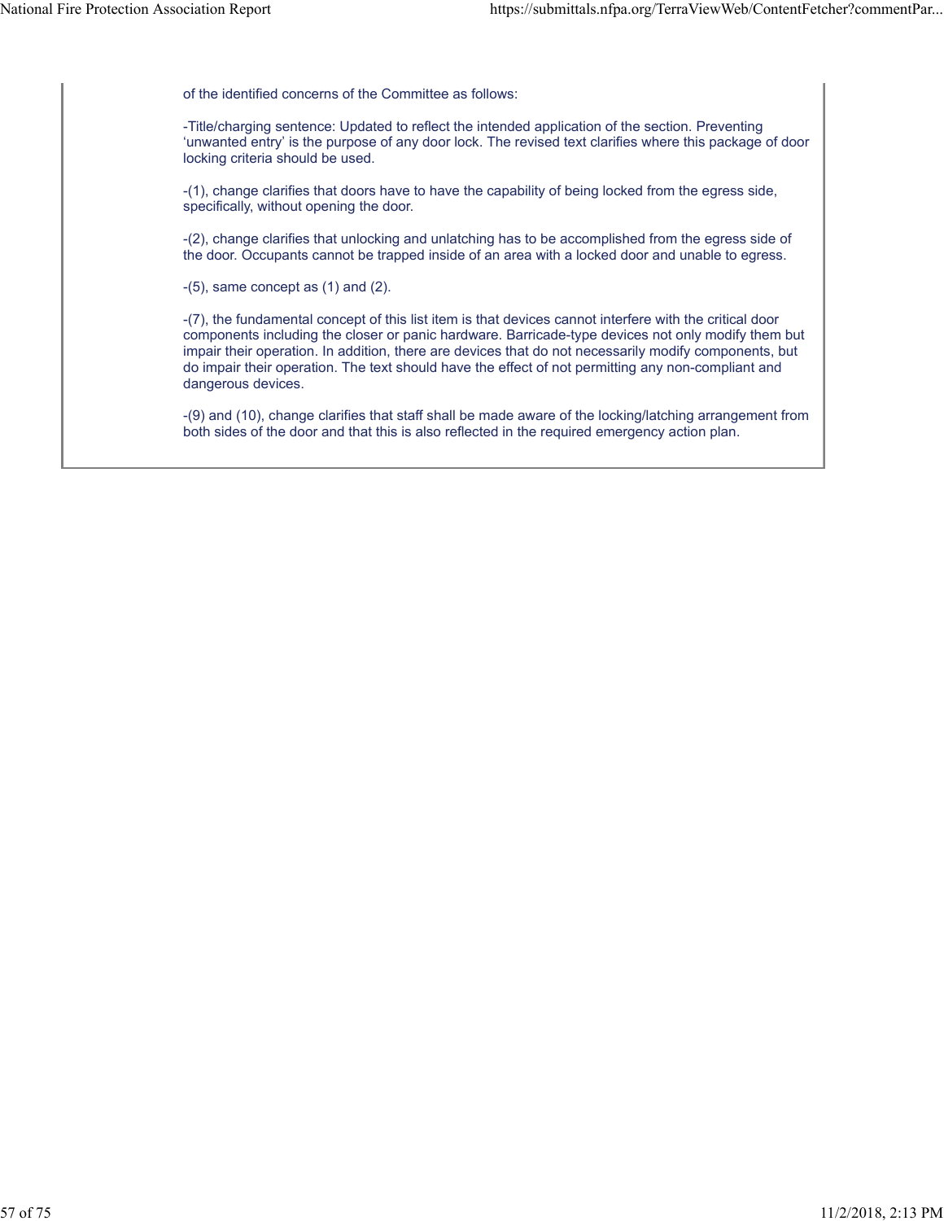of the identified concerns of the Committee as follows:

-Title/charging sentence: Updated to reflect the intended application of the section. Preventing 'unwanted entry' is the purpose of any door lock. The revised text clarifies where this package of door locking criteria should be used.

-(1), change clarifies that doors have to have the capability of being locked from the egress side, specifically, without opening the door.

-(2), change clarifies that unlocking and unlatching has to be accomplished from the egress side of the door. Occupants cannot be trapped inside of an area with a locked door and unable to egress.

-(5), same concept as (1) and (2).

-(7), the fundamental concept of this list item is that devices cannot interfere with the critical door components including the closer or panic hardware. Barricade-type devices not only modify them but impair their operation. In addition, there are devices that do not necessarily modify components, but do impair their operation. The text should have the effect of not permitting any non-compliant and dangerous devices.

-(9) and (10), change clarifies that staff shall be made aware of the locking/latching arrangement from both sides of the door and that this is also reflected in the required emergency action plan.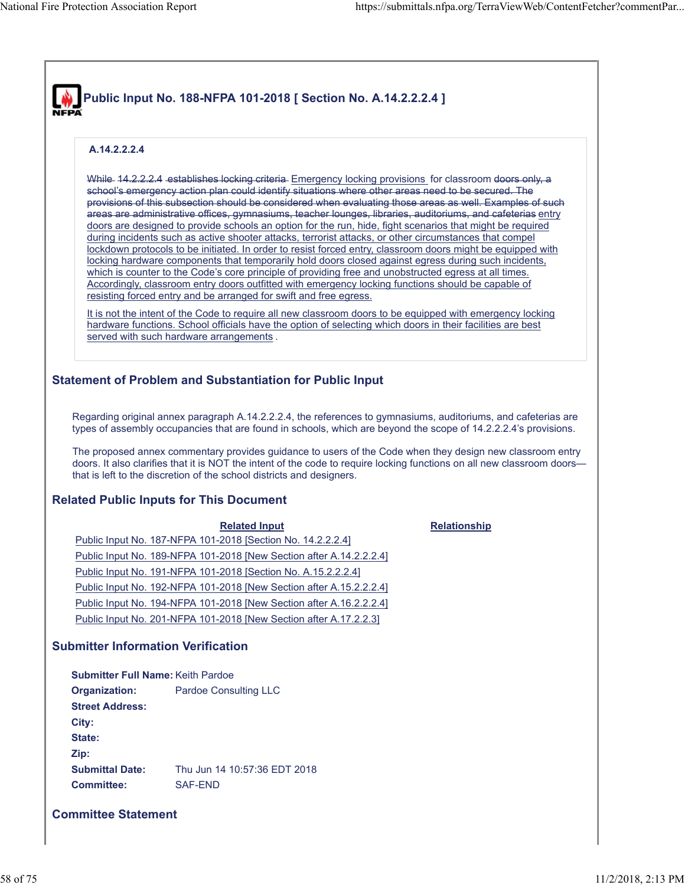# Public Input No. 188-NFPA 101-2018 [ Section No. A.14.2.2.2.4 ]

**A.14.2.2.2.4**

~~While 14.2.2.2.4 establishes locking criteria~~ Emergency locking provisions for classroom ~~doors only, a school's emergency action plan could identify situations where other areas need to be secured. The provisions of this subsection should be considered when evaluating those areas as well. Examples of such areas are administrative offices, gymnasiums, teacher lounges, libraries, auditoriums, and cafeterias~~ entry doors are designed to provide schools an option for the run, hide, fight scenarios that might be required during incidents such as active shooter attacks, terrorist attacks, or other circumstances that compel lockdown protocols to be initiated. In order to resist forced entry, classroom doors might be equipped with locking hardware components that temporarily hold doors closed against egress during such incidents, which is counter to the Code's core principle of providing free and unobstructed egress at all times. Accordingly, classroom entry doors outfitted with emergency locking functions should be capable of resisting forced entry and be arranged for swift and free egress.

It is not the intent of the Code to require all new classroom doors to be equipped with emergency locking hardware functions. School officials have the option of selecting which doors in their facilities are best served with such hardware arrangements .

## Statement of Problem and Substantiation for Public Input

Regarding original annex paragraph A.14.2.2.2.4, the references to gymnasiums, auditoriums, and cafeterias are types of assembly occupancies that are found in schools, which are beyond the scope of 14.2.2.2.4's provisions.

The proposed annex commentary provides guidance to users of the Code when they design new classroom entry doors. It also clarifies that it is NOT the intent of the code to require locking functions on all new classroom doors—that is left to the discretion of the school districts and designers.

## Related Public Inputs for This Document

| Related Input | Relationship |
|---|---|
| Public Input No. 187-NFPA 101-2018 [Section No. 14.2.2.2.4] | |
| Public Input No. 189-NFPA 101-2018 [New Section after A.14.2.2.2.4] | |
| Public Input No. 191-NFPA 101-2018 [Section No. A.15.2.2.2.4] | |
| Public Input No. 192-NFPA 101-2018 [New Section after A.15.2.2.2.4] | |
| Public Input No. 194-NFPA 101-2018 [New Section after A.16.2.2.2.4] | |
| Public Input No. 201-NFPA 101-2018 [New Section after A.17.2.2.3] | |

## Submitter Information Verification

**Submitter Full Name:** Keith Pardoe
**Organization:** Pardoe Consulting LLC
**Street Address:**
**City:**
**State:**
**Zip:**
**Submittal Date:** Thu Jun 14 10:57:36 EDT 2018
**Committee:** SAF-END

## Committee Statement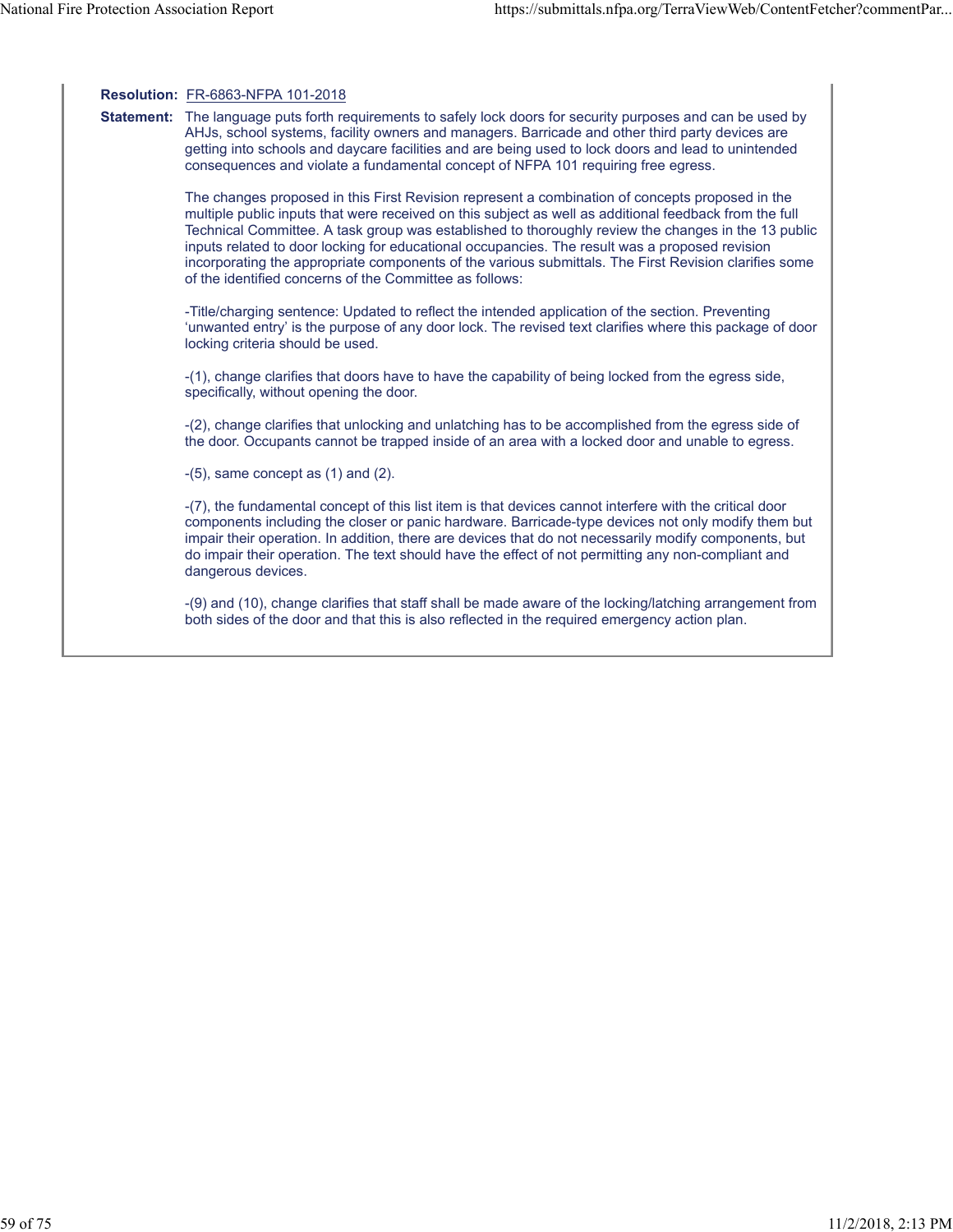**Resolution:** FR-6863-NFPA 101-2018

**Statement:** The language puts forth requirements to safely lock doors for security purposes and can be used by AHJs, school systems, facility owners and managers. Barricade and other third party devices are getting into schools and daycare facilities and are being used to lock doors and lead to unintended consequences and violate a fundamental concept of NFPA 101 requiring free egress.

The changes proposed in this First Revision represent a combination of concepts proposed in the multiple public inputs that were received on this subject as well as additional feedback from the full Technical Committee. A task group was established to thoroughly review the changes in the 13 public inputs related to door locking for educational occupancies. The result was a proposed revision incorporating the appropriate components of the various submittals. The First Revision clarifies some of the identified concerns of the Committee as follows:

-Title/charging sentence: Updated to reflect the intended application of the section. Preventing 'unwanted entry' is the purpose of any door lock. The revised text clarifies where this package of door locking criteria should be used.

-(1), change clarifies that doors have to have the capability of being locked from the egress side, specifically, without opening the door.

-(2), change clarifies that unlocking and unlatching has to be accomplished from the egress side of the door. Occupants cannot be trapped inside of an area with a locked door and unable to egress.

-(5), same concept as (1) and (2).

-(7), the fundamental concept of this list item is that devices cannot interfere with the critical door components including the closer or panic hardware. Barricade-type devices not only modify them but impair their operation. In addition, there are devices that do not necessarily modify components, but do impair their operation. The text should have the effect of not permitting any non-compliant and dangerous devices.

-(9) and (10), change clarifies that staff shall be made aware of the locking/latching arrangement from both sides of the door and that this is also reflected in the required emergency action plan.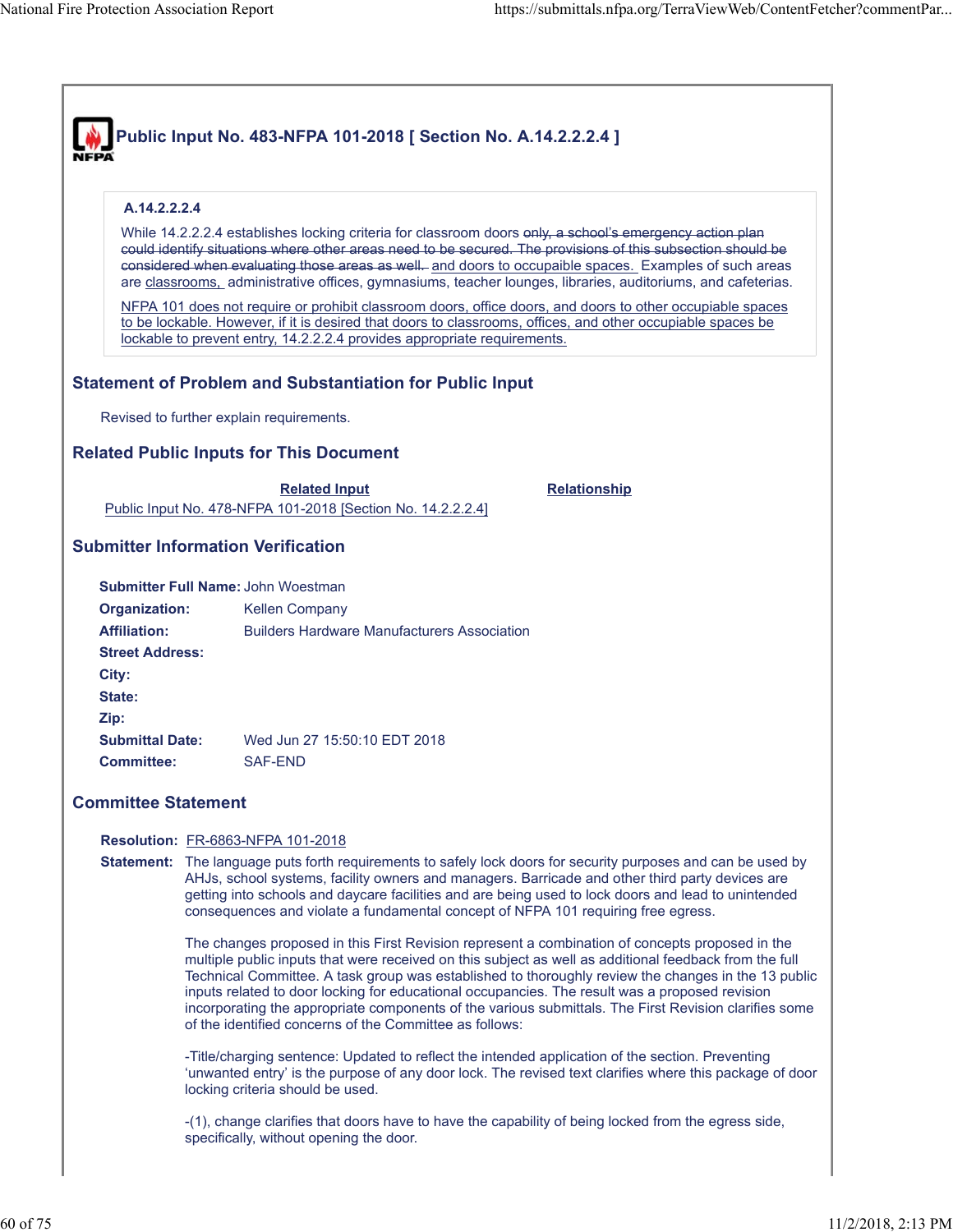# Public Input No. 483-NFPA 101-2018 [ Section No. A.14.2.2.2.4 ]

**A.14.2.2.2.4**

While 14.2.2.2.4 establishes locking criteria for classroom doors ~~only, a school's emergency action plan could identify situations where other areas need to be secured. The provisions of this subsection should be considered when evaluating those areas as well.~~ and doors to occupaible spaces. Examples of such areas are classrooms, administrative offices, gymnasiums, teacher lounges, libraries, auditoriums, and cafeterias.

NFPA 101 does not require or prohibit classroom doors, office doors, and doors to other occupiable spaces to be lockable. However, if it is desired that doors to classrooms, offices, and other occupiable spaces be lockable to prevent entry, 14.2.2.2.4 provides appropriate requirements.

## Statement of Problem and Substantiation for Public Input

Revised to further explain requirements.

## Related Public Inputs for This Document

| Related Input | Relationship |
|---|---|
| Public Input No. 478-NFPA 101-2018 [Section No. 14.2.2.2.4] | |

## Submitter Information Verification

| | |
|---|---|
| **Submitter Full Name:** | John Woestman |
| **Organization:** | Kellen Company |
| **Affiliation:** | Builders Hardware Manufacturers Association |
| **Street Address:** | |
| **City:** | |
| **State:** | |
| **Zip:** | |
| **Submittal Date:** | Wed Jun 27 15:50:10 EDT 2018 |
| **Committee:** | SAF-END |

## Committee Statement

**Resolution:** FR-6863-NFPA 101-2018

**Statement:** The language puts forth requirements to safely lock doors for security purposes and can be used by AHJs, school systems, facility owners and managers. Barricade and other third party devices are getting into schools and daycare facilities and are being used to lock doors and lead to unintended consequences and violate a fundamental concept of NFPA 101 requiring free egress.

The changes proposed in this First Revision represent a combination of concepts proposed in the multiple public inputs that were received on this subject as well as additional feedback from the full Technical Committee. A task group was established to thoroughly review the changes in the 13 public inputs related to door locking for educational occupancies. The result was a proposed revision incorporating the appropriate components of the various submittals. The First Revision clarifies some of the identified concerns of the Committee as follows:

-Title/charging sentence: Updated to reflect the intended application of the section. Preventing 'unwanted entry' is the purpose of any door lock. The revised text clarifies where this package of door locking criteria should be used.

-(1), change clarifies that doors have to have the capability of being locked from the egress side, specifically, without opening the door.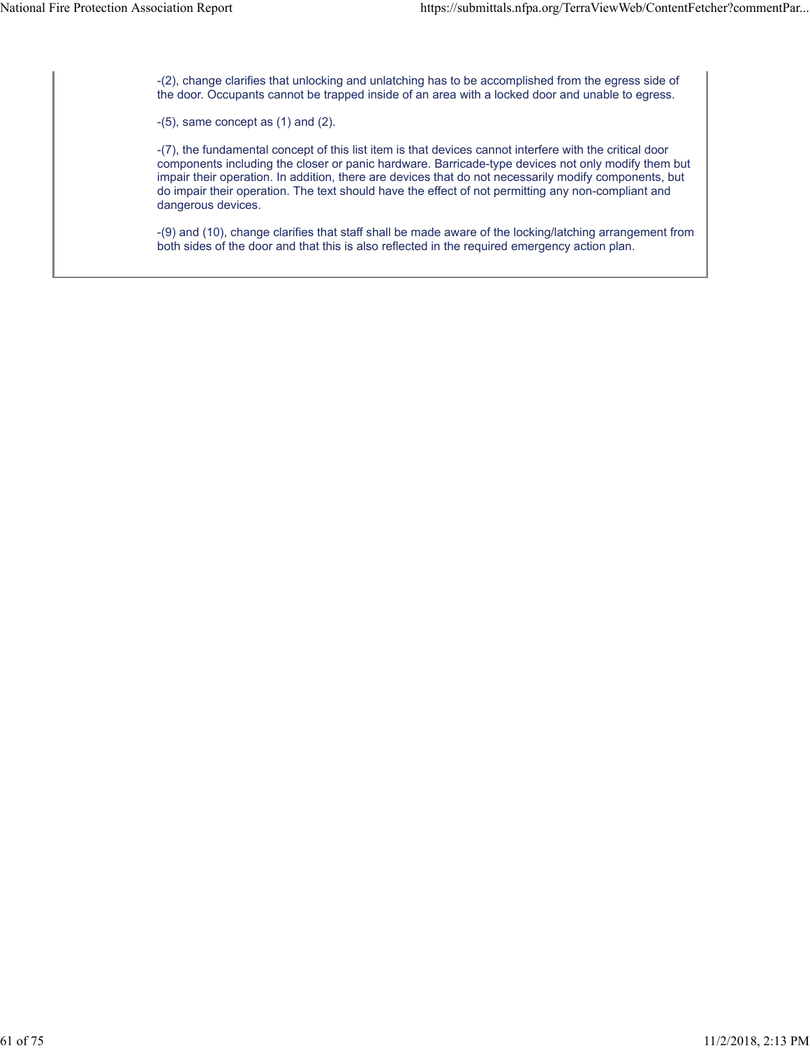-(2), change clarifies that unlocking and unlatching has to be accomplished from the egress side of the door. Occupants cannot be trapped inside of an area with a locked door and unable to egress.

-(5), same concept as (1) and (2).

-(7), the fundamental concept of this list item is that devices cannot interfere with the critical door components including the closer or panic hardware. Barricade-type devices not only modify them but impair their operation. In addition, there are devices that do not necessarily modify components, but do impair their operation. The text should have the effect of not permitting any non-compliant and dangerous devices.

-(9) and (10), change clarifies that staff shall be made aware of the locking/latching arrangement from both sides of the door and that this is also reflected in the required emergency action plan.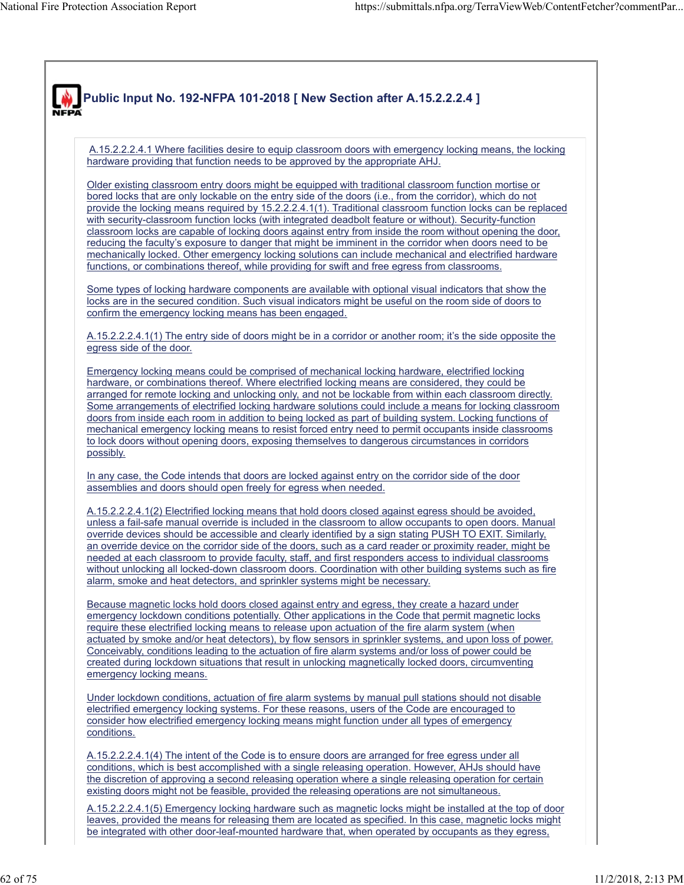## Public Input No. 192-NFPA 101-2018 [ New Section after A.15.2.2.2.4 ]

A.15.2.2.2.4.1 Where facilities desire to equip classroom doors with emergency locking means, the locking hardware providing that function needs to be approved by the appropriate AHJ.

Older existing classroom entry doors might be equipped with traditional classroom function mortise or bored locks that are only lockable on the entry side of the doors (i.e., from the corridor), which do not provide the locking means required by 15.2.2.2.4.1(1). Traditional classroom function locks can be replaced with security-classroom function locks (with integrated deadbolt feature or without). Security-function classroom locks are capable of locking doors against entry from inside the room without opening the door, reducing the faculty's exposure to danger that might be imminent in the corridor when doors need to be mechanically locked. Other emergency locking solutions can include mechanical and electrified hardware functions, or combinations thereof, while providing for swift and free egress from classrooms.

Some types of locking hardware components are available with optional visual indicators that show the locks are in the secured condition. Such visual indicators might be useful on the room side of doors to confirm the emergency locking means has been engaged.

A.15.2.2.2.4.1(1) The entry side of doors might be in a corridor or another room; it's the side opposite the egress side of the door.

Emergency locking means could be comprised of mechanical locking hardware, electrified locking hardware, or combinations thereof. Where electrified locking means are considered, they could be arranged for remote locking and unlocking only, and not be lockable from within each classroom directly. Some arrangements of electrified locking hardware solutions could include a means for locking classroom doors from inside each room in addition to being locked as part of locking system. Locking functions of mechanical emergency locking means to resist forced entry need to permit occupants inside classrooms to lock doors without opening doors, exposing themselves to dangerous circumstances in corridors possibly.

In any case, the Code intends that doors are locked against entry on the corridor side of the door assemblies and doors should open freely for egress when needed.

A.15.2.2.2.4.1(2) Electrified locking means that hold doors closed against egress should be avoided, unless a fail-safe manual override is included in the classroom to allow occupants to open doors. Manual override devices should be accessible and clearly identified by a sign stating PUSH TO EXIT. Similarly, an override device on the corridor side of the doors, such as a card reader or proximity reader, might be needed at each classroom to provide faculty, staff, and first responders access to individual classrooms without unlocking all locked-down classroom doors. Coordination with other building systems such as fire alarm, smoke and heat detectors, and sprinkler systems might be necessary.

Because magnetic locks hold doors closed against entry and egress, they create a hazard under emergency lockdown conditions potentially. Other applications in the Code that permit magnetic locks require these electrified locking means to release upon actuation of the fire alarm system (when actuated by smoke and/or heat detectors), by flow sensors in sprinkler systems, and upon loss of power. Conceivably, conditions leading to the actuation of fire alarm systems and/or loss of power could be created during lockdown situations that result in unlocking magnetically locked doors, circumventing emergency locking means.

Under lockdown conditions, actuation of fire alarm systems by manual pull stations should not disable electrified emergency locking systems. For these reasons, users of the Code are encouraged to consider how electrified emergency locking means might function under all types of emergency conditions.

A.15.2.2.2.4.1(4) The intent of the Code is to ensure doors are arranged for free egress under all conditions, which is best accomplished with a single releasing operation. However, AHJs should have the discretion of approving a second releasing operation where a single releasing operation for certain existing doors might not be feasible, provided the releasing operations are not simultaneous.

A.15.2.2.2.4.1(5) Emergency locking hardware such as magnetic locks might be installed at the top of door leaves, provided the means for releasing them are located as specified. In this case, magnetic locks might be integrated with other door-leaf-mounted hardware that, when operated by occupants as they egress,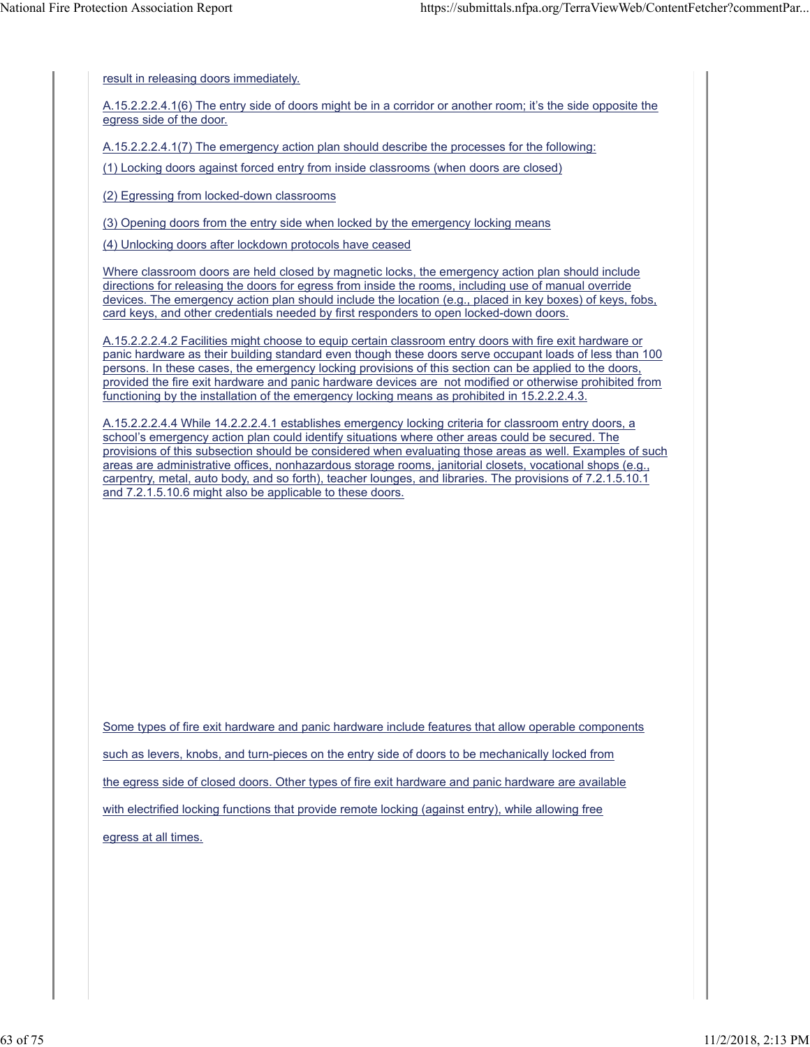result in releasing doors immediately.

A.15.2.2.2.4.1(6) The entry side of doors might be in a corridor or another room; it's the side opposite the egress side of the door.

A.15.2.2.2.4.1(7) The emergency action plan should describe the processes for the following:

(1) Locking doors against forced entry from inside classrooms (when doors are closed)

(2) Egressing from locked-down classrooms

(3) Opening doors from the entry side when locked by the emergency locking means

(4) Unlocking doors after lockdown protocols have ceased

Where classroom doors are held closed by magnetic locks, the emergency action plan should include directions for releasing the doors for egress from inside the rooms, including use of manual override devices. The emergency action plan should include the location (e.g., placed in key boxes) of keys, fobs, card keys, and other credentials needed by first responders to open locked-down doors.

A.15.2.2.2.4.2 Facilities might choose to equip certain classroom entry doors with fire exit hardware or panic hardware as their building standard even though these doors serve occupant loads of less than 100 persons. In these cases, the emergency locking provisions of this section can be applied to the doors, provided the fire exit hardware and panic hardware devices are not modified or otherwise prohibited from functioning by the installation of the emergency locking means as prohibited in 15.2.2.2.4.3.

A.15.2.2.2.4.4 While 14.2.2.2.4.1 establishes emergency locking criteria for classroom entry doors, a school's emergency action plan could identify situations where other areas could be secured. The provisions of this subsection should be considered when evaluating those areas as well. Examples of such areas are administrative offices, nonhazardous storage rooms, janitorial closets, vocational shops (e.g., carpentry, metal, auto body, and so forth), teacher lounges, and libraries. The provisions of 7.2.1.5.10.1 and 7.2.1.5.10.6 might also be applicable to these doors.

Some types of fire exit hardware and panic hardware include features that allow operable components such as levers, knobs, and turn-pieces on the entry side of doors to be mechanically locked from the egress side of closed doors. Other types of fire exit hardware and panic hardware are available with electrified locking functions that provide remote locking (against entry), while allowing free egress at all times.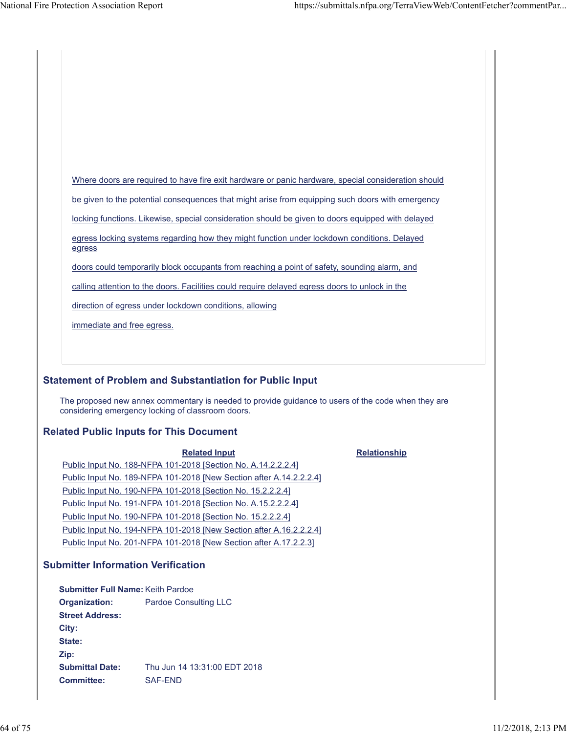Where doors are required to have fire exit hardware or panic hardware, special consideration should be given to the potential consequences that might arise from equipping such doors with emergency locking functions. Likewise, special consideration should be given to doors equipped with delayed egress locking systems regarding how they might function under lockdown conditions. Delayed egress doors could temporarily block occupants from reaching a point of safety, sounding alarm, and calling attention to the doors. Facilities could require delayed egress doors to unlock in the direction of egress under lockdown conditions, allowing immediate and free egress.

## Statement of Problem and Substantiation for Public Input

The proposed new annex commentary is needed to provide guidance to users of the code when they are considering emergency locking of classroom doors.

## Related Public Inputs for This Document

| Related Input | Relationship |
| --- | --- |
| Public Input No. 188-NFPA 101-2018 [Section No. A.14.2.2.2.4] | |
| Public Input No. 189-NFPA 101-2018 [New Section after A.14.2.2.2.4] | |
| Public Input No. 190-NFPA 101-2018 [Section No. 15.2.2.2.4] | |
| Public Input No. 191-NFPA 101-2018 [Section No. A.15.2.2.2.4] | |
| Public Input No. 190-NFPA 101-2018 [Section No. 15.2.2.2.4] | |
| Public Input No. 194-NFPA 101-2018 [New Section after A.16.2.2.2.4] | |
| Public Input No. 201-NFPA 101-2018 [New Section after A.17.2.2.3] | |

## Submitter Information Verification

**Submitter Full Name:** Keith Pardoe
**Organization:** Pardoe Consulting LLC
**Street Address:**
**City:**
**State:**
**Zip:**
**Submittal Date:** Thu Jun 14 13:31:00 EDT 2018
**Committee:** SAF-END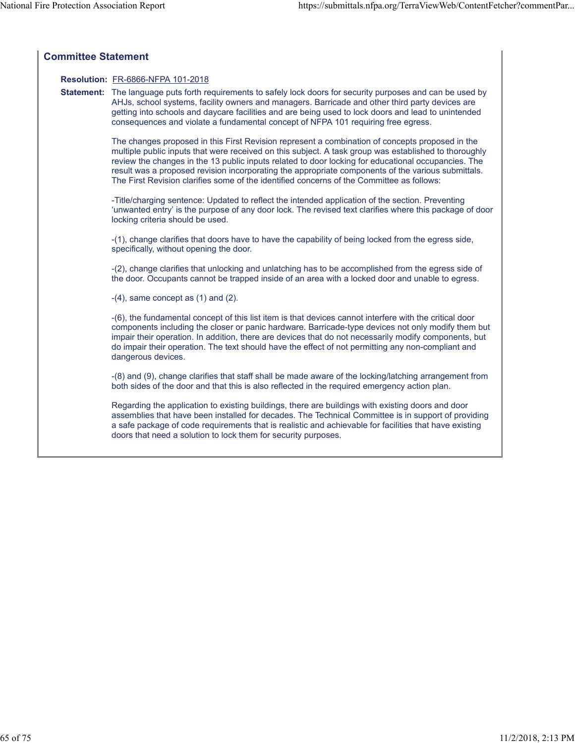## Committee Statement

**Resolution:** FR-6866-NFPA 101-2018

**Statement:** The language puts forth requirements to safely lock doors for security purposes and can be used by AHJs, school systems, facility owners and managers. Barricade and other third party devices are getting into schools and daycare facilities and are being used to lock doors and lead to unintended consequences and violate a fundamental concept of NFPA 101 requiring free egress.

The changes proposed in this First Revision represent a combination of concepts proposed in the multiple public inputs that were received on this subject. A task group was established to thoroughly review the changes in the 13 public inputs related to door locking for educational occupancies. The result was a proposed revision incorporating the appropriate components of the various submittals. The First Revision clarifies some of the identified concerns of the Committee as follows:

-Title/charging sentence: Updated to reflect the intended application of the section. Preventing ‘unwanted entry’ is the purpose of any door lock. The revised text clarifies where this package of door locking criteria should be used.

-(1), change clarifies that doors have to have the capability of being locked from the egress side, specifically, without opening the door.

-(2), change clarifies that unlocking and unlatching has to be accomplished from the egress side of the door. Occupants cannot be trapped inside of an area with a locked door and unable to egress.

-(4), same concept as (1) and (2).

-(6), the fundamental concept of this list item is that devices cannot interfere with the critical door components including the closer or panic hardware. Barricade-type devices not only modify them but impair their operation. In addition, there are devices that do not necessarily modify components, but do impair their operation. The text should have the effect of not permitting any non-compliant and dangerous devices.

-(8) and (9), change clarifies that staff shall be made aware of the locking/latching arrangement from both sides of the door and that this is also reflected in the required emergency action plan.

Regarding the application to existing buildings, there are buildings with existing doors and door assemblies that have been installed for decades. The Technical Committee is in support of providing a safe package of code requirements that is realistic and achievable for facilities that have existing doors that need a solution to lock them for security purposes.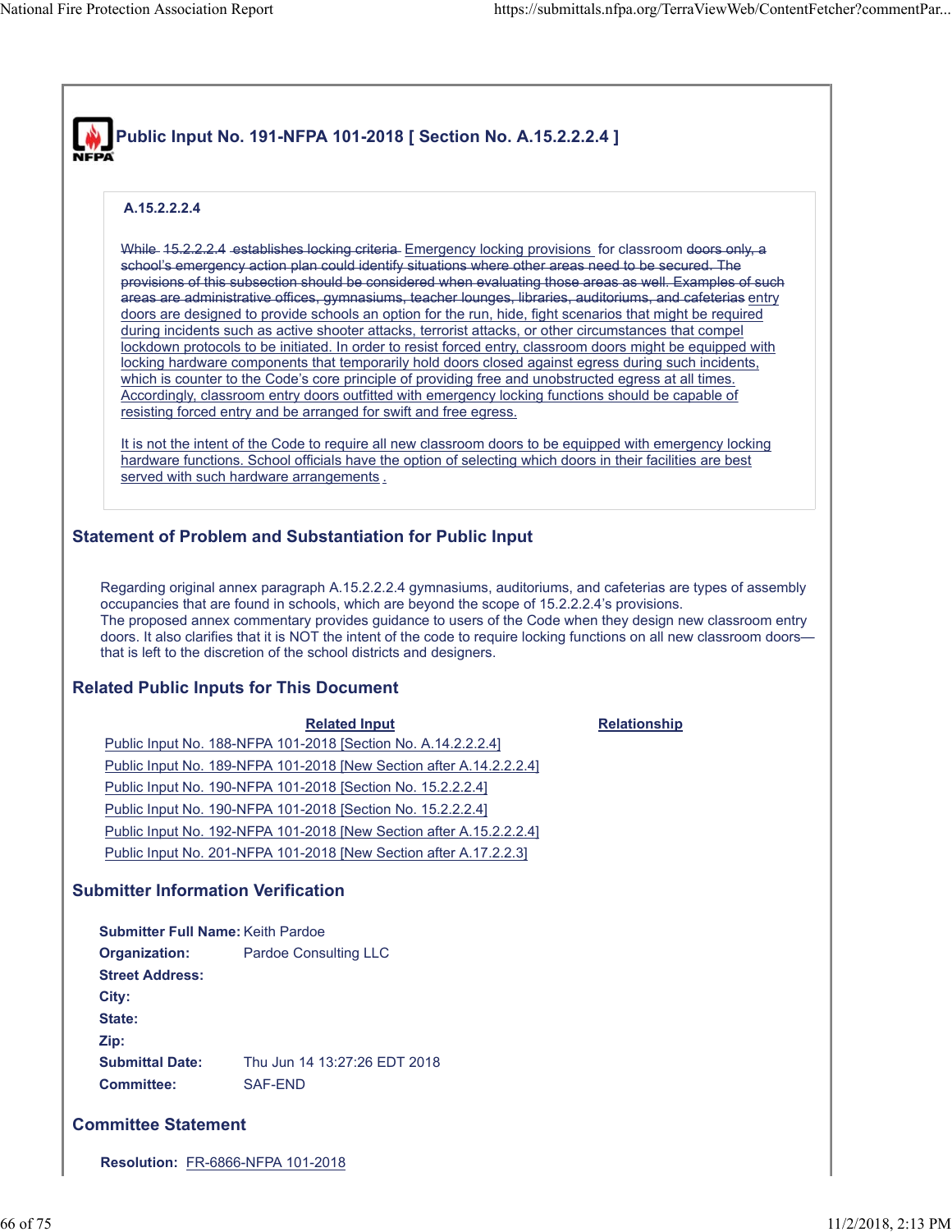# Public Input No. 191-NFPA 101-2018 [ Section No. A.15.2.2.2.4 ]

**A.15.2.2.2.4**

~~While 15.2.2.2.4 establishes locking criteria~~ Emergency locking provisions for classroom ~~doors only, a school's emergency action plan could identify situations where other areas need to be secured. The provisions of this subsection should be considered when evaluating those areas as well. Examples of such areas are administrative offices, gymnasiums, teacher lounges, libraries, auditoriums, and cafeterias~~ entry doors are designed to provide schools an option for the run, hide, fight scenarios that might be required during incidents such as active shooter attacks, terrorist attacks, or other circumstances that compel lockdown protocols to be initiated. In order to resist forced entry, classroom doors might be equipped with locking hardware components that temporarily hold doors closed against egress during such incidents, which is counter to the Code's core principle of providing free and unobstructed egress at all times. Accordingly, classroom entry doors outfitted with emergency locking functions should be capable of resisting forced entry and be arranged for swift and free egress.

It is not the intent of the Code to require all new classroom doors to be equipped with emergency locking hardware functions. School officials have the option of selecting which doors in their facilities are best served with such hardware arrangements .

## Statement of Problem and Substantiation for Public Input

Regarding original annex paragraph A.15.2.2.2.4 gymnasiums, auditoriums, and cafeterias are types of assembly occupancies that are found in schools, which are beyond the scope of 15.2.2.2.4's provisions.
The proposed annex commentary provides guidance to users of the Code when they design new classroom entry doors. It also clarifies that it is NOT the intent of the code to require locking functions on all new classroom doors—that is left to the discretion of the school districts and designers.

## Related Public Inputs for This Document

| Related Input | Relationship |
|---|---|
| Public Input No. 188-NFPA 101-2018 [Section No. A.14.2.2.2.4] | |
| Public Input No. 189-NFPA 101-2018 [New Section after A.14.2.2.2.4] | |
| Public Input No. 190-NFPA 101-2018 [Section No. 15.2.2.2.4] | |
| Public Input No. 190-NFPA 101-2018 [Section No. 15.2.2.2.4] | |
| Public Input No. 192-NFPA 101-2018 [New Section after A.15.2.2.2.4] | |
| Public Input No. 201-NFPA 101-2018 [New Section after A.17.2.2.3] | |

## Submitter Information Verification

**Submitter Full Name:** Keith Pardoe
**Organization:** Pardoe Consulting LLC
**Street Address:**
**City:**
**State:**
**Zip:**
**Submittal Date:** Thu Jun 14 13:27:26 EDT 2018
**Committee:** SAF-END

## Committee Statement

**Resolution:** FR-6866-NFPA 101-2018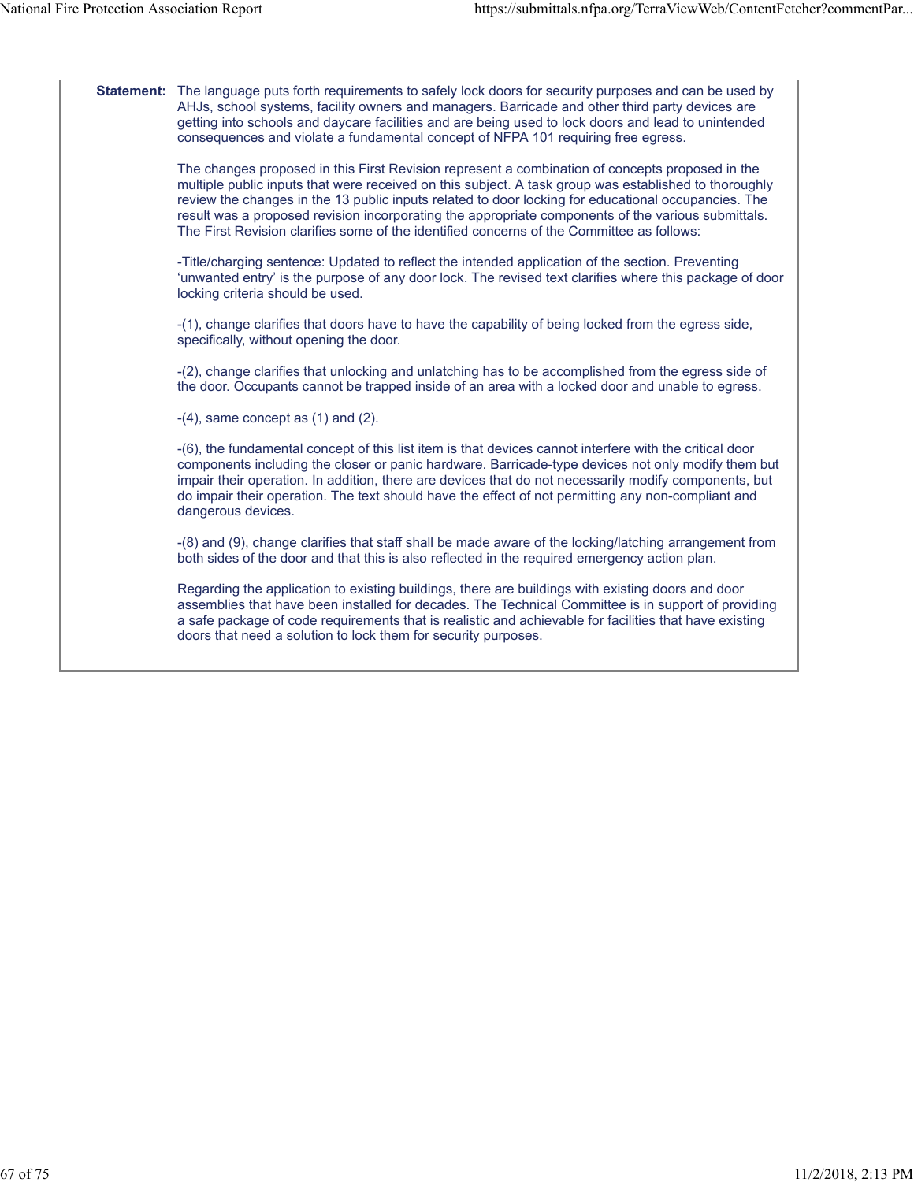**Statement:** The language puts forth requirements to safely lock doors for security purposes and can be used by AHJs, school systems, facility owners and managers. Barricade and other third party devices are getting into schools and daycare facilities and are being used to lock doors and lead to unintended consequences and violate a fundamental concept of NFPA 101 requiring free egress.

The changes proposed in this First Revision represent a combination of concepts proposed in the multiple public inputs that were received on this subject. A task group was established to thoroughly review the changes in the 13 public inputs related to door locking for educational occupancies. The result was a proposed revision incorporating the appropriate components of the various submittals. The First Revision clarifies some of the identified concerns of the Committee as follows:

-Title/charging sentence: Updated to reflect the intended application of the section. Preventing 'unwanted entry' is the purpose of any door lock. The revised text clarifies where this package of door locking criteria should be used.

-(1), change clarifies that doors have to have the capability of being locked from the egress side, specifically, without opening the door.

-(2), change clarifies that unlocking and unlatching has to be accomplished from the egress side of the door. Occupants cannot be trapped inside of an area with a locked door and unable to egress.

-(4), same concept as (1) and (2).

-(6), the fundamental concept of this list item is that devices cannot interfere with the critical door components including the closer or panic hardware. Barricade-type devices not only modify them but impair their operation. In addition, there are devices that do not necessarily modify components, but do impair their operation. The text should have the effect of not permitting any non-compliant and dangerous devices.

-(8) and (9), change clarifies that staff shall be made aware of the locking/latching arrangement from both sides of the door and that this is also reflected in the required emergency action plan.

Regarding the application to existing buildings, there are buildings with existing doors and door assemblies that have been installed for decades. The Technical Committee is in support of providing a safe package of code requirements that is realistic and achievable for facilities that have existing doors that need a solution to lock them for security purposes.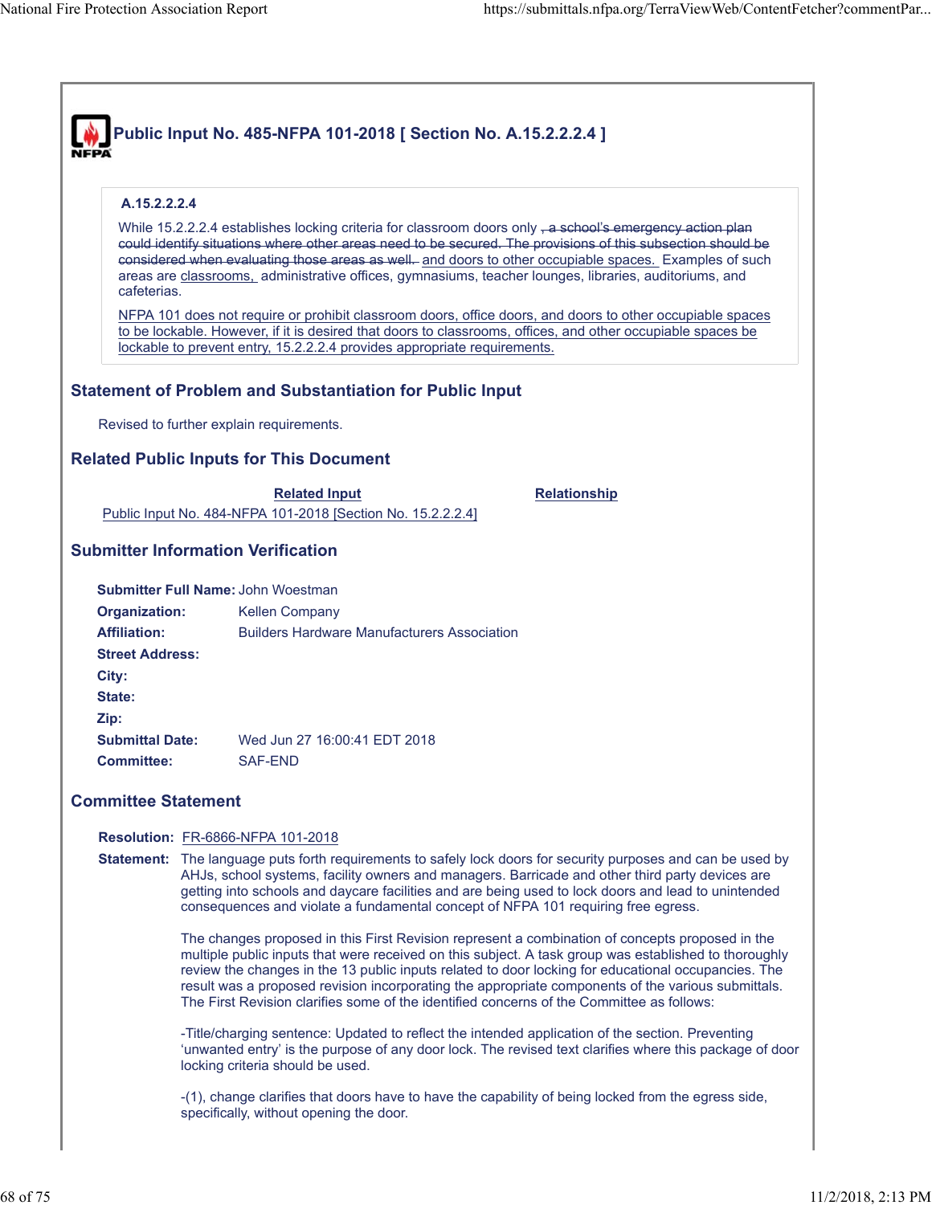# Public Input No. 485-NFPA 101-2018 [ Section No. A.15.2.2.2.4 ]

**A.15.2.2.2.4**

While 15.2.2.2.4 establishes locking criteria for classroom doors only ~~, a school's emergency action plan could identify situations where other areas need to be secured. The provisions of this subsection should be considered when evaluating those areas as well.~~ and doors to other occupiable spaces. Examples of such areas are classrooms, administrative offices, gymnasiums, teacher lounges, libraries, auditoriums, and cafeterias.

NFPA 101 does not require or prohibit classroom doors, office doors, and doors to other occupiable spaces to be lockable. However, if it is desired that doors to classrooms, offices, and other occupiable spaces be lockable to prevent entry, 15.2.2.2.4 provides appropriate requirements.

## Statement of Problem and Substantiation for Public Input

Revised to further explain requirements.

## Related Public Inputs for This Document

| Related Input | Relationship |
|---|---|
| Public Input No. 484-NFPA 101-2018 [Section No. 15.2.2.2.4] | |

## Submitter Information Verification

**Submitter Full Name:** John Woestman
**Organization:** Kellen Company
**Affiliation:** Builders Hardware Manufacturers Association
**Street Address:**
**City:**
**State:**
**Zip:**
**Submittal Date:** Wed Jun 27 16:00:41 EDT 2018
**Committee:** SAF-END

## Committee Statement

**Resolution:** FR-6866-NFPA 101-2018

**Statement:** The language puts forth requirements to safely lock doors for security purposes and can be used by AHJs, school systems, facility owners and managers. Barricade and other third party devices are getting into schools and daycare facilities and are being used to lock doors and lead to unintended consequences and violate a fundamental concept of NFPA 101 requiring free egress.

The changes proposed in this First Revision represent a combination of concepts proposed in the multiple public inputs that were received on this subject. A task group was established to thoroughly review the changes in the 13 public inputs related to door locking for educational occupancies. The result was a proposed revision incorporating the appropriate components of the various submittals. The First Revision clarifies some of the identified concerns of the Committee as follows:

-Title/charging sentence: Updated to reflect the intended application of the section. Preventing 'unwanted entry' is the purpose of any door lock. The revised text clarifies where this package of door locking criteria should be used.

-(1), change clarifies that doors have to have the capability of being locked from the egress side, specifically, without opening the door.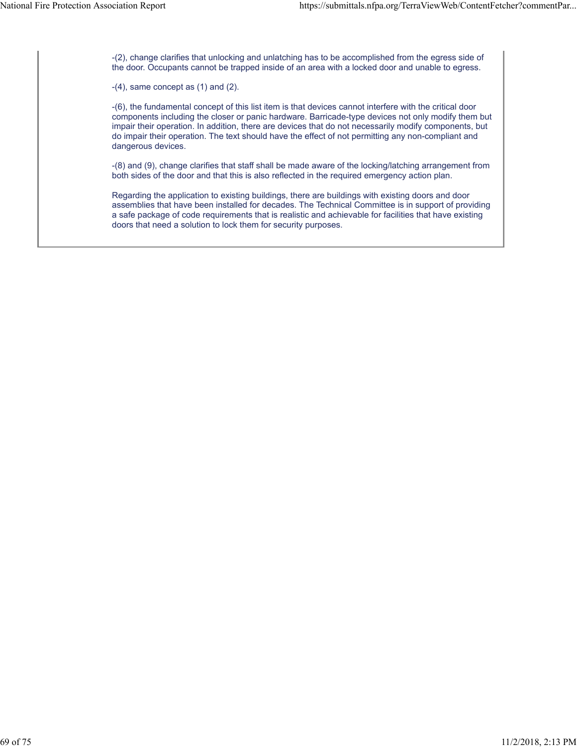-(2), change clarifies that unlocking and unlatching has to be accomplished from the egress side of the door. Occupants cannot be trapped inside of an area with a locked door and unable to egress.

-(4), same concept as (1) and (2).

-(6), the fundamental concept of this list item is that devices cannot interfere with the critical door components including the closer or panic hardware. Barricade-type devices not only modify them but impair their operation. In addition, there are devices that do not necessarily modify components, but do impair their operation. The text should have the effect of not permitting any non-compliant and dangerous devices.

-(8) and (9), change clarifies that staff shall be made aware of the locking/latching arrangement from both sides of the door and that this is also reflected in the required emergency action plan.

Regarding the application to existing buildings, there are buildings with existing doors and door assemblies that have been installed for decades. The Technical Committee is in support of providing a safe package of code requirements that is realistic and achievable for facilities that have existing doors that need a solution to lock them for security purposes.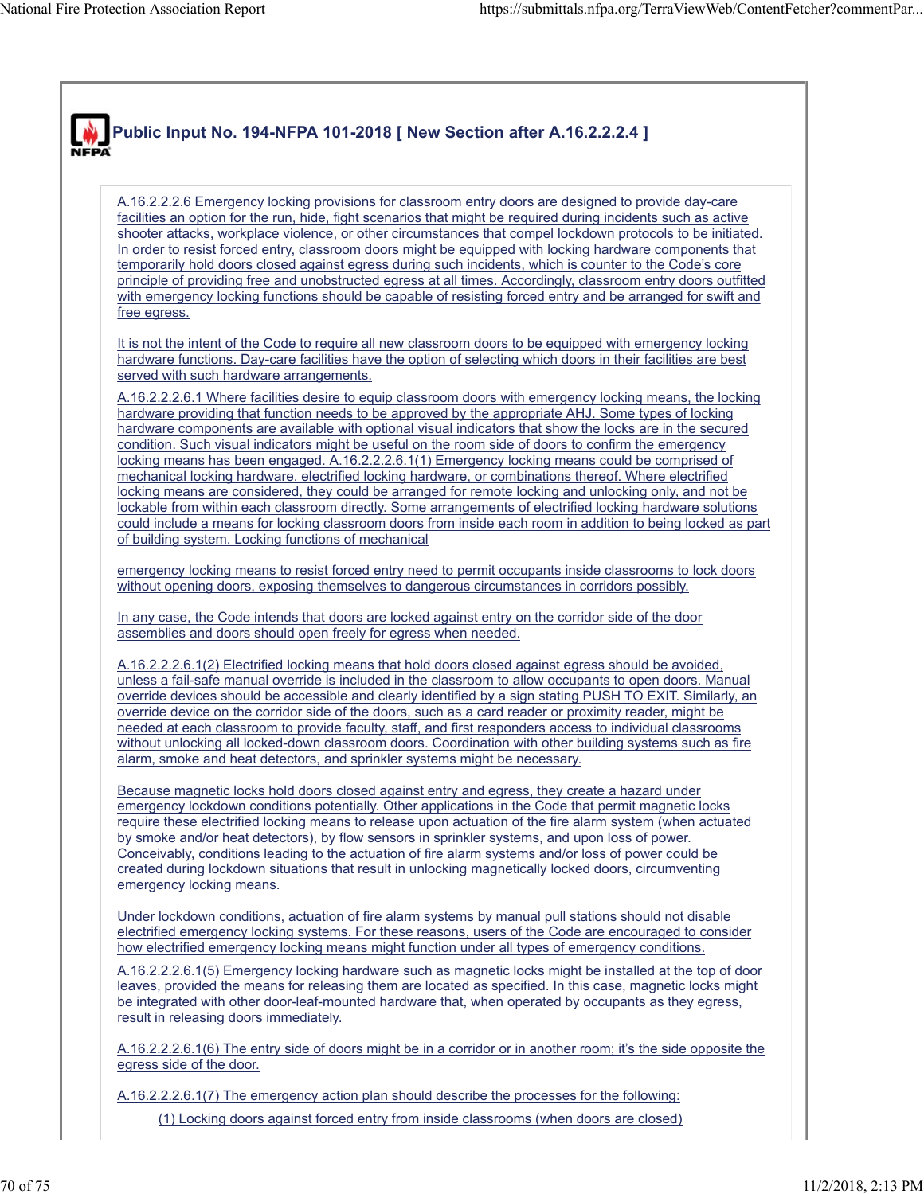## Public Input No. 194-NFPA 101-2018 [ New Section after A.16.2.2.2.4 ]

A.16.2.2.2.6 Emergency locking provisions for classroom entry doors are designed to provide day-care facilities an option for the run, hide, fight scenarios that might be required during incidents such as active shooter attacks, workplace violence, or other circumstances that compel lockdown protocols to be initiated. In order to resist forced entry, classroom doors might be equipped with locking hardware components that temporarily hold doors closed against egress during such incidents, which is counter to the Code's core principle of providing free and unobstructed egress at all times. Accordingly, classroom entry doors outfitted with emergency locking functions should be capable of resisting forced entry and be arranged for swift and free egress.

It is not the intent of the Code to require all new classroom doors to be equipped with emergency locking hardware functions. Day-care facilities have the option of selecting which doors in their facilities are best served with such hardware arrangements.

A.16.2.2.2.6.1 Where facilities desire to equip classroom doors with emergency locking means, the locking hardware providing that function needs to be approved by the appropriate AHJ. Some types of locking hardware components are available with optional visual indicators that show the locks are in the secured condition. Such visual indicators might be useful on the room side of doors to confirm the emergency locking means has been engaged. A.16.2.2.2.6.1(1) Emergency locking means could be comprised of mechanical locking hardware, electrified locking hardware, or combinations thereof. Where electrified locking means are considered, they could be arranged for remote locking and unlocking only, and not be lockable from within each classroom directly. Some arrangements of electrified locking hardware solutions could include a means for locking classroom doors from inside each room in addition to being locked as part of building system. Locking functions of mechanical

emergency locking means to resist forced entry need to permit occupants inside classrooms to lock doors without opening doors, exposing themselves to dangerous circumstances in corridors possibly.

In any case, the Code intends that doors are locked against entry on the corridor side of the door assemblies and doors should open freely for egress when needed.

A.16.2.2.2.6.1(2) Electrified locking means that hold doors closed against egress should be avoided, unless a fail-safe manual override is included in the classroom to allow occupants to open doors. Manual override devices should be accessible and clearly identified by a sign stating PUSH TO EXIT. Similarly, an override device on the corridor side of the doors, such as a card reader or proximity reader, might be needed at each classroom to provide faculty, staff, and first responders access to individual classrooms without unlocking all locked-down classroom doors. Coordination with other building systems such as fire alarm, smoke and heat detectors, and sprinkler systems might be necessary.

Because magnetic locks hold doors closed against entry and egress, they create a hazard under emergency lockdown conditions potentially. Other applications in the Code that permit magnetic locks require these electrified locking means to release upon actuation of the fire alarm system (when actuated by smoke and/or heat detectors), by flow sensors in sprinkler systems, and upon loss of power. Conceivably, conditions leading to the actuation of fire alarm systems and/or loss of power could be created during lockdown situations that result in unlocking magnetically locked doors, circumventing emergency locking means.

Under lockdown conditions, actuation of fire alarm systems by manual pull stations should not disable electrified emergency locking systems. For these reasons, users of the Code are encouraged to consider how electrified emergency locking means might function under all types of emergency conditions.

A.16.2.2.2.6.1(5) Emergency locking hardware such as magnetic locks might be installed at the top of door leaves, provided the means for releasing them are located as specified. In this case, magnetic locks might be integrated with other door-leaf-mounted hardware that, when operated by occupants as they egress, result in releasing doors immediately.

A.16.2.2.2.6.1(6) The entry side of doors might be in a corridor or in another room; it's the side opposite the egress side of the door.

A.16.2.2.2.6.1(7) The emergency action plan should describe the processes for the following:

(1) Locking doors against forced entry from inside classrooms (when doors are closed)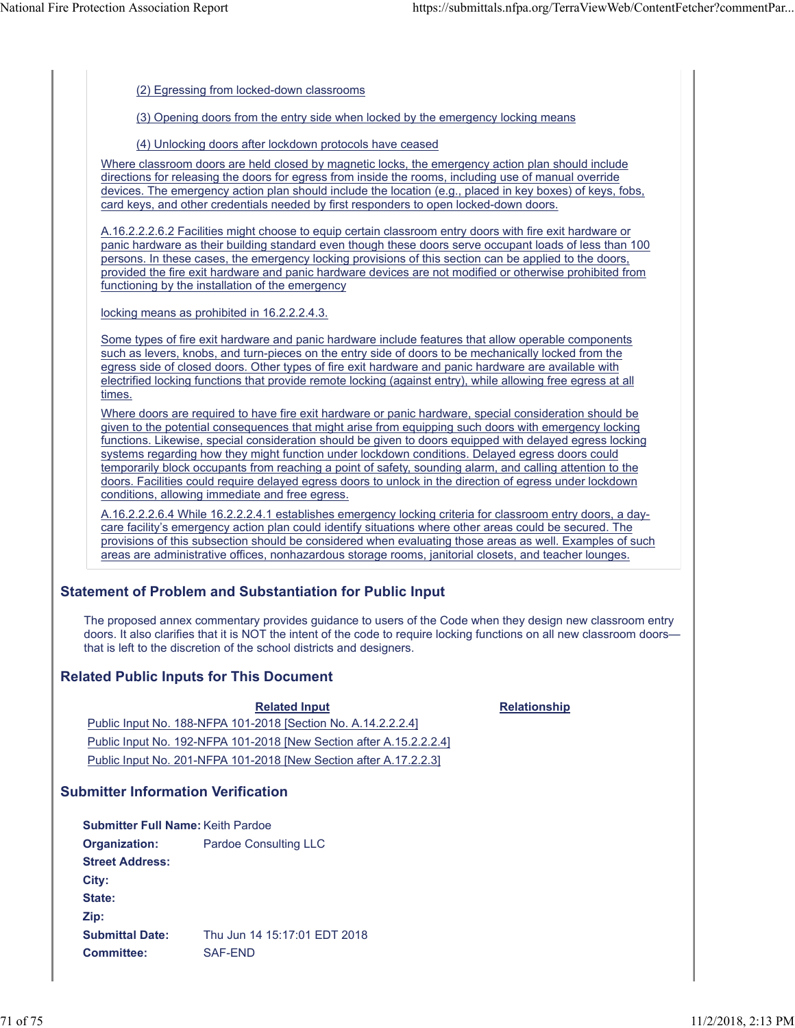(2) Egressing from locked-down classrooms

(3) Opening doors from the entry side when locked by the emergency locking means

(4) Unlocking doors after lockdown protocols have ceased

Where classroom doors are held closed by magnetic locks, the emergency action plan should include directions for releasing the doors for egress from inside the rooms, including use of manual override devices. The emergency action plan should include the location (e.g., placed in key boxes) of keys, fobs, card keys, and other credentials needed by first responders to open locked-down doors.

A.16.2.2.2.6.2 Facilities might choose to equip certain classroom entry doors with fire exit hardware or panic hardware as their building standard even though these doors serve occupant loads of less than 100 persons. In these cases, the emergency locking provisions of this section can be applied to the doors, provided the fire exit hardware and panic hardware devices are not modified or otherwise prohibited from functioning by the installation of the emergency

locking means as prohibited in 16.2.2.2.4.3.

Some types of fire exit hardware and panic hardware include features that allow operable components such as levers, knobs, and turn-pieces on the entry side of doors to be mechanically locked from the egress side of closed doors. Other types of fire exit hardware and panic hardware are available with electrified locking functions that provide remote locking (against entry), while allowing free egress at all times.

Where doors are required to have fire exit hardware or panic hardware, special consideration should be given to the potential consequences that might arise from equipping such doors with emergency locking functions. Likewise, special consideration should be given to doors equipped with delayed egress locking systems regarding how they might function under lockdown conditions. Delayed egress doors could temporarily block occupants from reaching a point of safety, sounding alarm, and calling attention to the doors. Facilities could require delayed egress doors to unlock in the direction of egress under lockdown conditions, allowing immediate and free egress.

A.16.2.2.2.6.4 While 16.2.2.2.4.1 establishes emergency locking criteria for classroom entry doors, a day-care facility's emergency action plan could identify situations where other areas could be secured. The provisions of this subsection should be considered when evaluating those areas as well. Examples of such areas are administrative offices, nonhazardous storage rooms, janitorial closets, and teacher lounges.

## Statement of Problem and Substantiation for Public Input

The proposed annex commentary provides guidance to users of the Code when they design new classroom entry doors. It also clarifies that it is NOT the intent of the code to require locking functions on all new classroom doors—that is left to the discretion of the school districts and designers.

## Related Public Inputs for This Document

| Related Input | Relationship |
| --- | --- |
| Public Input No. 188-NFPA 101-2018 [Section No. A.14.2.2.2.4] | |
| Public Input No. 192-NFPA 101-2018 [New Section after A.15.2.2.2.4] | |
| Public Input No. 201-NFPA 101-2018 [New Section after A.17.2.2.3] | |

## Submitter Information Verification

**Submitter Full Name:** Keith Pardoe
**Organization:** Pardoe Consulting LLC
**Street Address:**
**City:**
**State:**
**Zip:**
**Submittal Date:** Thu Jun 14 15:17:01 EDT 2018
**Committee:** SAF-END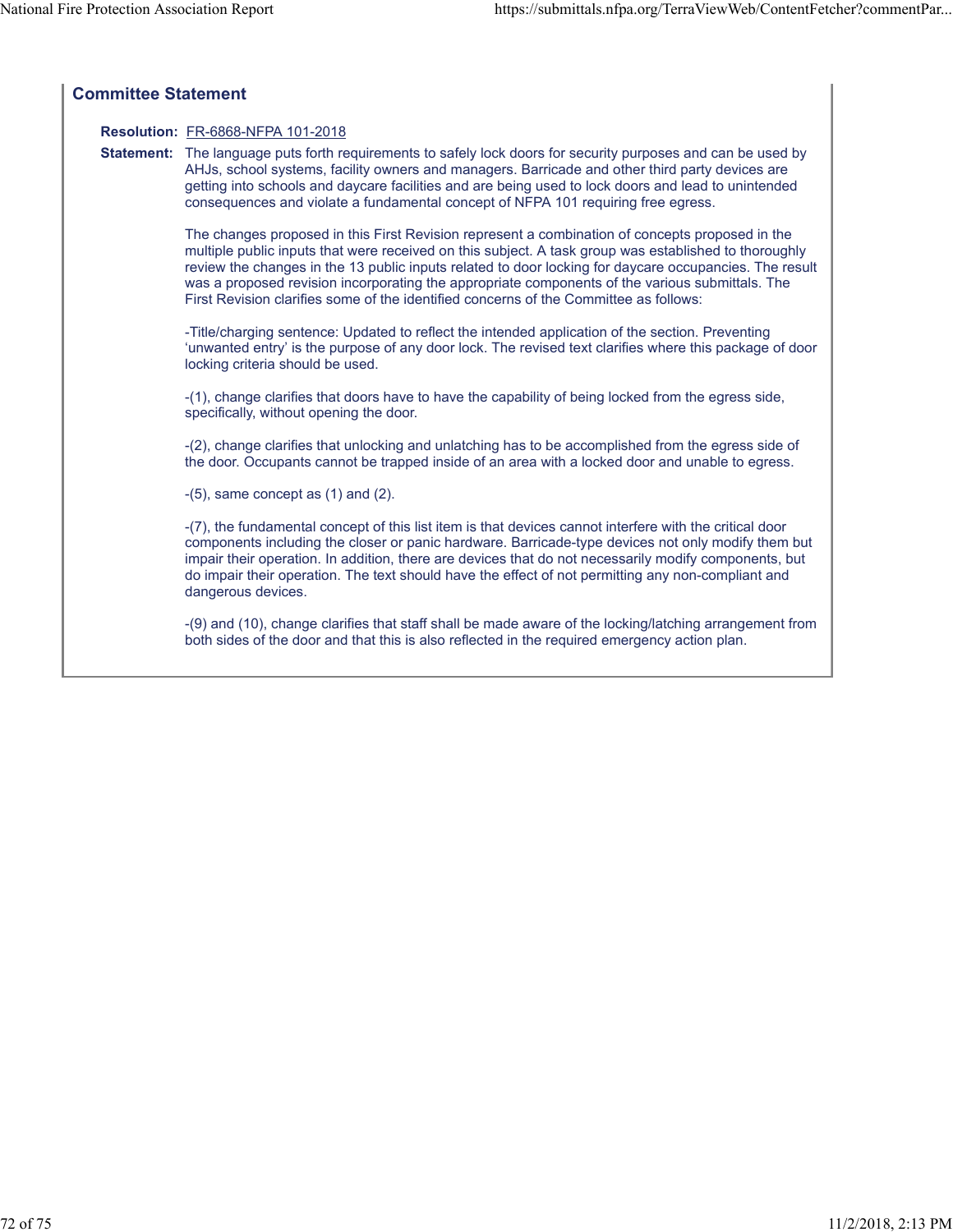## Committee Statement

**Resolution:** FR-6868-NFPA 101-2018

**Statement:** The language puts forth requirements to safely lock doors for security purposes and can be used by AHJs, school systems, facility owners and managers. Barricade and other third party devices are getting into schools and daycare facilities and are being used to lock doors and lead to unintended consequences and violate a fundamental concept of NFPA 101 requiring free egress.

The changes proposed in this First Revision represent a combination of concepts proposed in the multiple public inputs that were received on this subject. A task group was established to thoroughly review the changes in the 13 public inputs related to door locking for daycare occupancies. The result was a proposed revision incorporating the appropriate components of the various submittals. The First Revision clarifies some of the identified concerns of the Committee as follows:

-Title/charging sentence: Updated to reflect the intended application of the section. Preventing 'unwanted entry' is the purpose of any door lock. The revised text clarifies where this package of door locking criteria should be used.

-(1), change clarifies that doors have to have the capability of being locked from the egress side, specifically, without opening the door.

-(2), change clarifies that unlocking and unlatching has to be accomplished from the egress side of the door. Occupants cannot be trapped inside of an area with a locked door and unable to egress.

-(5), same concept as (1) and (2).

-(7), the fundamental concept of this list item is that devices cannot interfere with the critical door components including the closer or panic hardware. Barricade-type devices not only modify them but impair their operation. In addition, there are devices that do not necessarily modify components, but do impair their operation. The text should have the effect of not permitting any non-compliant and dangerous devices.

-(9) and (10), change clarifies that staff shall be made aware of the locking/latching arrangement from both sides of the door and that this is also reflected in the required emergency action plan.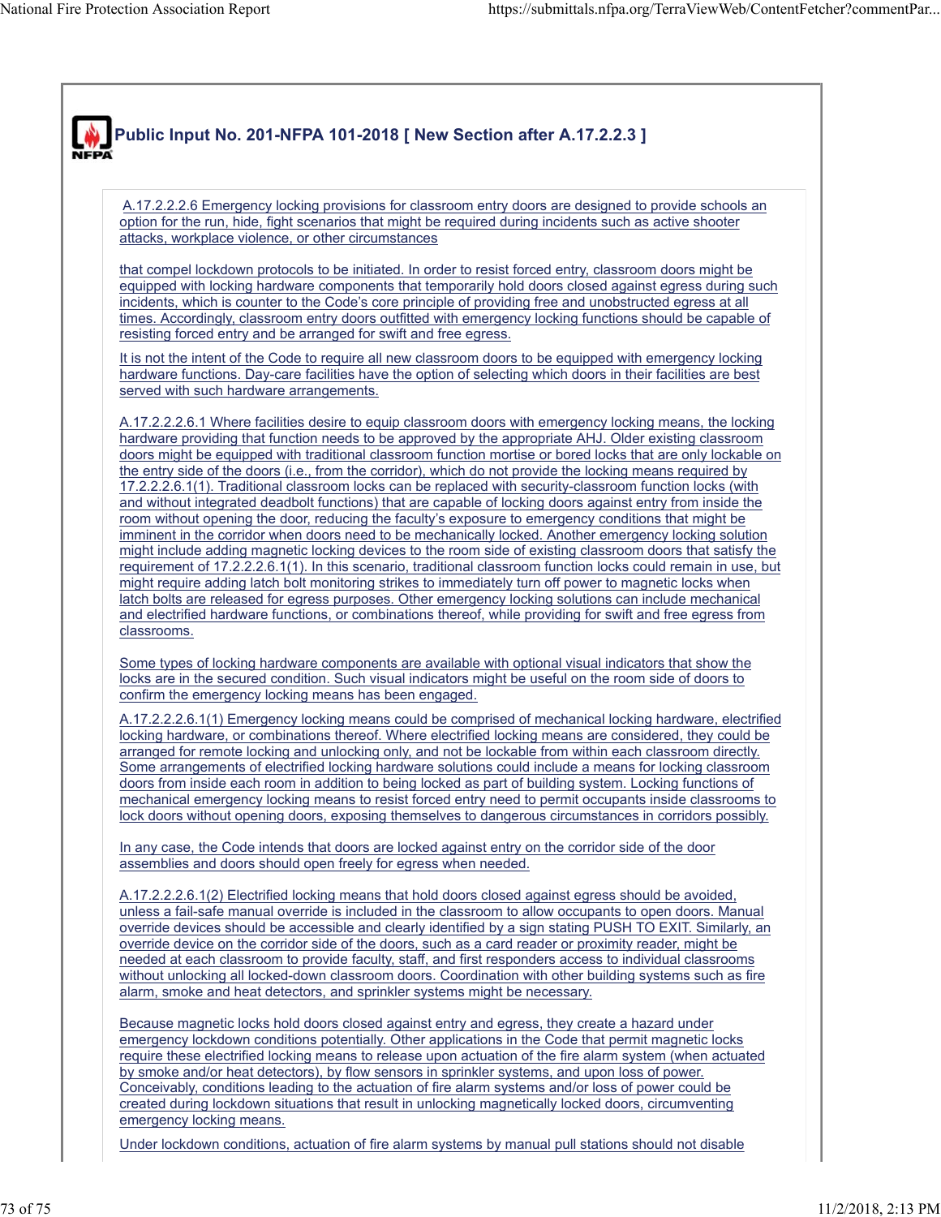## Public Input No. 201-NFPA 101-2018 [ New Section after A.17.2.2.3 ]

A.17.2.2.2.6 Emergency locking provisions for classroom entry doors are designed to provide schools an option for the run, hide, fight scenarios that might be required during incidents such as active shooter attacks, workplace violence, or other circumstances

that compel lockdown protocols to be initiated. In order to resist forced entry, classroom doors might be equipped with locking hardware components that temporarily hold doors closed against egress during such incidents, which is counter to the Code's core principle of providing free and unobstructed egress at all times. Accordingly, classroom entry doors outfitted with emergency locking functions should be capable of resisting forced entry and be arranged for swift and free egress.

It is not the intent of the Code to require all new classroom doors to be equipped with emergency locking hardware functions. Day-care facilities have the option of selecting which doors in their facilities are best served with such hardware arrangements.

A.17.2.2.2.6.1 Where facilities desire to equip classroom doors with emergency locking means, the locking hardware providing that function needs to be approved by the appropriate AHJ. Older existing classroom doors might be equipped with traditional classroom function mortise or bored locks that are only lockable on the entry side of the doors (i.e., from the corridor), which do not provide the locking means required by 17.2.2.2.6.1(1). Traditional classroom locks can be replaced with security-classroom function locks (with and without integrated deadbolt functions) that are capable of locking doors against entry from inside the room without opening the door, reducing the faculty's exposure to emergency conditions that might be imminent in the corridor when doors need to be mechanically locked. Another emergency locking solution might include adding magnetic locking devices to the room side of existing classroom doors that satisfy the requirement of 17.2.2.2.6.1(1). In this scenario, traditional classroom function locks could remain in use, but might require adding latch bolt monitoring strikes to immediately turn off power to magnetic locks when latch bolts are released for egress purposes. Other emergency locking solutions can include mechanical and electrified hardware functions, or combinations thereof, while providing for swift and free egress from classrooms.

Some types of locking hardware components are available with optional visual indicators that show the locks are in the secured condition. Such visual indicators might be useful on the room side of doors to confirm the emergency locking means has been engaged.

A.17.2.2.2.6.1(1) Emergency locking means could be comprised of mechanical locking hardware, electrified locking hardware, or combinations thereof. Where electrified locking means are considered, they could be arranged for remote locking and unlocking only, and not be lockable from within each classroom directly. Some arrangements of electrified locking hardware solutions could include a means for locking classroom doors from inside each room in addition to being locked as part of building system. Locking functions of mechanical emergency locking means to resist forced entry need to permit occupants inside classrooms to lock doors without opening doors, exposing themselves to dangerous circumstances in corridors possibly.

In any case, the Code intends that doors are locked against entry on the corridor side of the door assemblies and doors should open freely for egress when needed.

A.17.2.2.2.6.1(2) Electrified locking means that hold doors closed against egress should be avoided, unless a fail-safe manual override is included in the classroom to allow occupants to open doors. Manual override devices should be accessible and clearly identified by a sign stating PUSH TO EXIT. Similarly, an override device on the corridor side of the doors, such as a card reader or proximity reader, might be needed at each classroom to provide faculty, staff, and first responders access to individual classrooms without unlocking all locked-down classroom doors. Coordination with other building systems such as fire alarm, smoke and heat detectors, and sprinkler systems might be necessary.

Because magnetic locks hold doors closed against entry and egress, they create a hazard under emergency lockdown conditions potentially. Other applications in the Code that permit magnetic locks require these electrified locking means to release upon actuation of the fire alarm system (when actuated by smoke and/or heat detectors), by flow sensors in sprinkler systems, and upon loss of power. Conceivably, conditions leading to the actuation of fire alarm systems and/or loss of power could be created during lockdown situations that result in unlocking magnetically locked doors, circumventing emergency locking means.

Under lockdown conditions, actuation of fire alarm systems by manual pull stations should not disable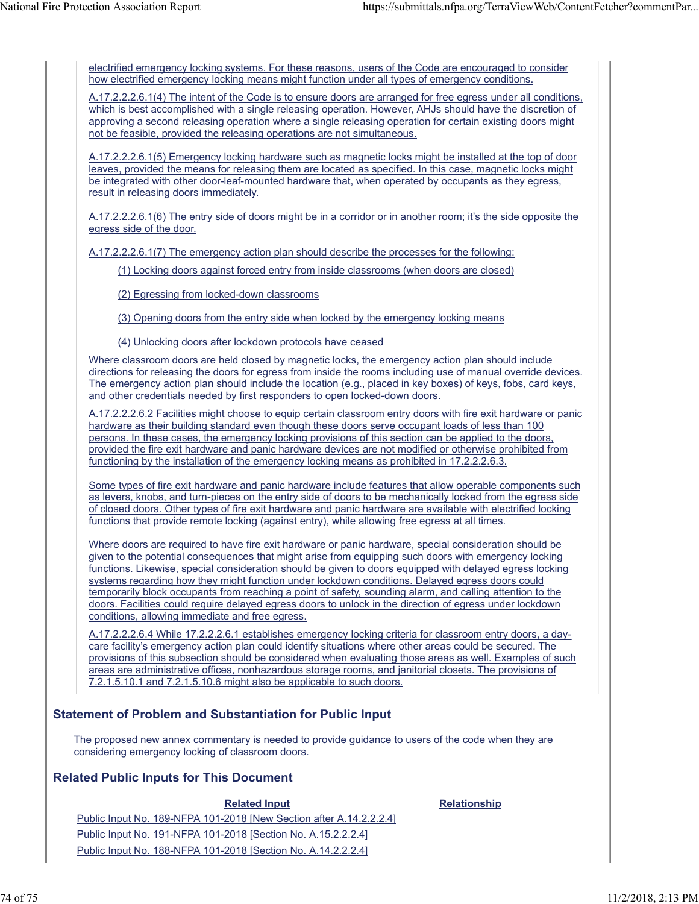electrified emergency locking systems. For these reasons, users of the Code are encouraged to consider how electrified emergency locking means might function under all types of emergency conditions.

A.17.2.2.2.6.1(4) The intent of the Code is to ensure doors are arranged for free egress under all conditions, which is best accomplished with a single releasing operation. However, AHJs should have the discretion of approving a second releasing operation where a single releasing operation for certain existing doors might not be feasible, provided the releasing operations are not simultaneous.

A.17.2.2.2.6.1(5) Emergency locking hardware such as magnetic locks might be installed at the top of door leaves, provided the means for releasing them are located as specified. In this case, magnetic locks might be integrated with other door-leaf-mounted hardware that, when operated by occupants as they egress, result in releasing doors immediately.

A.17.2.2.2.6.1(6) The entry side of doors might be in a corridor or in another room; it's the side opposite the egress side of the door.

A.17.2.2.2.6.1(7) The emergency action plan should describe the processes for the following:

(1) Locking doors against forced entry from inside classrooms (when doors are closed)

(2) Egressing from locked-down classrooms

(3) Opening doors from the entry side when locked by the emergency locking means

(4) Unlocking doors after lockdown protocols have ceased

Where classroom doors are held closed by magnetic locks, the emergency action plan should include directions for releasing the doors for egress from inside the rooms including use of manual override devices. The emergency action plan should include the location (e.g., placed in key boxes) of keys, fobs, card keys, and other credentials needed by first responders to open locked-down doors.

A.17.2.2.2.6.2 Facilities might choose to equip certain classroom entry doors with fire exit hardware or panic hardware as their building standard even though these doors serve occupant loads of less than 100 persons. In these cases, the emergency locking provisions of this section can be applied to the doors, provided the fire exit hardware and panic hardware devices are not modified or otherwise prohibited from functioning by the installation of the emergency locking means as prohibited in 17.2.2.2.6.3.

Some types of fire exit hardware and panic hardware include features that allow operable components such as levers, knobs, and turn-pieces on the entry side of doors to be mechanically locked from the egress side of closed doors. Other types of fire exit hardware and panic hardware are available with electrified locking functions that provide remote locking (against entry), while allowing free egress at all times.

Where doors are required to have fire exit hardware or panic hardware, special consideration should be given to the potential consequences that might arise from equipping such doors with emergency locking functions. Likewise, special consideration should be given to doors equipped with delayed egress locking systems regarding how they might function under lockdown conditions. Delayed egress doors could temporarily block occupants from reaching a point of safety, sounding alarm, and calling attention to the doors. Facilities could require delayed egress doors to unlock in the direction of egress under lockdown conditions, allowing immediate and free egress.

A.17.2.2.2.6.4 While 17.2.2.2.6.1 establishes emergency locking criteria for classroom entry doors, a day-care facility's emergency action plan could identify situations where other areas could be secured. The provisions of this subsection should be considered when evaluating those areas as well. Examples of such areas are administrative offices, nonhazardous storage rooms, and janitorial closets. The provisions of 7.2.1.5.10.1 and 7.2.1.5.10.6 might also be applicable to such doors.

## Statement of Problem and Substantiation for Public Input

The proposed new annex commentary is needed to provide guidance to users of the code when they are considering emergency locking of classroom doors.

## Related Public Inputs for This Document

| Related Input | Relationship |
|---|---|
| Public Input No. 189-NFPA 101-2018 [New Section after A.14.2.2.2.4] | |
| Public Input No. 191-NFPA 101-2018 [Section No. A.15.2.2.2.4] | |
| Public Input No. 188-NFPA 101-2018 [Section No. A.14.2.2.2.4] | |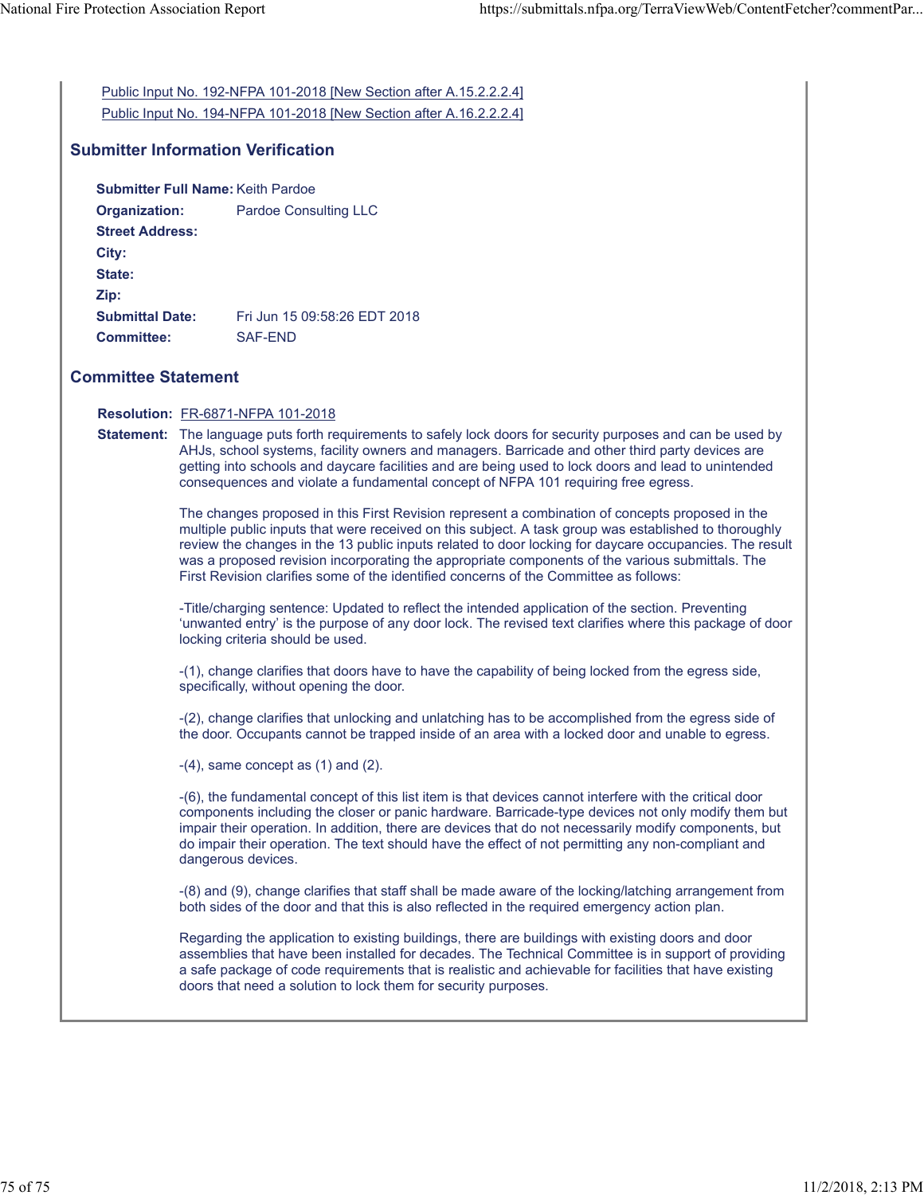Public Input No. 192-NFPA 101-2018 [New Section after A.15.2.2.2.4]

Public Input No. 194-NFPA 101-2018 [New Section after A.16.2.2.2.4]

### Submitter Information Verification

| | |
|---|---|
| **Submitter Full Name:** | Keith Pardoe |
| **Organization:** | Pardoe Consulting LLC |
| **Street Address:** | |
| **City:** | |
| **State:** | |
| **Zip:** | |
| **Submittal Date:** | Fri Jun 15 09:58:26 EDT 2018 |
| **Committee:** | SAF-END |

### Committee Statement

**Resolution:** FR-6871-NFPA 101-2018

**Statement:** The language puts forth requirements to safely lock doors for security purposes and can be used by AHJs, school systems, facility owners and managers. Barricade and other third party devices are getting into schools and daycare facilities and are being used to lock doors and lead to unintended consequences and violate a fundamental concept of NFPA 101 requiring free egress.

The changes proposed in this First Revision represent a combination of concepts proposed in the multiple public inputs that were received on this subject. A task group was established to thoroughly review the changes in the 13 public inputs related to door locking for daycare occupancies. The result was a proposed revision incorporating the appropriate components of the various submittals. The First Revision clarifies some of the identified concerns of the Committee as follows:

-Title/charging sentence: Updated to reflect the intended application of the section. Preventing 'unwanted entry' is the purpose of any door lock. The revised text clarifies where this package of door locking criteria should be used.

-(1), change clarifies that doors have to have the capability of being locked from the egress side, specifically, without opening the door.

-(2), change clarifies that unlocking and unlatching has to be accomplished from the egress side of the door. Occupants cannot be trapped inside of an area with a locked door and unable to egress.

-(4), same concept as (1) and (2).

-(6), the fundamental concept of this list item is that devices cannot interfere with the critical door components including the closer or panic hardware. Barricade-type devices not only modify them but impair their operation. In addition, there are devices that do not necessarily modify components, but do impair their operation. The text should have the effect of not permitting any non-compliant and dangerous devices.

-(8) and (9), change clarifies that staff shall be made aware of the locking/latching arrangement from both sides of the door and that this is also reflected in the required emergency action plan.

Regarding the application to existing buildings, there are buildings with existing doors and door assemblies that have been installed for decades. The Technical Committee is in support of providing a safe package of code requirements that is realistic and achievable for facilities that have existing doors that need a solution to lock them for security purposes.